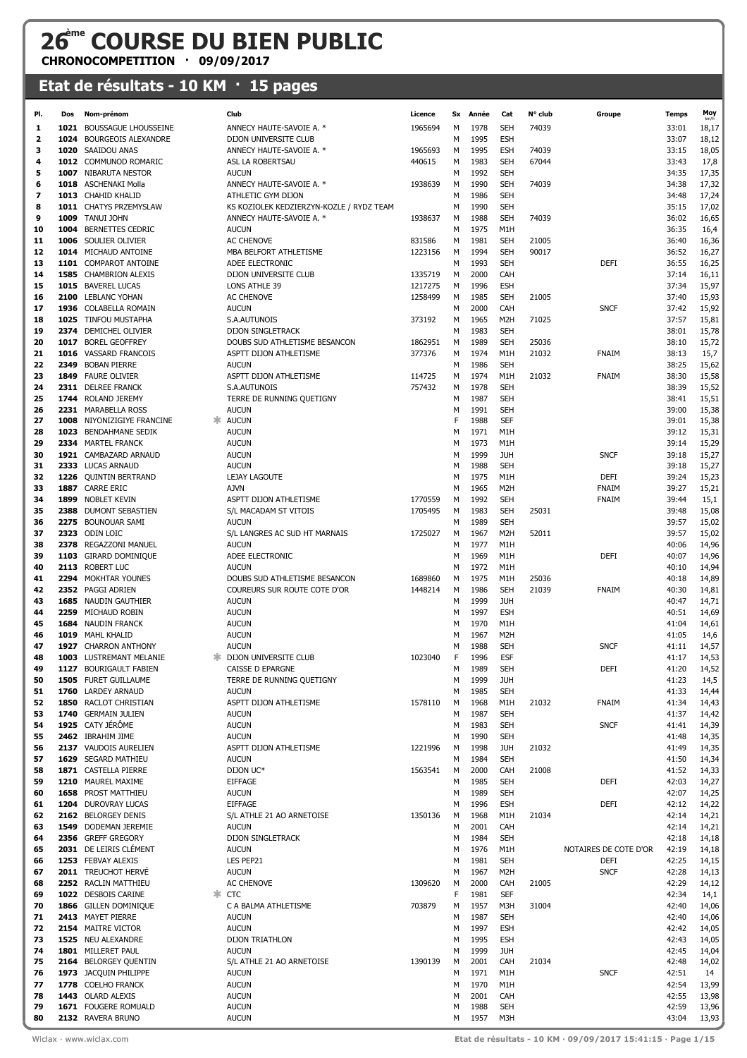# 26ème COURSE DU BIEN PUBLIC

**CHRONOCOMPETITION · 09/09/2017**

## Etat de résultats - 10 KM · 15 pages

| Pl. | Dos | Nom-prénom | Club | Licence | Sx | Année | Cat | N° club | Groupe | Temps | Moy km/h |
|---|---|---|---|---|---|---|---|---|---|---|---|
| 1 | 1021 | BOUSSAGUE LHOUSSEINE | ANNECY HAUTE-SAVOIE A. * | 1965694 | M | 1978 | SEH | 74039 | | 33:01 | 18,17 |
| 2 | 1024 | BOURGEOIS ALEXANDRE | DIJON UNIVERSITE CLUB | | M | 1995 | ESH | | | 33:07 | 18,12 |
| 3 | 1020 | SAAIDOU ANAS | ANNECY HAUTE-SAVOIE A. * | 1965693 | M | 1995 | ESH | 74039 | | 33:15 | 18,05 |
| 4 | 1012 | COMMUNOD ROMARIC | ASL LA ROBERTSAU | 440615 | M | 1983 | SEH | 67044 | | 33:43 | 17,8 |
| 5 | 1007 | NIBARUTA NESTOR | AUCUN | | M | 1992 | SEH | | | 34:35 | 17,35 |
| 6 | 1018 | ASCHENAKI Molla | ANNECY HAUTE-SAVOIE A. * | 1938639 | M | 1990 | SEH | 74039 | | 34:38 | 17,32 |
| 7 | 1013 | CHAHID KHALID | ATHLETIC GYM DIJON | | M | 1986 | SEH | | | 34:48 | 17,24 |
| 8 | 1011 | CHATYS PRZEMYSLAW | KS KOZIOLEK KEDZIERZYN-KOZLE / RYDZ TEAM | | M | 1990 | SEH | | | 35:15 | 17,02 |
| 9 | 1009 | TANUI JOHN | ANNECY HAUTE-SAVOIE A. * | 1938637 | M | 1988 | SEH | 74039 | | 36:02 | 16,65 |
| 10 | 1004 | BERNETTES CEDRIC | AUCUN | | M | 1975 | M1H | | | 36:35 | 16,4 |
| 11 | 1006 | SOULIER OLIVIER | AC CHENOVE | 831586 | M | 1981 | SEH | 21005 | | 36:40 | 16,36 |
| 12 | 1014 | MICHAUD ANTOINE | MBA BELFORT ATHLETISME | 1223156 | M | 1994 | SEH | 90017 | | 36:52 | 16,27 |
| 13 | 1101 | COMPAROT ANTOINE | ADEE ELECTRONIC | | M | 1993 | SEH | | DEFI | 36:55 | 16,25 |
| 14 | 1585 | CHAMBRION ALEXIS | DIJON UNIVERSITE CLUB | 1335719 | M | 2000 | CAH | | | 37:14 | 16,11 |
| 15 | 1015 | BAVEREL LUCAS | LONS ATHLE 39 | 1217275 | M | 1996 | ESH | | | 37:34 | 15,97 |
| 16 | 2100 | LEBLANC YOHAN | AC CHENOVE | 1258499 | M | 1985 | SEH | 21005 | | 37:40 | 15,93 |
| 17 | 1936 | COLABELLA ROMAIN | AUCUN | | M | 2000 | CAH | | SNCF | 37:42 | 15,92 |
| 18 | 1025 | TINFOU MUSTAPHA | S.A.AUTUNOIS | 373192 | M | 1965 | M2H | 71025 | | 37:57 | 15,81 |
| 19 | 2374 | DEMICHEL OLIVIER | DIJON SINGLETRACK | | M | 1983 | SEH | | | 38:01 | 15,78 |
| 20 | 1017 | BOREL GEOFFREY | DOUBS SUD ATHLETISME BESANCON | 1862951 | M | 1989 | SEH | 25036 | | 38:10 | 15,72 |
| 21 | 1016 | VASSARD FRANCOIS | ASPTT DIJON ATHLETISME | 377376 | M | 1974 | M1H | 21032 | FNAIM | 38:13 | 15,7 |
| 22 | 2349 | BOBAN PIERRE | AUCUN | | M | 1986 | SEH | | | 38:25 | 15,62 |
| 23 | 1849 | FAURE OLIVIER | ASPTT DIJON ATHLETISME | 114725 | M | 1974 | M1H | 21032 | FNAIM | 38:30 | 15,58 |
| 24 | 2311 | DELREE FRANCK | S.A.AUTUNOIS | 757432 | M | 1978 | SEH | | | 38:39 | 15,52 |
| 25 | 1744 | ROLAND JEREMY | TERRE DE RUNNING QUETIGNY | | M | 1987 | SEH | | | 38:41 | 15,51 |
| 26 | 2231 | MARABELLA ROSS | AUCUN | | M | 1991 | SEH | | | 39:00 | 15,38 |
| 27 | 1008 | NIYONIZIGIYE FRANCINE | * AUCUN | | F | 1988 | SEF | | | 39:01 | 15,38 |
| 28 | 1023 | BENDAHMANE SEDIK | AUCUN | | M | 1971 | M1H | | | 39:12 | 15,31 |
| 29 | 2334 | MARTEL FRANCK | AUCUN | | M | 1973 | M1H | | | 39:14 | 15,29 |
| 30 | 1921 | CAMBAZARD ARNAUD | AUCUN | | M | 1999 | JUH | | SNCF | 39:18 | 15,27 |
| 31 | 2333 | LUCAS ARNAUD | AUCUN | | M | 1988 | SEH | | | 39:18 | 15,27 |
| 32 | 1226 | QUINTIN BERTRAND | LEJAY LAGOUTE | | M | 1975 | M1H | | DEFI | 39:24 | 15,23 |
| 33 | 1887 | CARRE ERIC | AJVN | | M | 1965 | M2H | | FNAIM | 39:27 | 15,21 |
| 34 | 1899 | NOBLET KEVIN | ASPTT DIJON ATHLETISME | 1770559 | M | 1992 | SEH | | FNAIM | 39:44 | 15,1 |
| 35 | 2388 | DUMONT SEBASTIEN | S/L MACADAM ST VITOIS | 1705495 | M | 1983 | SEH | 25031 | | 39:48 | 15,08 |
| 36 | 2275 | BOUNOUAR SAMI | AUCUN | | M | 1989 | SEH | | | 39:57 | 15,02 |
| 37 | 2323 | ODIN LOIC | S/L LANGRES AC SUD HT MARNAIS | 1725027 | M | 1967 | M2H | 52011 | | 39:57 | 15,02 |
| 38 | 2378 | REGAZZONI MANUEL | AUCUN | | M | 1977 | M1H | | | 40:06 | 14,96 |
| 39 | 1103 | GIRARD DOMINIQUE | ADEE ELECTRONIC | | M | 1969 | M1H | | DEFI | 40:07 | 14,96 |
| 40 | 2113 | ROBERT LUC | AUCUN | | M | 1972 | M1H | | | 40:10 | 14,94 |
| 41 | 2294 | MOKHTAR YOUNES | DOUBS SUD ATHLETISME BESANCON | 1689860 | M | 1975 | M1H | 25036 | | 40:18 | 14,89 |
| 42 | 2352 | PAGGI ADRIEN | COUREURS SUR ROUTE COTE D'OR | 1448214 | M | 1986 | SEH | 21039 | FNAIM | 40:30 | 14,81 |
| 43 | 1685 | NAUDIN GAUTHIER | AUCUN | | M | 1999 | JUH | | | 40:47 | 14,71 |
| 44 | 2259 | MICHAUD ROBIN | AUCUN | | M | 1997 | ESH | | | 40:51 | 14,69 |
| 45 | 1684 | NAUDIN FRANCK | AUCUN | | M | 1970 | M1H | | | 41:04 | 14,61 |
| 46 | 1019 | MAHL KHALID | AUCUN | | M | 1967 | M2H | | | 41:05 | 14,6 |
| 47 | 1927 | CHARRON ANTHONY | AUCUN | | M | 1988 | SEH | | SNCF | 41:11 | 14,57 |
| 48 | 1003 | LUSTREMANT MELANIE | * DIJON UNIVERSITE CLUB | 1023040 | F | 1996 | ESF | | | 41:17 | 14,53 |
| 49 | 1127 | BOURIGAULT FABIEN | CAISSE D EPARGNE | | M | 1989 | SEH | | DEFI | 41:20 | 14,52 |
| 50 | 1505 | FURET GUILLAUME | TERRE DE RUNNING QUETIGNY | | M | 1999 | JUH | | | 41:23 | 14,5 |
| 51 | 1760 | LARDEY ARNAUD | AUCUN | | M | 1985 | SEH | | | 41:33 | 14,44 |
| 52 | 1850 | RACLOT CHRISTIAN | ASPTT DIJON ATHLETISME | 1578110 | M | 1968 | M1H | 21032 | FNAIM | 41:34 | 14,43 |
| 53 | 1740 | GERMAIN JULIEN | AUCUN | | M | 1987 | SEH | | | 41:37 | 14,42 |
| 54 | 1925 | CATY JÉRÔME | AUCUN | | M | 1983 | SEH | | SNCF | 41:41 | 14,39 |
| 55 | 2462 | IBRAHIM JIME | AUCUN | | M | 1990 | SEH | | | 41:48 | 14,35 |
| 56 | 2137 | VAUDOIS AURELIEN | ASPTT DIJON ATHLETISME | 1221996 | M | 1998 | JUH | 21032 | | 41:49 | 14,35 |
| 57 | 1629 | SEGARD MATHIEU | AUCUN | | M | 1984 | SEH | | | 41:50 | 14,34 |
| 58 | 1871 | CASTELLA PIERRE | DIJON UC* | 1563541 | M | 2000 | CAH | 21008 | | 41:52 | 14,33 |
| 59 | 1210 | MAUREL MAXIME | EIFFAGE | | M | 1985 | SEH | | DEFI | 42:03 | 14,27 |
| 60 | 1658 | PROST MATTHIEU | AUCUN | | M | 1989 | SEH | | | 42:07 | 14,25 |
| 61 | 1204 | DUROVRAY LUCAS | EIFFAGE | | M | 1996 | ESH | | DEFI | 42:12 | 14,22 |
| 62 | 2162 | BELORGEY DENIS | S/L ATHLE 21 AO ARNETOISE | 1350136 | M | 1968 | M1H | 21034 | | 42:14 | 14,21 |
| 63 | 1549 | DODEMAN JEREMIE | AUCUN | | M | 2001 | CAH | | | 42:14 | 14,21 |
| 64 | 2356 | GREFF GREGORY | DIJON SINGLETRACK | | M | 1984 | SEH | | | 42:18 | 14,18 |
| 65 | 2031 | DE LEIRIS CLÉMENT | AUCUN | | M | 1976 | M1H | | NOTAIRES DE COTE D'OR | 42:19 | 14,18 |
| 66 | 1253 | FEBVAY ALEXIS | LES PEP21 | | M | 1981 | SEH | | DEFI | 42:25 | 14,15 |
| 67 | 2011 | TREUCHOT HERVÉ | AUCUN | | M | 1967 | M2H | | SNCF | 42:28 | 14,13 |
| 68 | 2252 | RACLIN MATTHIEU | AC CHENOVE | 1309620 | M | 2000 | CAH | 21005 | | 42:29 | 14,12 |
| 69 | 1022 | DESBOIS CARINE | * CTC | | F | 1981 | SEF | | | 42:34 | 14,1 |
| 70 | 1866 | GILLEN DOMINIQUE | C A BALMA ATHLETISME | 703879 | M | 1957 | M3H | 31004 | | 42:40 | 14,06 |
| 71 | 2413 | MAYET PIERRE | AUCUN | | M | 1987 | SEH | | | 42:40 | 14,06 |
| 72 | 2154 | MAITRE VICTOR | AUCUN | | M | 1997 | ESH | | | 42:42 | 14,05 |
| 73 | 1525 | NEU ALEXANDRE | DIJON TRIATHLON | | M | 1995 | ESH | | | 42:43 | 14,05 |
| 74 | 1801 | MILLERET PAUL | AUCUN | | M | 1999 | JUH | | | 42:45 | 14,04 |
| 75 | 2164 | BELORGEY QUENTIN | S/L ATHLE 21 AO ARNETOISE | 1390139 | M | 2001 | CAH | 21034 | | 42:48 | 14,02 |
| 76 | 1973 | JACQUIN PHILIPPE | AUCUN | | M | 1971 | M1H | | SNCF | 42:51 | 14 |
| 77 | 1778 | COELHO FRANCK | AUCUN | | M | 1970 | M1H | | | 42:54 | 13,99 |
| 78 | 1443 | OLARD ALEXIS | AUCUN | | M | 2001 | CAH | | | 42:55 | 13,98 |
| 79 | 1671 | FOUGERE ROMUALD | AUCUN | | M | 1988 | SEH | | | 42:59 | 13,96 |
| 80 | 2132 | RAVERA BRUNO | AUCUN | | M | 1957 | M3H | | | 43:04 | 13,93 |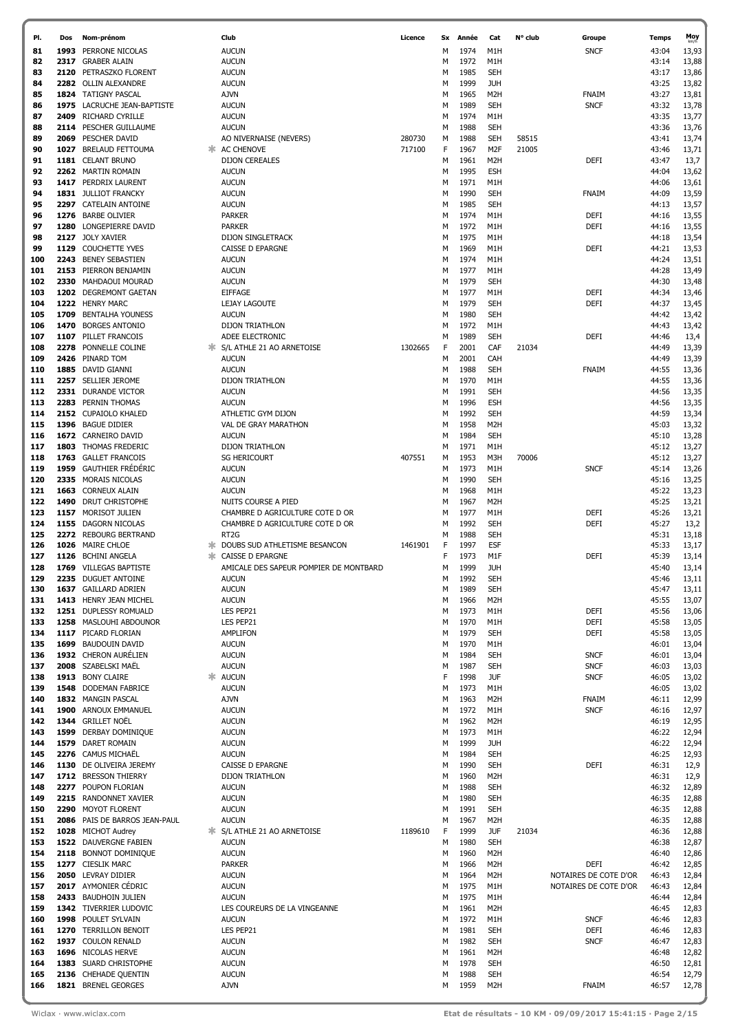| Pl. | Dos | Nom-prénom | | Club | Licence | Sx | Année | Cat | N° club | Groupe | Temps | Moy km/h |
|---|---|---|---|---|---|---|---|---|---|---|---|---|
| 81 | 1993 | PERRONE NICOLAS | | AUCUN | | M | 1974 | M1H | | SNCF | 43:04 | 13,93 |
| 82 | 2317 | GRABER ALAIN | | AUCUN | | M | 1972 | M1H | | | 43:14 | 13,88 |
| 83 | 2120 | PETRASZKO FLORENT | | AUCUN | | M | 1985 | SEH | | | 43:17 | 13,86 |
| 84 | 2282 | OLLIN ALEXANDRE | | AUCUN | | M | 1999 | JUH | | | 43:25 | 13,82 |
| 85 | 1824 | TATIGNY PASCAL | | AJVN | | M | 1965 | M2H | | FNAIM | 43:27 | 13,81 |
| 86 | 1975 | LACRUCHE JEAN-BAPTISTE | | AUCUN | | M | 1989 | SEH | | SNCF | 43:32 | 13,78 |
| 87 | 2409 | RICHARD CYRILLE | | AUCUN | | M | 1974 | M1H | | | 43:35 | 13,77 |
| 88 | 2114 | PESCHER GUILLAUME | | AUCUN | | M | 1988 | SEH | | | 43:36 | 13,76 |
| 89 | 2069 | PESCHER DAVID | | AO NIVERNAISE (NEVERS) | 280730 | M | 1988 | SEH | 58515 | | 43:41 | 13,74 |
| 90 | 1027 | BRELAUD FETTOUMA | * | AC CHENOVE | 717100 | F | 1967 | M2F | 21005 | | 43:46 | 13,71 |
| 91 | 1181 | CELANT BRUNO | | DIJON CEREALES | | M | 1961 | M2H | | DEFI | 43:47 | 13,7 |
| 92 | 2262 | MARTIN ROMAIN | | AUCUN | | M | 1995 | ESH | | | 44:04 | 13,62 |
| 93 | 1417 | PERDRIX LAURENT | | AUCUN | | M | 1971 | M1H | | | 44:06 | 13,61 |
| 94 | 1831 | JULLIOT FRANCKY | | AUCUN | | M | 1990 | SEH | | FNAIM | 44:09 | 13,59 |
| 95 | 2297 | CATELAIN ANTOINE | | AUCUN | | M | 1985 | SEH | | | 44:13 | 13,57 |
| 96 | 1276 | BARBE OLIVIER | | PARKER | | M | 1974 | M1H | | DEFI | 44:16 | 13,55 |
| 97 | 1280 | LONGEPIERRE DAVID | | PARKER | | M | 1972 | M1H | | DEFI | 44:16 | 13,55 |
| 98 | 2127 | JOLY XAVIER | | DIJON SINGLETRACK | | M | 1975 | M1H | | | 44:18 | 13,54 |
| 99 | 1129 | COUCHETTE YVES | | CAISSE D EPARGNE | | M | 1969 | M1H | | DEFI | 44:21 | 13,53 |
| 100 | 2243 | BENEY SEBASTIEN | | AUCUN | | M | 1974 | M1H | | | 44:24 | 13,51 |
| 101 | 2153 | PIERRON BENJAMIN | | AUCUN | | M | 1977 | M1H | | | 44:28 | 13,49 |
| 102 | 2330 | MAHDAOUI MOURAD | | AUCUN | | M | 1979 | SEH | | | 44:30 | 13,48 |
| 103 | 1202 | DEGREMONT GAETAN | | EIFFAGE | | M | 1977 | M1H | | DEFI | 44:34 | 13,46 |
| 104 | 1222 | HENRY MARC | | LEJAY LAGOUTE | | M | 1979 | SEH | | DEFI | 44:37 | 13,45 |
| 105 | 1709 | BENTALHA YOUNESS | | AUCUN | | M | 1980 | SEH | | | 44:42 | 13,42 |
| 106 | 1470 | BORGES ANTONIO | | DIJON TRIATHLON | | M | 1972 | M1H | | | 44:43 | 13,42 |
| 107 | 1107 | PILLET FRANCOIS | | ADEE ELECTRONIC | | M | 1989 | SEH | | DEFI | 44:46 | 13,4 |
| 108 | 2278 | PONNELLE COLINE | * | S/L ATHLE 21 AO ARNETOISE | 1302665 | F | 2001 | CAF | 21034 | | 44:49 | 13,39 |
| 109 | 2426 | PINARD TOM | | AUCUN | | M | 2001 | CAH | | | 44:49 | 13,39 |
| 110 | 1885 | DAVID GIANNI | | AUCUN | | M | 1988 | SEH | | FNAIM | 44:55 | 13,36 |
| 111 | 2257 | SELLIER JEROME | | DIJON TRIATHLON | | M | 1970 | M1H | | | 44:55 | 13,36 |
| 112 | 2331 | DURANDE VICTOR | | AUCUN | | M | 1991 | SEH | | | 44:56 | 13,35 |
| 113 | 2283 | PERNIN THOMAS | | AUCUN | | M | 1996 | ESH | | | 44:56 | 13,35 |
| 114 | 2152 | CUPAIOLO KHALED | | ATHLETIC GYM DIJON | | M | 1992 | SEH | | | 44:59 | 13,34 |
| 115 | 1396 | BAGUE DIDIER | | VAL DE GRAY MARATHON | | M | 1958 | M2H | | | 45:03 | 13,32 |
| 116 | 1672 | CARNEIRO DAVID | | AUCUN | | M | 1984 | SEH | | | 45:10 | 13,28 |
| 117 | 1803 | THOMAS FREDERIC | | DIJON TRIATHLON | | M | 1971 | M1H | | | 45:12 | 13,27 |
| 118 | 1763 | GALLET FRANCOIS | | SG HERICOURT | 407551 | M | 1953 | M3H | 70006 | | 45:12 | 13,27 |
| 119 | 1959 | GAUTHIER FRÉDÉRIC | | AUCUN | | M | 1973 | M1H | | SNCF | 45:14 | 13,26 |
| 120 | 2335 | MORAIS NICOLAS | | AUCUN | | M | 1990 | SEH | | | 45:16 | 13,25 |
| 121 | 1663 | CORNEUX ALAIN | | AUCUN | | M | 1968 | M1H | | | 45:22 | 13,23 |
| 122 | 1490 | DRUT CHRISTOPHE | | NUITS COURSE A PIED | | M | 1967 | M2H | | | 45:25 | 13,21 |
| 123 | 1157 | MORISOT JULIEN | | CHAMBRE D AGRICULTURE COTE D OR | | M | 1977 | M1H | | DEFI | 45:26 | 13,21 |
| 124 | 1155 | DAGORN NICOLAS | | CHAMBRE D AGRICULTURE COTE D OR | | M | 1992 | SEH | | DEFI | 45:27 | 13,2 |
| 125 | 2272 | REBOURG BERTRAND | | RT2G | | M | 1988 | SEH | | | 45:31 | 13,18 |
| 126 | 1026 | MAIRE CHLOE | * | DOUBS SUD ATHLETISME BESANCON | 1461901 | F | 1997 | ESF | | | 45:33 | 13,17 |
| 127 | 1126 | BCHINI ANGELA | * | CAISSE D EPARGNE | | F | 1973 | M1F | | DEFI | 45:39 | 13,14 |
| 128 | 1769 | VILLEGAS BAPTISTE | | AMICALE DES SAPEUR POMPIER DE MONTBARD | | M | 1999 | JUH | | | 45:40 | 13,14 |
| 129 | 2235 | DUGUET ANTOINE | | AUCUN | | M | 1992 | SEH | | | 45:46 | 13,11 |
| 130 | 1637 | GAILLARD ADRIEN | | AUCUN | | M | 1989 | SEH | | | 45:47 | 13,11 |
| 131 | 1413 | HENRY JEAN MICHEL | | AUCUN | | M | 1966 | M2H | | | 45:55 | 13,07 |
| 132 | 1251 | DUPLESSY ROMUALD | | LES PEP21 | | M | 1973 | M1H | | DEFI | 45:56 | 13,06 |
| 133 | 1258 | MASLOUHI ABDOUNOR | | LES PEP21 | | M | 1970 | M1H | | DEFI | 45:58 | 13,05 |
| 134 | 1117 | PICARD FLORIAN | | AMPLIFON | | M | 1979 | SEH | | DEFI | 45:58 | 13,05 |
| 135 | 1699 | BAUDOUIN DAVID | | AUCUN | | M | 1970 | M1H | | | 46:01 | 13,04 |
| 136 | 1932 | CHERON AURÉLIEN | | AUCUN | | M | 1984 | SEH | | SNCF | 46:01 | 13,04 |
| 137 | 2008 | SZABELSKI MAËL | | AUCUN | | M | 1987 | SEH | | SNCF | 46:03 | 13,03 |
| 138 | 1913 | BONY CLAIRE | * | AUCUN | | F | 1998 | JUF | | SNCF | 46:05 | 13,02 |
| 139 | 1548 | DODEMAN FABRICE | | AUCUN | | M | 1973 | M1H | | | 46:05 | 13,02 |
| 140 | 1832 | MANGIN PASCAL | | AJVN | | M | 1963 | M2H | | FNAIM | 46:11 | 12,99 |
| 141 | 1900 | ARNOUX EMMANUEL | | AUCUN | | M | 1972 | M1H | | SNCF | 46:16 | 12,97 |
| 142 | 1344 | GRILLET NOËL | | AUCUN | | M | 1962 | M2H | | | 46:19 | 12,95 |
| 143 | 1599 | DERBAY DOMINIQUE | | AUCUN | | M | 1973 | M1H | | | 46:22 | 12,94 |
| 144 | 1579 | DARET ROMAIN | | AUCUN | | M | 1999 | JUH | | | 46:22 | 12,94 |
| 145 | 2276 | CAMUS MICHAËL | | AUCUN | | M | 1984 | SEH | | | 46:25 | 12,93 |
| 146 | 1130 | DE OLIVEIRA JEREMY | | CAISSE D EPARGNE | | M | 1990 | SEH | | DEFI | 46:31 | 12,9 |
| 147 | 1712 | BRESSON THIERRY | | DIJON TRIATHLON | | M | 1960 | M2H | | | 46:31 | 12,9 |
| 148 | 2277 | POUPON FLORIAN | | AUCUN | | M | 1988 | SEH | | | 46:32 | 12,89 |
| 149 | 2215 | RANDONNET XAVIER | | AUCUN | | M | 1980 | SEH | | | 46:35 | 12,88 |
| 150 | 2290 | MOYOT FLORENT | | AUCUN | | M | 1991 | SEH | | | 46:35 | 12,88 |
| 151 | 2086 | PAIS DE BARROS JEAN-PAUL | | AUCUN | | M | 1967 | M2H | | | 46:35 | 12,88 |
| 152 | 1028 | MICHOT Audrey | * | S/L ATHLE 21 AO ARNETOISE | 1189610 | F | 1999 | JUF | 21034 | | 46:36 | 12,88 |
| 153 | 1522 | DAUVERGNE FABIEN | | AUCUN | | M | 1980 | SEH | | | 46:38 | 12,87 |
| 154 | 2118 | BONNOT DOMINIQUE | | AUCUN | | M | 1960 | M2H | | | 46:40 | 12,86 |
| 155 | 1277 | CIESLIK MARC | | PARKER | | M | 1966 | M2H | | DEFI | 46:42 | 12,85 |
| 156 | 2050 | LEVRAY DIDIER | | AUCUN | | M | 1964 | M2H | | NOTAIRES DE COTE D'OR | 46:43 | 12,84 |
| 157 | 2017 | AYMONIER CÉDRIC | | AUCUN | | M | 1975 | M1H | | NOTAIRES DE COTE D'OR | 46:43 | 12,84 |
| 158 | 2433 | BAUDHOIN JULIEN | | AUCUN | | M | 1975 | M1H | | | 46:44 | 12,84 |
| 159 | 1342 | TIVERRIER LUDOVIC | | LES COUREURS DE LA VINGEANNE | | M | 1961 | M2H | | | 46:45 | 12,83 |
| 160 | 1998 | POULET SYLVAIN | | AUCUN | | M | 1972 | M1H | | SNCF | 46:46 | 12,83 |
| 161 | 1270 | TERRILLON BENOIT | | LES PEP21 | | M | 1981 | SEH | | DEFI | 46:46 | 12,83 |
| 162 | 1937 | COULON RENALD | | AUCUN | | M | 1982 | SEH | | SNCF | 46:47 | 12,83 |
| 163 | 1696 | NICOLAS HERVE | | AUCUN | | M | 1961 | M2H | | | 46:48 | 12,82 |
| 164 | 1383 | SUARD CHRISTOPHE | | AUCUN | | M | 1978 | SEH | | | 46:50 | 12,81 |
| 165 | 2136 | CHEHADE QUENTIN | | AUCUN | | M | 1988 | SEH | | | 46:54 | 12,79 |
| 166 | 1821 | BRENEL GEORGES | | AJVN | | M | 1959 | M2H | | FNAIM | 46:57 | 12,78 |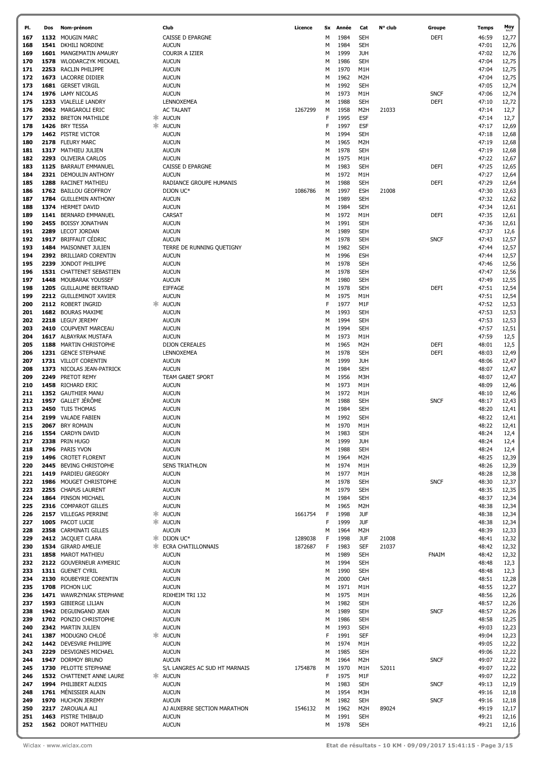| Pl. | Dos | Nom-prénom | | Club | Licence | Sx | Année | Cat | N° club | Groupe | Temps | Moy km/h |
|---|---|---|---|---|---|---|---|---|---|---|---|---|
| 167 | 1132 | MOUGIN MARC | | CAISSE D EPARGNE | | M | 1984 | SEH | | DEFI | 46:59 | 12,77 |
| 168 | 1541 | DKHILI NORDINE | | AUCUN | | M | 1984 | SEH | | | 47:01 | 12,76 |
| 169 | 1601 | MANGEMATIN AMAURY | | COURIR A IZIER | | M | 1999 | JUH | | | 47:02 | 12,76 |
| 170 | 1578 | WLODARCZYK MICKAEL | | AUCUN | | M | 1986 | SEH | | | 47:04 | 12,75 |
| 171 | 2253 | RACLIN PHILIPPE | | AUCUN | | M | 1970 | M1H | | | 47:04 | 12,75 |
| 172 | 1673 | LACORRE DIDIER | | AUCUN | | M | 1962 | M2H | | | 47:04 | 12,75 |
| 173 | 1681 | GERSET VIRGIL | | AUCUN | | M | 1992 | SEH | | | 47:05 | 12,74 |
| 174 | 1976 | LAMY NICOLAS | | AUCUN | | M | 1973 | M1H | | SNCF | 47:06 | 12,74 |
| 175 | 1233 | VIALELLE LANDRY | | LENNOXEMEA | | M | 1988 | SEH | | DEFI | 47:10 | 12,72 |
| 176 | 2062 | MARGAROLI ERIC | | AC TALANT | 1267299 | M | 1958 | M2H | 21033 | | 47:14 | 12,7 |
| 177 | 2332 | BRETON MATHILDE | * | AUCUN | | F | 1995 | ESF | | | 47:14 | 12,7 |
| 178 | 1426 | BRY TESSA | * | AUCUN | | F | 1997 | ESF | | | 47:17 | 12,69 |
| 179 | 1462 | PISTRE VICTOR | | AUCUN | | M | 1994 | SEH | | | 47:18 | 12,68 |
| 180 | 2178 | FLEURY MARC | | AUCUN | | M | 1965 | M2H | | | 47:19 | 12,68 |
| 181 | 1317 | MATHIEU JULIEN | | AUCUN | | M | 1978 | SEH | | | 47:19 | 12,68 |
| 182 | 2293 | OLIVEIRA CARLOS | | AUCUN | | M | 1975 | M1H | | | 47:22 | 12,67 |
| 183 | 1125 | BARRAUT EMMANUEL | | CAISSE D EPARGNE | | M | 1983 | SEH | | DEFI | 47:25 | 12,65 |
| 184 | 2321 | DEMOULIN ANTHONY | | AUCUN | | M | 1972 | M1H | | | 47:27 | 12,64 |
| 185 | 1288 | RACINET MATHIEU | | RADIANCE GROUPE HUMANIS | | M | 1988 | SEH | | DEFI | 47:29 | 12,64 |
| 186 | 1762 | BAILLOU GEOFFROY | | DIJON UC* | 1086786 | M | 1997 | ESH | 21008 | | 47:30 | 12,63 |
| 187 | 1784 | GUILLEMIN ANTHONY | | AUCUN | | M | 1989 | SEH | | | 47:32 | 12,62 |
| 188 | 1374 | HERMET DAVID | | AUCUN | | M | 1984 | SEH | | | 47:34 | 12,61 |
| 189 | 1141 | BERNARD EMMANUEL | | CARSAT | | M | 1972 | M1H | | DEFI | 47:35 | 12,61 |
| 190 | 2455 | BOISSY JONATHAN | | AUCUN | | M | 1991 | SEH | | | 47:36 | 12,61 |
| 191 | 2289 | LECOT JORDAN | | AUCUN | | M | 1989 | SEH | | | 47:37 | 12,6 |
| 192 | 1917 | BRIFFAUT CÉDRIC | | AUCUN | | M | 1978 | SEH | | SNCF | 47:43 | 12,57 |
| 193 | 1484 | MAISONNET JULIEN | | TERRE DE RUNNING QUETIGNY | | M | 1982 | SEH | | | 47:44 | 12,57 |
| 194 | 2392 | BRILLIARD CORENTIN | | AUCUN | | M | 1996 | ESH | | | 47:44 | 12,57 |
| 195 | 2239 | JONDOT PHILIPPE | | AUCUN | | M | 1978 | SEH | | | 47:46 | 12,56 |
| 196 | 1531 | CHATTENET SEBASTIEN | | AUCUN | | M | 1978 | SEH | | | 47:47 | 12,56 |
| 197 | 1448 | MOUBARAK YOUSSEF | | AUCUN | | M | 1980 | SEH | | | 47:49 | 12,55 |
| 198 | 1205 | GUILLAUME BERTRAND | | EIFFAGE | | M | 1978 | SEH | | DEFI | 47:51 | 12,54 |
| 199 | 2212 | GUILLEMINOT XAVIER | | AUCUN | | M | 1975 | M1H | | | 47:51 | 12,54 |
| 200 | 2112 | ROBERT INGRID | * | AUCUN | | F | 1977 | M1F | | | 47:52 | 12,53 |
| 201 | 1682 | BOURAS MAXIME | | AUCUN | | M | 1993 | SEH | | | 47:53 | 12,53 |
| 202 | 2218 | LEGUY JEREMY | | AUCUN | | M | 1994 | SEH | | | 47:53 | 12,53 |
| 203 | 2410 | COUPVENT MARCEAU | | AUCUN | | M | 1994 | SEH | | | 47:57 | 12,51 |
| 204 | 1617 | ALBAYRAK MUSTAFA | | AUCUN | | M | 1973 | M1H | | | 47:59 | 12,5 |
| 205 | 1188 | MARTIN CHRISTOPHE | | DIJON CEREALES | | M | 1965 | M2H | | DEFI | 48:01 | 12,5 |
| 206 | 1231 | GENCE STEPHANE | | LENNOXEMEA | | M | 1978 | SEH | | DEFI | 48:03 | 12,49 |
| 207 | 1731 | VILLOT CORENTIN | | AUCUN | | M | 1999 | JUH | | | 48:06 | 12,47 |
| 208 | 1373 | NICOLAS JEAN-PATRICK | | AUCUN | | M | 1984 | SEH | | | 48:07 | 12,47 |
| 209 | 2249 | PRETOT REMY | | TEAM GABET SPORT | | M | 1956 | M3H | | | 48:07 | 12,47 |
| 210 | 1458 | RICHARD ERIC | | AUCUN | | M | 1973 | M1H | | | 48:09 | 12,46 |
| 211 | 1352 | GAUTHIER MANU | | AUCUN | | M | 1972 | M1H | | | 48:10 | 12,46 |
| 212 | 1957 | GALLET JÉRÔME | | AUCUN | | M | 1988 | SEH | | SNCF | 48:17 | 12,43 |
| 213 | 2450 | TUIS THOMAS | | AUCUN | | M | 1984 | SEH | | | 48:20 | 12,41 |
| 214 | 2199 | VALADE FABIEN | | AUCUN | | M | 1992 | SEH | | | 48:22 | 12,41 |
| 215 | 2067 | BRY ROMAIN | | AUCUN | | M | 1970 | M1H | | | 48:22 | 12,41 |
| 216 | 1554 | CARDYN DAVID | | AUCUN | | M | 1983 | SEH | | | 48:24 | 12,4 |
| 217 | 2338 | PRIN HUGO | | AUCUN | | M | 1999 | JUH | | | 48:24 | 12,4 |
| 218 | 1796 | PARIS YVON | | AUCUN | | M | 1988 | SEH | | | 48:24 | 12,4 |
| 219 | 1496 | CROTET FLORENT | | AUCUN | | M | 1964 | M2H | | | 48:25 | 12,39 |
| 220 | 2445 | BEVING CHRISTOPHE | | SENS TRIATHLON | | M | 1974 | M1H | | | 48:26 | 12,39 |
| 221 | 1419 | PARDIEU GREGORY | | AUCUN | | M | 1977 | M1H | | | 48:28 | 12,38 |
| 222 | 1986 | MOUGET CHRISTOPHE | | AUCUN | | M | 1978 | SEH | | SNCF | 48:30 | 12,37 |
| 223 | 2255 | CHAPUS LAURENT | | AUCUN | | M | 1979 | SEH | | | 48:35 | 12,35 |
| 224 | 1864 | PINSON MICHAEL | | AUCUN | | M | 1984 | SEH | | | 48:37 | 12,34 |
| 225 | 2316 | COMPAROT GILLES | | AUCUN | | M | 1965 | M2H | | | 48:38 | 12,34 |
| 226 | 2157 | VILLEGAS PERRINE | * | AUCUN | 1661754 | F | 1998 | JUF | | | 48:38 | 12,34 |
| 227 | 1005 | PACOT LUCIE | * | AUCUN | | F | 1999 | JUF | | | 48:38 | 12,34 |
| 228 | 2358 | CARMINATI GILLES | | AUCUN | | M | 1964 | M2H | | | 48:39 | 12,33 |
| 229 | 2412 | JACQUET CLARA | * | DIJON UC* | 1289038 | F | 1998 | JUF | 21008 | | 48:41 | 12,32 |
| 230 | 1534 | GIRARD AMELIE | * | ECRA CHATILLONNAIS | 1872687 | F | 1983 | SEF | 21037 | | 48:42 | 12,32 |
| 231 | 1858 | MAROT MATHIEU | | AUCUN | | M | 1989 | SEH | | FNAIM | 48:42 | 12,32 |
| 232 | 2122 | GOUVERNEUR AYMERIC | | AUCUN | | M | 1994 | SEH | | | 48:48 | 12,3 |
| 233 | 1311 | GUENET CYRIL | | AUCUN | | M | 1990 | SEH | | | 48:48 | 12,3 |
| 234 | 2130 | ROUBEYRIE CORENTIN | | AUCUN | | M | 2000 | CAH | | | 48:51 | 12,28 |
| 235 | 1708 | PICHON LUC | | AUCUN | | M | 1971 | M1H | | | 48:55 | 12,27 |
| 236 | 1471 | WAWRZYNIAK STEPHANE | | RIXHEIM TRI 132 | | M | 1975 | M1H | | | 48:56 | 12,26 |
| 237 | 1593 | GIBIERGE LILIAN | | AUCUN | | M | 1982 | SEH | | | 48:57 | 12,26 |
| 238 | 1942 | DEGUINGAND JEAN | | AUCUN | | M | 1989 | SEH | | SNCF | 48:57 | 12,26 |
| 239 | 1702 | PONZIO CHRISTOPHE | | AUCUN | | M | 1986 | SEH | | | 48:58 | 12,25 |
| 240 | 2342 | MARTIN JULIEN | | AUCUN | | M | 1993 | SEH | | | 49:03 | 12,23 |
| 241 | 1387 | MODUGNO CHLOÉ | * | AUCUN | | F | 1991 | SEF | | | 49:04 | 12,23 |
| 242 | 1442 | DEVESVRE PHILIPPE | | AUCUN | | M | 1974 | M1H | | | 49:05 | 12,22 |
| 243 | 2229 | DESVIGNES MICHAEL | | AUCUN | | M | 1985 | SEH | | | 49:06 | 12,22 |
| 244 | 1947 | DORMOY BRUNO | | AUCUN | | M | 1964 | M2H | | SNCF | 49:07 | 12,22 |
| 245 | 1730 | PELOTTE STEPHANE | | S/L LANGRES AC SUD HT MARNAIS | 1754878 | M | 1970 | M1H | 52011 | | 49:07 | 12,22 |
| 246 | 1532 | CHATTENET ANNE LAURE | * | AUCUN | | F | 1975 | M1F | | | 49:07 | 12,22 |
| 247 | 1994 | PHILIBERT ALEXIS | | AUCUN | | M | 1983 | SEH | | SNCF | 49:13 | 12,19 |
| 248 | 1761 | MÉNISSIER ALAIN | | AUCUN | | M | 1954 | M3H | | | 49:16 | 12,18 |
| 249 | 1970 | HUCHON JEREMY | | AUCUN | | M | 1982 | SEH | | SNCF | 49:16 | 12,18 |
| 250 | 2217 | ZAROUALA ALI | | AJ AUXERRE SECTION MARATHON | 1546132 | M | 1962 | M2H | 89024 | | 49:19 | 12,17 |
| 251 | 1463 | PISTRE THIBAUD | | AUCUN | | M | 1991 | SEH | | | 49:21 | 12,16 |
| 252 | 1562 | DOROT MATTHIEU | | AUCUN | | M | 1978 | SEH | | | 49:21 | 12,16 |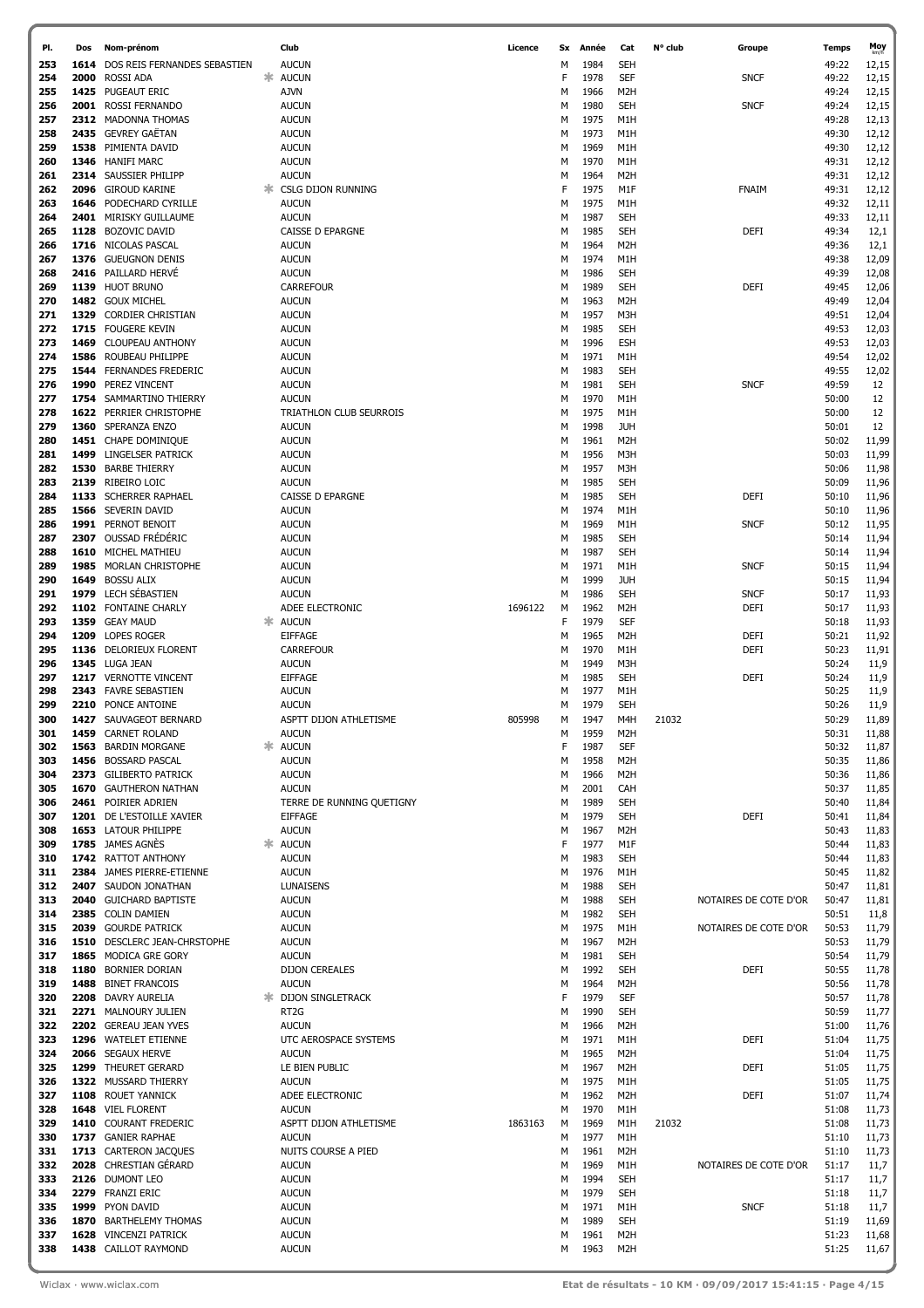| Pl. | Dos | Nom-prénom | | Club | Licence | Sx | Année | Cat | N° club | Groupe | Temps | Moy km/h |
|---|---|---|---|---|---|---|---|---|---|---|---|---|
| 253 | 1614 | DOS REIS FERNANDES SEBASTIEN | | AUCUN | | M | 1984 | SEH | | | 49:22 | 12,15 |
| 254 | 2000 | ROSSI ADA | * | AUCUN | | F | 1978 | SEF | | SNCF | 49:22 | 12,15 |
| 255 | 1425 | PUGEAUT ERIC | | AJVN | | M | 1966 | M2H | | | 49:24 | 12,15 |
| 256 | 2001 | ROSSI FERNANDO | | AUCUN | | M | 1980 | SEH | | SNCF | 49:24 | 12,15 |
| 257 | 2312 | MADONNA THOMAS | | AUCUN | | M | 1975 | M1H | | | 49:28 | 12,13 |
| 258 | 2435 | GEVREY GAËTAN | | AUCUN | | M | 1973 | M1H | | | 49:30 | 12,12 |
| 259 | 1538 | PIMIENTA DAVID | | AUCUN | | M | 1969 | M1H | | | 49:30 | 12,12 |
| 260 | 1346 | HANIFI MARC | | AUCUN | | M | 1970 | M1H | | | 49:31 | 12,12 |
| 261 | 2314 | SAUSSIER PHILIPP | | AUCUN | | M | 1964 | M2H | | | 49:31 | 12,12 |
| 262 | 2096 | GIROUD KARINE | * | CSLG DIJON RUNNING | | F | 1975 | M1F | | FNAIM | 49:31 | 12,12 |
| 263 | 1646 | PODECHARD CYRILLE | | AUCUN | | M | 1975 | M1H | | | 49:32 | 12,11 |
| 264 | 2401 | MIRISKY GUILLAUME | | AUCUN | | M | 1987 | SEH | | | 49:33 | 12,11 |
| 265 | 1128 | BOZOVIC DAVID | | CAISSE D EPARGNE | | M | 1985 | SEH | | DEFI | 49:34 | 12,1 |
| 266 | 1716 | NICOLAS PASCAL | | AUCUN | | M | 1964 | M2H | | | 49:36 | 12,1 |
| 267 | 1376 | GUEUGNON DENIS | | AUCUN | | M | 1974 | M1H | | | 49:38 | 12,09 |
| 268 | 2416 | PAILLARD HERVÉ | | AUCUN | | M | 1986 | SEH | | | 49:39 | 12,08 |
| 269 | 1139 | HUOT BRUNO | | CARREFOUR | | M | 1989 | SEH | | DEFI | 49:45 | 12,06 |
| 270 | 1482 | GOUX MICHEL | | AUCUN | | M | 1963 | M2H | | | 49:49 | 12,04 |
| 271 | 1329 | CORDIER CHRISTIAN | | AUCUN | | M | 1957 | M3H | | | 49:51 | 12,04 |
| 272 | 1715 | FOUGERE KEVIN | | AUCUN | | M | 1985 | SEH | | | 49:53 | 12,03 |
| 273 | 1469 | CLOUPEAU ANTHONY | | AUCUN | | M | 1996 | ESH | | | 49:53 | 12,03 |
| 274 | 1586 | ROUBEAU PHILIPPE | | AUCUN | | M | 1971 | M1H | | | 49:54 | 12,02 |
| 275 | 1544 | FERNANDES FREDERIC | | AUCUN | | M | 1983 | SEH | | | 49:55 | 12,02 |
| 276 | 1990 | PEREZ VINCENT | | AUCUN | | M | 1981 | SEH | | SNCF | 49:59 | 12 |
| 277 | 1754 | SAMMARTINO THIERRY | | AUCUN | | M | 1970 | M1H | | | 50:00 | 12 |
| 278 | 1622 | PERRIER CHRISTOPHE | | TRIATHLON CLUB SEURROIS | | M | 1975 | M1H | | | 50:00 | 12 |
| 279 | 1360 | SPERANZA ENZO | | AUCUN | | M | 1998 | JUH | | | 50:01 | 12 |
| 280 | 1451 | CHAPE DOMINIQUE | | AUCUN | | M | 1961 | M2H | | | 50:02 | 11,99 |
| 281 | 1499 | LINGELSER PATRICK | | AUCUN | | M | 1956 | M3H | | | 50:03 | 11,99 |
| 282 | 1530 | BARBE THIERRY | | AUCUN | | M | 1957 | M3H | | | 50:06 | 11,98 |
| 283 | 2139 | RIBEIRO LOIC | | AUCUN | | M | 1985 | SEH | | | 50:09 | 11,96 |
| 284 | 1133 | SCHERRER RAPHAEL | | CAISSE D EPARGNE | | M | 1985 | SEH | | DEFI | 50:10 | 11,96 |
| 285 | 1566 | SEVERIN DAVID | | AUCUN | | M | 1974 | M1H | | | 50:10 | 11,96 |
| 286 | 1991 | PERNOT BENOIT | | AUCUN | | M | 1969 | M1H | | SNCF | 50:12 | 11,95 |
| 287 | 2307 | OUSSAD FRÉDÉRIC | | AUCUN | | M | 1985 | SEH | | | 50:14 | 11,94 |
| 288 | 1610 | MICHEL MATHIEU | | AUCUN | | M | 1987 | SEH | | | 50:14 | 11,94 |
| 289 | 1985 | MORLAN CHRISTOPHE | | AUCUN | | M | 1971 | M1H | | SNCF | 50:15 | 11,94 |
| 290 | 1649 | BOSSU ALIX | | AUCUN | | M | 1999 | JUH | | | 50:15 | 11,94 |
| 291 | 1979 | LECH SÉBASTIEN | | AUCUN | | M | 1986 | SEH | | SNCF | 50:17 | 11,93 |
| 292 | 1102 | FONTAINE CHARLY | | ADEE ELECTRONIC | 1696122 | M | 1962 | M2H | | DEFI | 50:17 | 11,93 |
| 293 | 1359 | GEAY MAUD | * | AUCUN | | F | 1979 | SEF | | | 50:18 | 11,93 |
| 294 | 1209 | LOPES ROGER | | EIFFAGE | | M | 1965 | M2H | | DEFI | 50:21 | 11,92 |
| 295 | 1136 | DELORIEUX FLORENT | | CARREFOUR | | M | 1970 | M1H | | DEFI | 50:23 | 11,91 |
| 296 | 1345 | LUGA JEAN | | AUCUN | | M | 1949 | M3H | | | 50:24 | 11,9 |
| 297 | 1217 | VERNOTTE VINCENT | | EIFFAGE | | M | 1985 | SEH | | DEFI | 50:24 | 11,9 |
| 298 | 2343 | FAVRE SEBASTIEN | | AUCUN | | M | 1977 | M1H | | | 50:25 | 11,9 |
| 299 | 2210 | PONCE ANTOINE | | AUCUN | | M | 1979 | SEH | | | 50:26 | 11,9 |
| 300 | 1427 | SAUVAGEOT BERNARD | | ASPTT DIJON ATHLETISME | 805998 | M | 1947 | M4H | 21032 | | 50:29 | 11,89 |
| 301 | 1459 | CARNET ROLAND | | AUCUN | | M | 1959 | M2H | | | 50:31 | 11,88 |
| 302 | 1563 | BARDIN MORGANE | * | AUCUN | | F | 1987 | SEF | | | 50:32 | 11,87 |
| 303 | 1456 | BOSSARD PASCAL | | AUCUN | | M | 1958 | M2H | | | 50:35 | 11,86 |
| 304 | 2373 | GILIBERTO PATRICK | | AUCUN | | M | 1966 | M2H | | | 50:36 | 11,86 |
| 305 | 1670 | GAUTHERON NATHAN | | AUCUN | | M | 2001 | CAH | | | 50:37 | 11,85 |
| 306 | 2461 | POIRIER ADRIEN | | TERRE DE RUNNING QUETIGNY | | M | 1989 | SEH | | | 50:40 | 11,84 |
| 307 | 1201 | DE L'ESTOILLE XAVIER | | EIFFAGE | | M | 1979 | SEH | | DEFI | 50:41 | 11,84 |
| 308 | 1653 | LATOUR PHILIPPE | | AUCUN | | M | 1967 | M2H | | | 50:43 | 11,83 |
| 309 | 1785 | JAMES AGNÈS | * | AUCUN | | F | 1977 | M1F | | | 50:44 | 11,83 |
| 310 | 1742 | RATTOT ANTHONY | | AUCUN | | M | 1983 | SEH | | | 50:44 | 11,83 |
| 311 | 2384 | JAMES PIERRE-ETIENNE | | AUCUN | | M | 1976 | M1H | | | 50:45 | 11,82 |
| 312 | 2407 | SAUDON JONATHAN | | LUNAISENS | | M | 1988 | SEH | | | 50:47 | 11,81 |
| 313 | 2040 | GUICHARD BAPTISTE | | AUCUN | | M | 1988 | SEH | | NOTAIRES DE COTE D'OR | 50:47 | 11,81 |
| 314 | 2385 | COLIN DAMIEN | | AUCUN | | M | 1982 | SEH | | | 50:51 | 11,8 |
| 315 | 2039 | GOURDE PATRICK | | AUCUN | | M | 1975 | M1H | | NOTAIRES DE COTE D'OR | 50:53 | 11,79 |
| 316 | 1510 | DESCLERC JEAN-CHRSTOPHE | | AUCUN | | M | 1967 | M2H | | | 50:53 | 11,79 |
| 317 | 1865 | MODICA GRE GORY | | AUCUN | | M | 1981 | SEH | | | 50:54 | 11,79 |
| 318 | 1180 | BORNIER DORIAN | | DIJON CEREALES | | M | 1992 | SEH | | DEFI | 50:55 | 11,78 |
| 319 | 1488 | BINET FRANCOIS | | AUCUN | | M | 1964 | M2H | | | 50:56 | 11,78 |
| 320 | 2208 | DAVRY AURELIA | * | DIJON SINGLETRACK | | F | 1979 | SEF | | | 50:57 | 11,78 |
| 321 | 2271 | MALNOURY JULIEN | | RT2G | | M | 1990 | SEH | | | 50:59 | 11,77 |
| 322 | 2202 | GEREAU JEAN YVES | | AUCUN | | M | 1966 | M2H | | | 51:00 | 11,76 |
| 323 | 1296 | WATELET ETIENNE | | UTC AEROSPACE SYSTEMS | | M | 1971 | M1H | | DEFI | 51:04 | 11,75 |
| 324 | 2066 | SEGAUX HERVE | | AUCUN | | M | 1965 | M2H | | | 51:04 | 11,75 |
| 325 | 1299 | THEURET GERARD | | LE BIEN PUBLIC | | M | 1967 | M2H | | DEFI | 51:05 | 11,75 |
| 326 | 1322 | MUSSARD THIERRY | | AUCUN | | M | 1975 | M1H | | | 51:05 | 11,75 |
| 327 | 1108 | ROUET YANNICK | | ADEE ELECTRONIC | | M | 1962 | M2H | | DEFI | 51:07 | 11,74 |
| 328 | 1648 | VIEL FLORENT | | AUCUN | | M | 1970 | M1H | | | 51:08 | 11,73 |
| 329 | 1410 | COURANT FREDERIC | | ASPTT DIJON ATHLETISME | 1863163 | M | 1969 | M1H | 21032 | | 51:08 | 11,73 |
| 330 | 1737 | GANIER RAPHAE | | AUCUN | | M | 1977 | M1H | | | 51:10 | 11,73 |
| 331 | 1713 | CARTERON JACQUES | | NUITS COURSE A PIED | | M | 1961 | M2H | | | 51:10 | 11,73 |
| 332 | 2028 | CHRESTIAN GÉRARD | | AUCUN | | M | 1969 | M1H | | NOTAIRES DE COTE D'OR | 51:17 | 11,7 |
| 333 | 2126 | DUMONT LEO | | AUCUN | | M | 1994 | SEH | | | 51:17 | 11,7 |
| 334 | 2279 | FRANZI ERIC | | AUCUN | | M | 1979 | SEH | | | 51:18 | 11,7 |
| 335 | 1999 | PYON DAVID | | AUCUN | | M | 1971 | M1H | | SNCF | 51:18 | 11,7 |
| 336 | 1870 | BARTHELEMY THOMAS | | AUCUN | | M | 1989 | SEH | | | 51:19 | 11,69 |
| 337 | 1628 | VINCENZI PATRICK | | AUCUN | | M | 1961 | M2H | | | 51:23 | 11,68 |
| 338 | 1438 | CAILLOT RAYMOND | | AUCUN | | M | 1963 | M2H | | | 51:25 | 11,67 |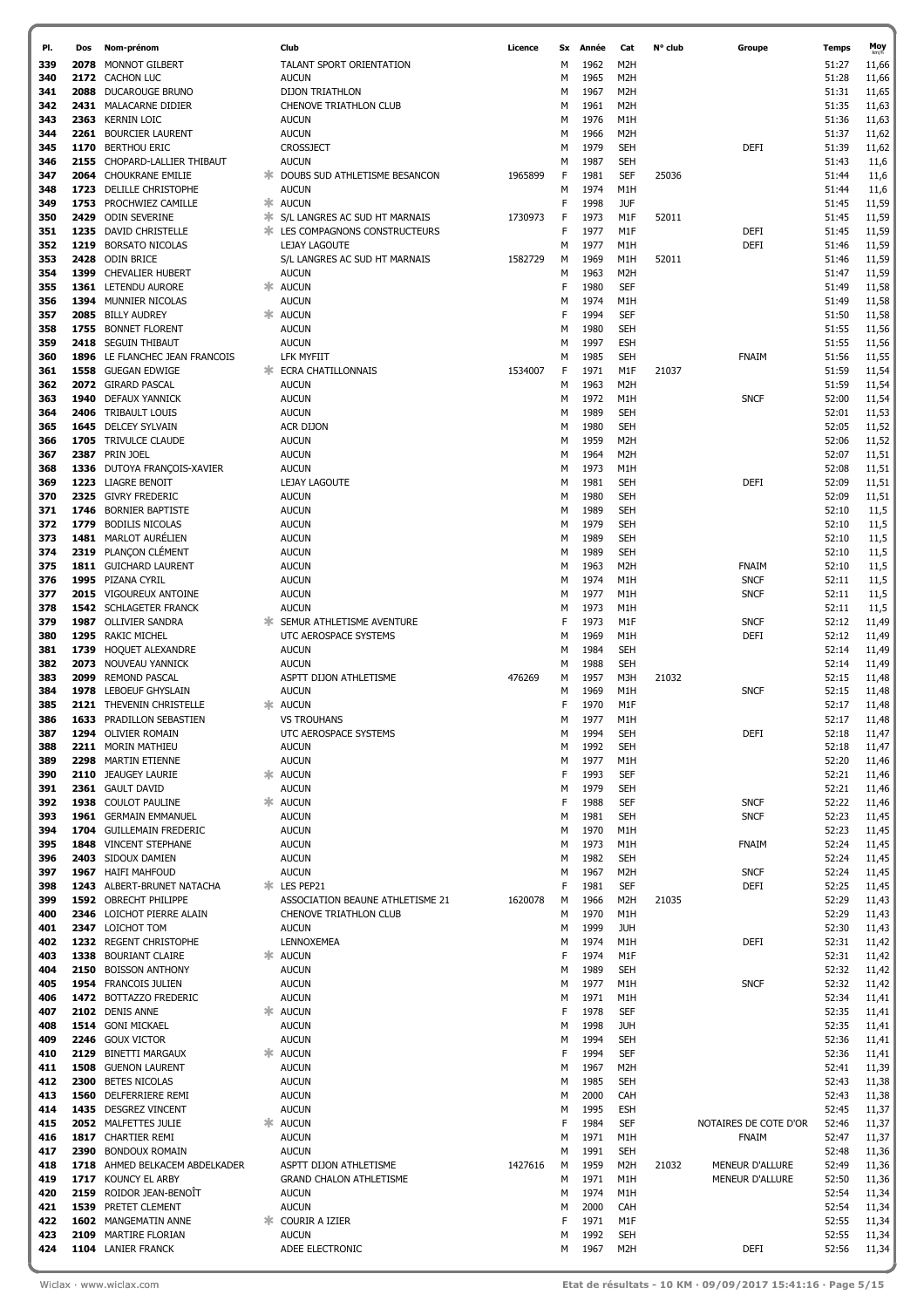| Pl. | Dos | Nom-prénom | | Club | Licence | Sx | Année | Cat | N° club | Groupe | Temps | Moy |
|---|---|---|---|---|---|---|---|---|---|---|---|---|
| 339 | 2078 | MONNOT GILBERT | | TALANT SPORT ORIENTATION | | M | 1962 | M2H | | | 51:27 | 11,66 |
| 340 | 2172 | CACHON LUC | | AUCUN | | M | 1965 | M2H | | | 51:28 | 11,66 |
| 341 | 2088 | DUCAROUGE BRUNO | | DIJON TRIATHLON | | M | 1967 | M2H | | | 51:31 | 11,65 |
| 342 | 2431 | MALACARNE DIDIER | | CHENOVE TRIATHLON CLUB | | M | 1961 | M2H | | | 51:35 | 11,63 |
| 343 | 2363 | KERNIN LOIC | | AUCUN | | M | 1976 | M1H | | | 51:36 | 11,63 |
| 344 | 2261 | BOURCIER LAURENT | | AUCUN | | M | 1966 | M2H | | | 51:37 | 11,62 |
| 345 | 1170 | BERTHOU ERIC | | CROSSJECT | | M | 1979 | SEH | | DEFI | 51:39 | 11,62 |
| 346 | 2155 | CHOPARD-LALLIER THIBAUT | | AUCUN | | M | 1987 | SEH | | | 51:43 | 11,6 |
| 347 | 2064 | CHOUKRANE EMILIE | * | DOUBS SUD ATHLETISME BESANCON | 1965899 | F | 1981 | SEF | 25036 | | 51:44 | 11,6 |
| 348 | 1723 | DELILLE CHRISTOPHE | | AUCUN | | M | 1974 | M1H | | | 51:44 | 11,6 |
| 349 | 1753 | PROCHWIEZ CAMILLE | * | AUCUN | | F | 1998 | JUF | | | 51:45 | 11,59 |
| 350 | 2429 | ODIN SEVERINE | * | S/L LANGRES AC SUD HT MARNAIS | 1730973 | F | 1973 | M1F | 52011 | | 51:45 | 11,59 |
| 351 | 1235 | DAVID CHRISTELLE | * | LES COMPAGNONS CONSTRUCTEURS | | F | 1977 | M1F | | DEFI | 51:45 | 11,59 |
| 352 | 1219 | BORSATO NICOLAS | | LEJAY LAGOUTE | | M | 1977 | M1H | | DEFI | 51:46 | 11,59 |
| 353 | 2428 | ODIN BRICE | | S/L LANGRES AC SUD HT MARNAIS | 1582729 | M | 1969 | M1H | 52011 | | 51:46 | 11,59 |
| 354 | 1399 | CHEVALIER HUBERT | | AUCUN | | M | 1963 | M2H | | | 51:47 | 11,59 |
| 355 | 1361 | LETENDU AURORE | * | AUCUN | | F | 1980 | SEF | | | 51:49 | 11,58 |
| 356 | 1394 | MUNNIER NICOLAS | | AUCUN | | M | 1974 | M1H | | | 51:49 | 11,58 |
| 357 | 2085 | BILLY AUDREY | * | AUCUN | | F | 1994 | SEF | | | 51:50 | 11,58 |
| 358 | 1755 | BONNET FLORENT | | AUCUN | | M | 1980 | SEH | | | 51:55 | 11,56 |
| 359 | 2418 | SEGUIN THIBAUT | | AUCUN | | M | 1997 | ESH | | | 51:55 | 11,56 |
| 360 | 1896 | LE FLANCHEC JEAN FRANCOIS | | LFK MYFIIT | | M | 1985 | SEH | | FNAIM | 51:56 | 11,55 |
| 361 | 1558 | GUEGAN EDWIGE | * | ECRA CHATILLONNAIS | 1534007 | F | 1971 | M1F | 21037 | | 51:59 | 11,54 |
| 362 | 2072 | GIRARD PASCAL | | AUCUN | | M | 1963 | M2H | | | 51:59 | 11,54 |
| 363 | 1940 | DEFAUX YANNICK | | AUCUN | | M | 1972 | M1H | | SNCF | 52:00 | 11,54 |
| 364 | 2406 | TRIBAULT LOUIS | | AUCUN | | M | 1989 | SEH | | | 52:01 | 11,53 |
| 365 | 1645 | DELCEY SYLVAIN | | ACR DIJON | | M | 1980 | SEH | | | 52:05 | 11,52 |
| 366 | 1705 | TRIVULCE CLAUDE | | AUCUN | | M | 1959 | M2H | | | 52:06 | 11,52 |
| 367 | 2387 | PRIN JOEL | | AUCUN | | M | 1964 | M2H | | | 52:07 | 11,51 |
| 368 | 1336 | DUTOYA FRANÇOIS-XAVIER | | AUCUN | | M | 1973 | M1H | | | 52:08 | 11,51 |
| 369 | 1223 | LIAGRE BENOIT | | LEJAY LAGOUTE | | M | 1981 | SEH | | DEFI | 52:09 | 11,51 |
| 370 | 2325 | GIVRY FREDERIC | | AUCUN | | M | 1980 | SEH | | | 52:09 | 11,51 |
| 371 | 1746 | BORNIER BAPTISTE | | AUCUN | | M | 1989 | SEH | | | 52:10 | 11,5 |
| 372 | 1779 | BODILIS NICOLAS | | AUCUN | | M | 1979 | SEH | | | 52:10 | 11,5 |
| 373 | 1481 | MARLOT AURÉLIEN | | AUCUN | | M | 1989 | SEH | | | 52:10 | 11,5 |
| 374 | 2319 | PLANÇON CLÉMENT | | AUCUN | | M | 1989 | SEH | | | 52:10 | 11,5 |
| 375 | 1811 | GUICHARD LAURENT | | AUCUN | | M | 1963 | M2H | | FNAIM | 52:10 | 11,5 |
| 376 | 1995 | PIZANA CYRIL | | AUCUN | | M | 1974 | M1H | | SNCF | 52:11 | 11,5 |
| 377 | 2015 | VIGOUREUX ANTOINE | | AUCUN | | M | 1977 | M1H | | SNCF | 52:11 | 11,5 |
| 378 | 1542 | SCHLAGETER FRANCK | | AUCUN | | M | 1973 | M1H | | | 52:11 | 11,5 |
| 379 | 1987 | OLLIVIER SANDRA | * | SEMUR ATHLETISME AVENTURE | | F | 1973 | M1F | | SNCF | 52:12 | 11,49 |
| 380 | 1295 | RAKIC MICHEL | | UTC AEROSPACE SYSTEMS | | M | 1969 | M1H | | DEFI | 52:12 | 11,49 |
| 381 | 1739 | HOQUET ALEXANDRE | | AUCUN | | M | 1984 | SEH | | | 52:14 | 11,49 |
| 382 | 2073 | NOUVEAU YANNICK | | AUCUN | | M | 1988 | SEH | | | 52:14 | 11,49 |
| 383 | 2099 | REMOND PASCAL | | ASPTT DIJON ATHLETISME | 476269 | M | 1957 | M3H | 21032 | | 52:15 | 11,48 |
| 384 | 1978 | LEBOEUF GHYSLAIN | | AUCUN | | M | 1969 | M1H | | SNCF | 52:15 | 11,48 |
| 385 | 2121 | THEVENIN CHRISTELLE | * | AUCUN | | F | 1970 | M1F | | | 52:17 | 11,48 |
| 386 | 1633 | PRADILLON SEBASTIEN | | VS TROUHANS | | M | 1977 | M1H | | | 52:17 | 11,48 |
| 387 | 1294 | OLIVIER ROMAIN | | UTC AEROSPACE SYSTEMS | | M | 1994 | SEH | | DEFI | 52:18 | 11,47 |
| 388 | 2211 | MORIN MATHIEU | | AUCUN | | M | 1992 | SEH | | | 52:18 | 11,47 |
| 389 | 2298 | MARTIN ETIENNE | | AUCUN | | M | 1977 | M1H | | | 52:20 | 11,46 |
| 390 | 2110 | JEAUGEY LAURIE | * | AUCUN | | F | 1993 | SEF | | | 52:21 | 11,46 |
| 391 | 2361 | GAULT DAVID | | AUCUN | | M | 1979 | SEH | | | 52:21 | 11,46 |
| 392 | 1938 | COULOT PAULINE | * | AUCUN | | F | 1988 | SEF | | SNCF | 52:22 | 11,46 |
| 393 | 1961 | GERMAIN EMMANUEL | | AUCUN | | M | 1981 | SEH | | SNCF | 52:23 | 11,45 |
| 394 | 1704 | GUILLEMAIN FREDERIC | | AUCUN | | M | 1970 | M1H | | | 52:23 | 11,45 |
| 395 | 1848 | VINCENT STEPHANE | | AUCUN | | M | 1973 | M1H | | FNAIM | 52:24 | 11,45 |
| 396 | 2403 | SIDOUX DAMIEN | | AUCUN | | M | 1982 | SEH | | | 52:24 | 11,45 |
| 397 | 1967 | HAIFI MAHFOUD | | AUCUN | | M | 1967 | M2H | | SNCF | 52:24 | 11,45 |
| 398 | 1243 | ALBERT-BRUNET NATACHA | * | LES PEP21 | | F | 1981 | SEF | | DEFI | 52:25 | 11,45 |
| 399 | 1592 | OBRECHT PHILIPPE | | ASSOCIATION BEAUNE ATHLETISME 21 | 1620078 | M | 1966 | M2H | 21035 | | 52:29 | 11,43 |
| 400 | 2346 | LOICHOT PIERRE ALAIN | | CHENOVE TRIATHLON CLUB | | M | 1970 | M1H | | | 52:29 | 11,43 |
| 401 | 2347 | LOICHOT TOM | | AUCUN | | M | 1999 | JUH | | | 52:30 | 11,43 |
| 402 | 1232 | REGENT CHRISTOPHE | | LENNOXEMEA | | M | 1974 | M1H | | DEFI | 52:31 | 11,42 |
| 403 | 1338 | BOURIANT CLAIRE | * | AUCUN | | F | 1974 | M1F | | | 52:31 | 11,42 |
| 404 | 2150 | BOISSON ANTHONY | | AUCUN | | M | 1989 | SEH | | | 52:32 | 11,42 |
| 405 | 1954 | FRANCOIS JULIEN | | AUCUN | | M | 1977 | M1H | | SNCF | 52:32 | 11,42 |
| 406 | 1472 | BOTTAZZO FREDERIC | | AUCUN | | M | 1971 | M1H | | | 52:34 | 11,41 |
| 407 | 2102 | DENIS ANNE | * | AUCUN | | F | 1978 | SEF | | | 52:35 | 11,41 |
| 408 | 1514 | GONI MICKAEL | | AUCUN | | M | 1998 | JUH | | | 52:35 | 11,41 |
| 409 | 2246 | GOUX VICTOR | | AUCUN | | M | 1994 | SEH | | | 52:36 | 11,41 |
| 410 | 2129 | BINETTI MARGAUX | * | AUCUN | | F | 1994 | SEF | | | 52:36 | 11,41 |
| 411 | 1508 | GUENON LAURENT | | AUCUN | | M | 1967 | M2H | | | 52:41 | 11,39 |
| 412 | 2300 | BETES NICOLAS | | AUCUN | | M | 1985 | SEH | | | 52:43 | 11,38 |
| 413 | 1560 | DELFERRIERE REMI | | AUCUN | | M | 2000 | CAH | | | 52:43 | 11,38 |
| 414 | 1435 | DESGREZ VINCENT | | AUCUN | | M | 1995 | ESH | | | 52:45 | 11,37 |
| 415 | 2052 | MALFETTES JULIE | * | AUCUN | | F | 1984 | SEF | | NOTAIRES DE COTE D'OR | 52:46 | 11,37 |
| 416 | 1817 | CHARTIER REMI | | AUCUN | | M | 1971 | M1H | | FNAIM | 52:47 | 11,37 |
| 417 | 2390 | BONDOUX ROMAIN | | AUCUN | | M | 1991 | SEH | | | 52:48 | 11,36 |
| 418 | 1718 | AHMED BELKACEM ABDELKADER | | ASPTT DIJON ATHLETISME | 1427616 | M | 1959 | M2H | 21032 | MENEUR D'ALLURE | 52:49 | 11,36 |
| 419 | 1717 | KOUNCY EL ARBY | | GRAND CHALON ATHLETISME | | M | 1971 | M1H | | MENEUR D'ALLURE | 52:50 | 11,36 |
| 420 | 2159 | ROIDOR JEAN-BENOÎT | | AUCUN | | M | 1974 | M1H | | | 52:54 | 11,34 |
| 421 | 1539 | PRETET CLEMENT | | AUCUN | | M | 2000 | CAH | | | 52:54 | 11,34 |
| 422 | 1602 | MANGEMATIN ANNE | * | COURIR A IZIER | | F | 1971 | M1F | | | 52:55 | 11,34 |
| 423 | 2109 | MARTIRE FLORIAN | | AUCUN | | M | 1992 | SEH | | | 52:55 | 11,34 |
| 424 | 1104 | LANIER FRANCK | | ADEE ELECTRONIC | | M | 1967 | M2H | | DEFI | 52:56 | 11,34 |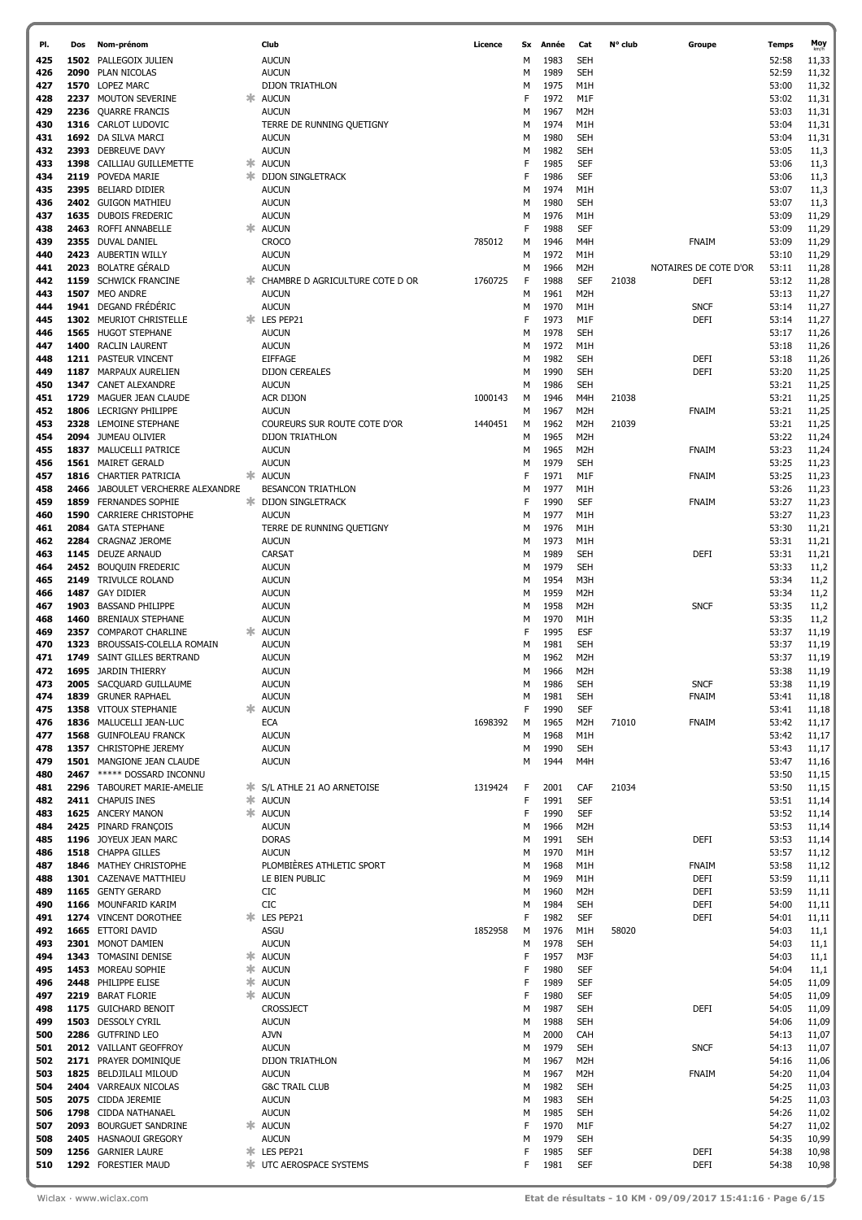| Pl. | Dos | Nom-prénom | Club | Licence | Sx | Année | Cat | N° club | Groupe | Temps | Moy km/h |
|---|---|---|---|---|---|---|---|---|---|---|---|
| 425 | 1502 | PALLEGOIX JULIEN | AUCUN | | M | 1983 | SEH | | | 52:58 | 11,33 |
| 426 | 2090 | PLAN NICOLAS | AUCUN | | M | 1989 | SEH | | | 52:59 | 11,32 |
| 427 | 1570 | LOPEZ MARC | DIJON TRIATHLON | | M | 1975 | M1H | | | 53:00 | 11,32 |
| 428 | 2237 | MOUTON SEVERINE | * AUCUN | | F | 1972 | M1F | | | 53:02 | 11,31 |
| 429 | 2236 | QUARRE FRANCIS | AUCUN | | M | 1967 | M2H | | | 53:03 | 11,31 |
| 430 | 1316 | CARLOT LUDOVIC | TERRE DE RUNNING QUETIGNY | | M | 1974 | M1H | | | 53:04 | 11,31 |
| 431 | 1692 | DA SILVA MARCI | AUCUN | | M | 1980 | SEH | | | 53:04 | 11,31 |
| 432 | 2393 | DEBREUVE DAVY | AUCUN | | M | 1982 | SEH | | | 53:05 | 11,3 |
| 433 | 1398 | CAILLIAU GUILLEMETTE | * AUCUN | | F | 1985 | SEF | | | 53:06 | 11,3 |
| 434 | 2119 | POVEDA MARIE | * DIJON SINGLETRACK | | F | 1986 | SEF | | | 53:06 | 11,3 |
| 435 | 2395 | BELIARD DIDIER | AUCUN | | M | 1974 | M1H | | | 53:07 | 11,3 |
| 436 | 2402 | GUIGON MATHIEU | AUCUN | | M | 1980 | SEH | | | 53:07 | 11,3 |
| 437 | 1635 | DUBOIS FREDERIC | AUCUN | | M | 1976 | M1H | | | 53:09 | 11,29 |
| 438 | 2463 | ROFFI ANNABELLE | * AUCUN | | F | 1988 | SEF | | | 53:09 | 11,29 |
| 439 | 2355 | DUVAL DANIEL | CROCO | 785012 | M | 1946 | M4H | | FNAIM | 53:09 | 11,29 |
| 440 | 2423 | AUBERTIN WILLY | AUCUN | | M | 1972 | M1H | | | 53:10 | 11,29 |
| 441 | 2023 | BOLATRE GÉRALD | AUCUN | | M | 1966 | M2H | | NOTAIRES DE COTE D'OR | 53:11 | 11,28 |
| 442 | 1159 | SCHWICK FRANCINE | * CHAMBRE D AGRICULTURE COTE D OR | 1760725 | F | 1988 | SEF | 21038 | DEFI | 53:12 | 11,28 |
| 443 | 1507 | MEO ANDRE | AUCUN | | M | 1961 | M2H | | | 53:13 | 11,27 |
| 444 | 1941 | DEGAND FRÉDÉRIC | AUCUN | | M | 1970 | M1H | | SNCF | 53:14 | 11,27 |
| 445 | 1302 | MEURIOT CHRISTELLE | * LES PEP21 | | F | 1973 | M1F | | DEFI | 53:14 | 11,27 |
| 446 | 1565 | HUGOT STEPHANE | AUCUN | | M | 1978 | SEH | | | 53:17 | 11,26 |
| 447 | 1400 | RACLIN LAURENT | AUCUN | | M | 1972 | M1H | | | 53:18 | 11,26 |
| 448 | 1211 | PASTEUR VINCENT | EIFFAGE | | M | 1982 | SEH | | DEFI | 53:18 | 11,26 |
| 449 | 1187 | MARPAUX AURELIEN | DIJON CEREALES | | M | 1990 | SEH | | DEFI | 53:20 | 11,25 |
| 450 | 1347 | CANET ALEXANDRE | AUCUN | | M | 1986 | SEH | | | 53:21 | 11,25 |
| 451 | 1729 | MAGUER JEAN CLAUDE | ACR DIJON | 1000143 | M | 1946 | M4H | 21038 | | 53:21 | 11,25 |
| 452 | 1806 | LECRIGNY PHILIPPE | AUCUN | | M | 1967 | M2H | | FNAIM | 53:21 | 11,25 |
| 453 | 2328 | LEMOINE STEPHANE | COUREURS SUR ROUTE COTE D'OR | 1440451 | M | 1962 | M2H | 21039 | | 53:21 | 11,25 |
| 454 | 2094 | JUMEAU OLIVIER | DIJON TRIATHLON | | M | 1965 | M2H | | | 53:22 | 11,24 |
| 455 | 1837 | MALUCELLI PATRICE | AUCUN | | M | 1965 | M2H | | FNAIM | 53:23 | 11,24 |
| 456 | 1561 | MAIRET GERALD | AUCUN | | M | 1979 | SEH | | | 53:25 | 11,23 |
| 457 | 1816 | CHARTIER PATRICIA | * AUCUN | | F | 1971 | M1F | | FNAIM | 53:25 | 11,23 |
| 458 | 2466 | JABOULET VERCHERRE ALEXANDRE | BESANCON TRIATHLON | | M | 1977 | M1H | | | 53:26 | 11,23 |
| 459 | 1859 | FERNANDES SOPHIE | * DIJON SINGLETRACK | | F | 1990 | SEF | | FNAIM | 53:27 | 11,23 |
| 460 | 1590 | CARRIERE CHRISTOPHE | AUCUN | | M | 1977 | M1H | | | 53:27 | 11,23 |
| 461 | 2084 | GATA STEPHANE | TERRE DE RUNNING QUETIGNY | | M | 1976 | M1H | | | 53:30 | 11,21 |
| 462 | 2284 | CRAGNAZ JEROME | AUCUN | | M | 1973 | M1H | | | 53:31 | 11,21 |
| 463 | 1145 | DEUZE ARNAUD | CARSAT | | M | 1989 | SEH | | DEFI | 53:31 | 11,21 |
| 464 | 2452 | BOUQUIN FREDERIC | AUCUN | | M | 1979 | SEH | | | 53:33 | 11,2 |
| 465 | 2149 | TRIVULCE ROLAND | AUCUN | | M | 1954 | M3H | | | 53:34 | 11,2 |
| 466 | 1487 | GAY DIDIER | AUCUN | | M | 1959 | M2H | | | 53:34 | 11,2 |
| 467 | 1903 | BASSAND PHILIPPE | AUCUN | | M | 1958 | M2H | | SNCF | 53:35 | 11,2 |
| 468 | 1460 | BRENIAUX STEPHANE | AUCUN | | M | 1970 | M1H | | | 53:35 | 11,2 |
| 469 | 2357 | COMPAROT CHARLINE | * AUCUN | | F | 1995 | ESF | | | 53:37 | 11,19 |
| 470 | 1323 | BROUSSAIS-COLELLA ROMAIN | AUCUN | | M | 1981 | SEH | | | 53:37 | 11,19 |
| 471 | 1749 | SAINT GILLES BERTRAND | AUCUN | | M | 1962 | M2H | | | 53:37 | 11,19 |
| 472 | 1695 | JARDIN THIERRY | AUCUN | | M | 1966 | M2H | | | 53:38 | 11,19 |
| 473 | 2005 | SACQUARD GUILLAUME | AUCUN | | M | 1986 | SEH | | SNCF | 53:38 | 11,19 |
| 474 | 1839 | GRUNER RAPHAEL | AUCUN | | M | 1981 | SEH | | FNAIM | 53:41 | 11,18 |
| 475 | 1358 | VITOUX STEPHANIE | * AUCUN | | F | 1990 | SEF | | | 53:41 | 11,18 |
| 476 | 1836 | MALUCELLI JEAN-LUC | ECA | 1698392 | M | 1965 | M2H | 71010 | FNAIM | 53:42 | 11,17 |
| 477 | 1568 | GUINFOLEAU FRANCK | AUCUN | | M | 1968 | M1H | | | 53:42 | 11,17 |
| 478 | 1357 | CHRISTOPHE JEREMY | AUCUN | | M | 1990 | SEH | | | 53:43 | 11,17 |
| 479 | 1501 | MANGIONE JEAN CLAUDE | AUCUN | | M | 1944 | M4H | | | 53:47 | 11,16 |
| 480 | 2467 | ***** DOSSARD INCONNU | | | | | | | | 53:50 | 11,15 |
| 481 | 2296 | TABOURET MARIE-AMELIE | * S/L ATHLE 21 AO ARNETOISE | 1319424 | F | 2001 | CAF | 21034 | | 53:50 | 11,15 |
| 482 | 2411 | CHAPUIS INES | * AUCUN | | F | 1991 | SEF | | | 53:51 | 11,14 |
| 483 | 1625 | ANCERY MANON | * AUCUN | | F | 1990 | SEF | | | 53:52 | 11,14 |
| 484 | 2425 | PINARD FRANÇOIS | AUCUN | | M | 1966 | M2H | | | 53:53 | 11,14 |
| 485 | 1196 | JOYEUX JEAN MARC | DORAS | | M | 1991 | SEH | | DEFI | 53:53 | 11,14 |
| 486 | 1518 | CHAPPA GILLES | AUCUN | | M | 1970 | M1H | | | 53:57 | 11,12 |
| 487 | 1846 | MATHEY CHRISTOPHE | PLOMBIÈRES ATHLETIC SPORT | | M | 1968 | M1H | | FNAIM | 53:58 | 11,12 |
| 488 | 1301 | CAZENAVE MATTHIEU | LE BIEN PUBLIC | | M | 1969 | M1H | | DEFI | 53:59 | 11,11 |
| 489 | 1165 | GENTY GERARD | CIC | | M | 1960 | M2H | | DEFI | 53:59 | 11,11 |
| 490 | 1166 | MOUNFARID KARIM | CIC | | M | 1984 | SEH | | DEFI | 54:00 | 11,11 |
| 491 | 1274 | VINCENT DOROTHEE | * LES PEP21 | | F | 1982 | SEF | | DEFI | 54:01 | 11,11 |
| 492 | 1665 | ETTORI DAVID | ASGU | 1852958 | M | 1976 | M1H | 58020 | | 54:03 | 11,1 |
| 493 | 2301 | MONOT DAMIEN | AUCUN | | M | 1978 | SEH | | | 54:03 | 11,1 |
| 494 | 1343 | TOMASINI DENISE | * AUCUN | | F | 1957 | M3F | | | 54:03 | 11,1 |
| 495 | 1453 | MOREAU SOPHIE | * AUCUN | | F | 1980 | SEF | | | 54:04 | 11,1 |
| 496 | 2448 | PHILIPPE ELISE | * AUCUN | | F | 1989 | SEF | | | 54:05 | 11,09 |
| 497 | 2219 | BARAT FLORIE | * AUCUN | | F | 1980 | SEF | | | 54:05 | 11,09 |
| 498 | 1175 | GUICHARD BENOIT | CROSSJECT | | M | 1987 | SEH | | DEFI | 54:05 | 11,09 |
| 499 | 1503 | DESSOLY CYRIL | AUCUN | | M | 1988 | SEH | | | 54:06 | 11,09 |
| 500 | 2286 | GUTFRIND LEO | AJVN | | M | 2000 | CAH | | | 54:13 | 11,07 |
| 501 | 2012 | VAILLANT GEOFFROY | AUCUN | | M | 1979 | SEH | | SNCF | 54:13 | 11,07 |
| 502 | 2171 | PRAYER DOMINIQUE | DIJON TRIATHLON | | M | 1967 | M2H | | | 54:16 | 11,06 |
| 503 | 1825 | BELDJILALI MILOUD | AUCUN | | M | 1967 | M2H | | FNAIM | 54:20 | 11,04 |
| 504 | 2404 | VARREAUX NICOLAS | G&C TRAIL CLUB | | M | 1982 | SEH | | | 54:25 | 11,03 |
| 505 | 2075 | CIDDA JEREMIE | AUCUN | | M | 1983 | SEH | | | 54:25 | 11,03 |
| 506 | 1798 | CIDDA NATHANAEL | AUCUN | | M | 1985 | SEH | | | 54:26 | 11,02 |
| 507 | 2093 | BOURGUET SANDRINE | * AUCUN | | F | 1970 | M1F | | | 54:27 | 11,02 |
| 508 | 2405 | HASNAOUI GREGORY | AUCUN | | M | 1979 | SEH | | | 54:35 | 10,99 |
| 509 | 1256 | GARNIER LAURE | * LES PEP21 | | F | 1985 | SEF | | DEFI | 54:38 | 10,98 |
| 510 | 1292 | FORESTIER MAUD | * UTC AEROSPACE SYSTEMS | | F | 1981 | SEF | | DEFI | 54:38 | 10,98 |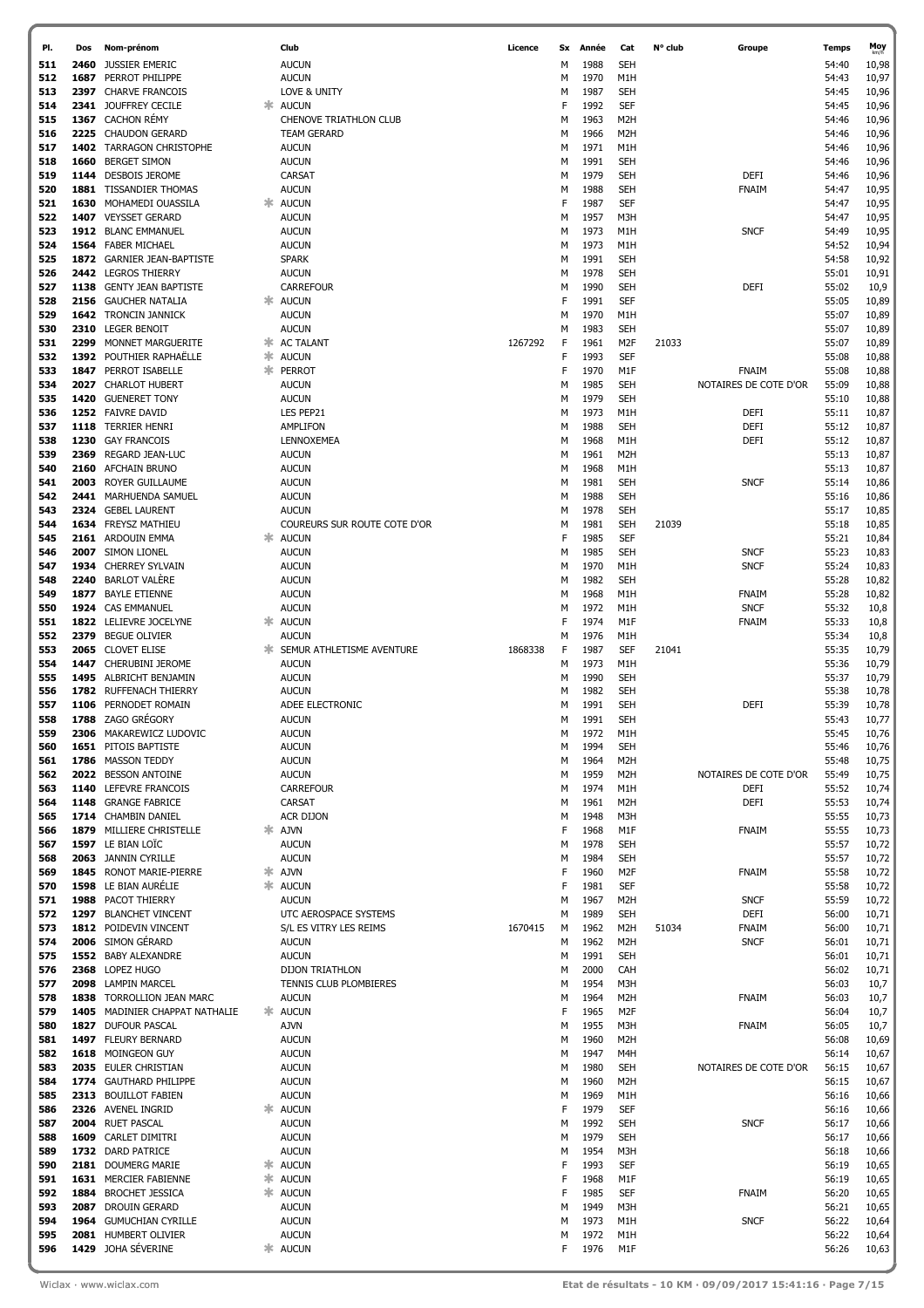| Pl. | Dos | Nom-prénom | | Club | Licence | Sx | Année | Cat | N° club | Groupe | Temps | Moy km/h |
|---|---|---|---|---|---|---|---|---|---|---|---|---|
| 511 | 2460 | JUSSIER EMERIC | | AUCUN | | M | 1988 | SEH | | | 54:40 | 10,98 |
| 512 | 1687 | PERROT PHILIPPE | | AUCUN | | M | 1970 | M1H | | | 54:43 | 10,97 |
| 513 | 2397 | CHARVE FRANCOIS | | LOVE & UNITY | | M | 1987 | SEH | | | 54:45 | 10,96 |
| 514 | 2341 | JOUFFREY CECILE | * | AUCUN | | F | 1992 | SEF | | | 54:45 | 10,96 |
| 515 | 1367 | CACHON RÉMY | | CHENOVE TRIATHLON CLUB | | M | 1963 | M2H | | | 54:46 | 10,96 |
| 516 | 2225 | CHAUDON GERARD | | TEAM GERARD | | M | 1966 | M2H | | | 54:46 | 10,96 |
| 517 | 1402 | TARRAGON CHRISTOPHE | | AUCUN | | M | 1971 | M1H | | | 54:46 | 10,96 |
| 518 | 1660 | BERGET SIMON | | AUCUN | | M | 1991 | SEH | | | 54:46 | 10,96 |
| 519 | 1144 | DESBOIS JEROME | | CARSAT | | M | 1979 | SEH | | DEFI | 54:46 | 10,96 |
| 520 | 1881 | TISSANDIER THOMAS | | AUCUN | | M | 1988 | SEH | | FNAIM | 54:47 | 10,95 |
| 521 | 1630 | MOHAMEDI OUASSILA | * | AUCUN | | F | 1987 | SEF | | | 54:47 | 10,95 |
| 522 | 1407 | VEYSSET GERARD | | AUCUN | | M | 1957 | M3H | | | 54:47 | 10,95 |
| 523 | 1912 | BLANC EMMANUEL | | AUCUN | | M | 1973 | M1H | | SNCF | 54:49 | 10,95 |
| 524 | 1564 | FABER MICHAEL | | AUCUN | | M | 1973 | M1H | | | 54:52 | 10,94 |
| 525 | 1872 | GARNIER JEAN-BAPTISTE | | SPARK | | M | 1991 | SEH | | | 54:58 | 10,92 |
| 526 | 2442 | LEGROS THIERRY | | AUCUN | | M | 1978 | SEH | | | 55:01 | 10,91 |
| 527 | 1138 | GENTY JEAN BAPTISTE | | CARREFOUR | | M | 1990 | SEH | | DEFI | 55:02 | 10,9 |
| 528 | 2156 | GAUCHER NATALIA | * | AUCUN | | F | 1991 | SEF | | | 55:05 | 10,89 |
| 529 | 1642 | TRONCIN JANNICK | | AUCUN | | M | 1970 | M1H | | | 55:07 | 10,89 |
| 530 | 2310 | LEGER BENOIT | | AUCUN | | M | 1983 | SEH | | | 55:07 | 10,89 |
| 531 | 2299 | MONNET MARGUERITE | * | AC TALANT | 1267292 | F | 1961 | M2F | 21033 | | 55:07 | 10,89 |
| 532 | 1392 | POUTHIER RAPHAËLLE | * | AUCUN | | F | 1993 | SEF | | | 55:08 | 10,88 |
| 533 | 1847 | PERROT ISABELLE | * | PERROT | | F | 1970 | M1F | | FNAIM | 55:08 | 10,88 |
| 534 | 2027 | CHARLOT HUBERT | | AUCUN | | M | 1985 | SEH | | NOTAIRES DE COTE D'OR | 55:09 | 10,88 |
| 535 | 1420 | GUENERET TONY | | AUCUN | | M | 1979 | SEH | | | 55:10 | 10,88 |
| 536 | 1252 | FAIVRE DAVID | | LES PEP21 | | M | 1973 | M1H | | DEFI | 55:11 | 10,87 |
| 537 | 1118 | TERRIER HENRI | | AMPLIFON | | M | 1988 | SEH | | DEFI | 55:12 | 10,87 |
| 538 | 1230 | GAY FRANCOIS | | LENNOXEMEA | | M | 1968 | M1H | | DEFI | 55:12 | 10,87 |
| 539 | 2369 | REGARD JEAN-LUC | | AUCUN | | M | 1961 | M2H | | | 55:13 | 10,87 |
| 540 | 2160 | AFCHAIN BRUNO | | AUCUN | | M | 1968 | M1H | | | 55:13 | 10,87 |
| 541 | 2003 | ROYER GUILLAUME | | AUCUN | | M | 1981 | SEH | | SNCF | 55:14 | 10,86 |
| 542 | 2441 | MARHUENDA SAMUEL | | AUCUN | | M | 1988 | SEH | | | 55:16 | 10,86 |
| 543 | 2324 | GEBEL LAURENT | | AUCUN | | M | 1978 | SEH | | | 55:17 | 10,85 |
| 544 | 1634 | FREYSZ MATHIEU | | COUREURS SUR ROUTE COTE D'OR | | M | 1981 | SEH | 21039 | | 55:18 | 10,85 |
| 545 | 2161 | ARDOUIN EMMA | * | AUCUN | | F | 1985 | SEF | | | 55:21 | 10,84 |
| 546 | 2007 | SIMON LIONEL | | AUCUN | | M | 1985 | SEH | | SNCF | 55:23 | 10,83 |
| 547 | 1934 | CHERREY SYLVAIN | | AUCUN | | M | 1970 | M1H | | SNCF | 55:24 | 10,83 |
| 548 | 2240 | BARLOT VALÈRE | | AUCUN | | M | 1982 | SEH | | | 55:28 | 10,82 |
| 549 | 1877 | BAYLE ETIENNE | | AUCUN | | M | 1968 | M1H | | FNAIM | 55:28 | 10,82 |
| 550 | 1924 | CAS EMMANUEL | | AUCUN | | M | 1972 | M1H | | SNCF | 55:32 | 10,8 |
| 551 | 1822 | LELIEVRE JOCELYNE | * | AUCUN | | F | 1974 | M1F | | FNAIM | 55:33 | 10,8 |
| 552 | 2379 | BEGUE OLIVIER | | AUCUN | | M | 1976 | M1H | | | 55:34 | 10,8 |
| 553 | 2065 | CLOVET ELISE | * | SEMUR ATHLETISME AVENTURE | 1868338 | F | 1987 | SEF | 21041 | | 55:35 | 10,79 |
| 554 | 1447 | CHERUBINI JEROME | | AUCUN | | M | 1973 | M1H | | | 55:36 | 10,79 |
| 555 | 1495 | ALBRICHT BENJAMIN | | AUCUN | | M | 1990 | SEH | | | 55:37 | 10,79 |
| 556 | 1782 | RUFFENACH THIERRY | | AUCUN | | M | 1982 | SEH | | | 55:38 | 10,78 |
| 557 | 1106 | PERNODET ROMAIN | | ADEE ELECTRONIC | | M | 1991 | SEH | | DEFI | 55:39 | 10,78 |
| 558 | 1788 | ZAGO GRÉGORY | | AUCUN | | M | 1991 | SEH | | | 55:43 | 10,77 |
| 559 | 2306 | MAKAREWICZ LUDOVIC | | AUCUN | | M | 1972 | M1H | | | 55:45 | 10,76 |
| 560 | 1651 | PITOIS BAPTISTE | | AUCUN | | M | 1994 | SEH | | | 55:46 | 10,76 |
| 561 | 1786 | MASSON TEDDY | | AUCUN | | M | 1964 | M2H | | | 55:48 | 10,75 |
| 562 | 2022 | BESSON ANTOINE | | AUCUN | | M | 1959 | M2H | | NOTAIRES DE COTE D'OR | 55:49 | 10,75 |
| 563 | 1140 | LEFEVRE FRANCOIS | | CARREFOUR | | M | 1974 | M1H | | DEFI | 55:52 | 10,74 |
| 564 | 1148 | GRANGE FABRICE | | CARSAT | | M | 1961 | M2H | | DEFI | 55:53 | 10,74 |
| 565 | 1714 | CHAMBIN DANIEL | | ACR DIJON | | M | 1948 | M3H | | | 55:55 | 10,73 |
| 566 | 1879 | MILLIERE CHRISTELLE | * | AJVN | | F | 1968 | M1F | | FNAIM | 55:55 | 10,73 |
| 567 | 1597 | LE BIAN LOÏC | | AUCUN | | M | 1978 | SEH | | | 55:57 | 10,72 |
| 568 | 2063 | JANNIN CYRILLE | | AUCUN | | M | 1984 | SEH | | | 55:57 | 10,72 |
| 569 | 1845 | RONOT MARIE-PIERRE | * | AJVN | | F | 1960 | M2F | | FNAIM | 55:58 | 10,72 |
| 570 | 1598 | LE BIAN AURÉLIE | * | AUCUN | | F | 1981 | SEF | | | 55:58 | 10,72 |
| 571 | 1988 | PACOT THIERRY | | AUCUN | | M | 1967 | M2H | | SNCF | 55:59 | 10,72 |
| 572 | 1297 | BLANCHET VINCENT | | UTC AEROSPACE SYSTEMS | | M | 1989 | SEH | | DEFI | 56:00 | 10,71 |
| 573 | 1812 | POIDEVIN VINCENT | | S/L ES VITRY LES REIMS | 1670415 | M | 1962 | M2H | 51034 | FNAIM | 56:00 | 10,71 |
| 574 | 2006 | SIMON GÉRARD | | AUCUN | | M | 1962 | M2H | | SNCF | 56:01 | 10,71 |
| 575 | 1552 | BABY ALEXANDRE | | AUCUN | | M | 1991 | SEH | | | 56:01 | 10,71 |
| 576 | 2368 | LOPEZ HUGO | | DIJON TRIATHLON | | M | 2000 | CAH | | | 56:02 | 10,71 |
| 577 | 2098 | LAMPIN MARCEL | | TENNIS CLUB PLOMBIERES | | M | 1954 | M3H | | | 56:03 | 10,7 |
| 578 | 1838 | TORROLLION JEAN MARC | | AUCUN | | M | 1964 | M2H | | FNAIM | 56:03 | 10,7 |
| 579 | 1405 | MADINIER CHAPPAT NATHALIE | * | AUCUN | | F | 1965 | M2F | | | 56:04 | 10,7 |
| 580 | 1827 | DUFOUR PASCAL | | AJVN | | M | 1955 | M3H | | FNAIM | 56:05 | 10,7 |
| 581 | 1497 | FLEURY BERNARD | | AUCUN | | M | 1960 | M2H | | | 56:08 | 10,69 |
| 582 | 1618 | MOINGEON GUY | | AUCUN | | M | 1947 | M4H | | | 56:14 | 10,67 |
| 583 | 2035 | EULER CHRISTIAN | | AUCUN | | M | 1980 | SEH | | NOTAIRES DE COTE D'OR | 56:15 | 10,67 |
| 584 | 1774 | GAUTHARD PHILIPPE | | AUCUN | | M | 1960 | M2H | | | 56:15 | 10,67 |
| 585 | 2313 | BOUILLOT FABIEN | | AUCUN | | M | 1969 | M1H | | | 56:16 | 10,66 |
| 586 | 2326 | AVENEL INGRID | * | AUCUN | | F | 1979 | SEF | | | 56:16 | 10,66 |
| 587 | 2004 | RUET PASCAL | | AUCUN | | M | 1992 | SEH | | SNCF | 56:17 | 10,66 |
| 588 | 1609 | CARLET DIMITRI | | AUCUN | | M | 1979 | SEH | | | 56:17 | 10,66 |
| 589 | 1732 | DARD PATRICE | | AUCUN | | M | 1954 | M3H | | | 56:18 | 10,66 |
| 590 | 2181 | DOUMERG MARIE | * | AUCUN | | F | 1993 | SEF | | | 56:19 | 10,65 |
| 591 | 1631 | MERCIER FABIENNE | * | AUCUN | | F | 1968 | M1F | | | 56:19 | 10,65 |
| 592 | 1884 | BROCHET JESSICA | * | AUCUN | | F | 1985 | SEF | | FNAIM | 56:20 | 10,65 |
| 593 | 2087 | DROUIN GERARD | | AUCUN | | M | 1949 | M3H | | | 56:21 | 10,65 |
| 594 | 1964 | GUMUCHIAN CYRILLE | | AUCUN | | M | 1973 | M1H | | SNCF | 56:22 | 10,64 |
| 595 | 2081 | HUMBERT OLIVIER | | AUCUN | | M | 1972 | M1H | | | 56:22 | 10,64 |
| 596 | 1429 | JOHA SÉVERINE | * | AUCUN | | F | 1976 | M1F | | | 56:26 | 10,63 |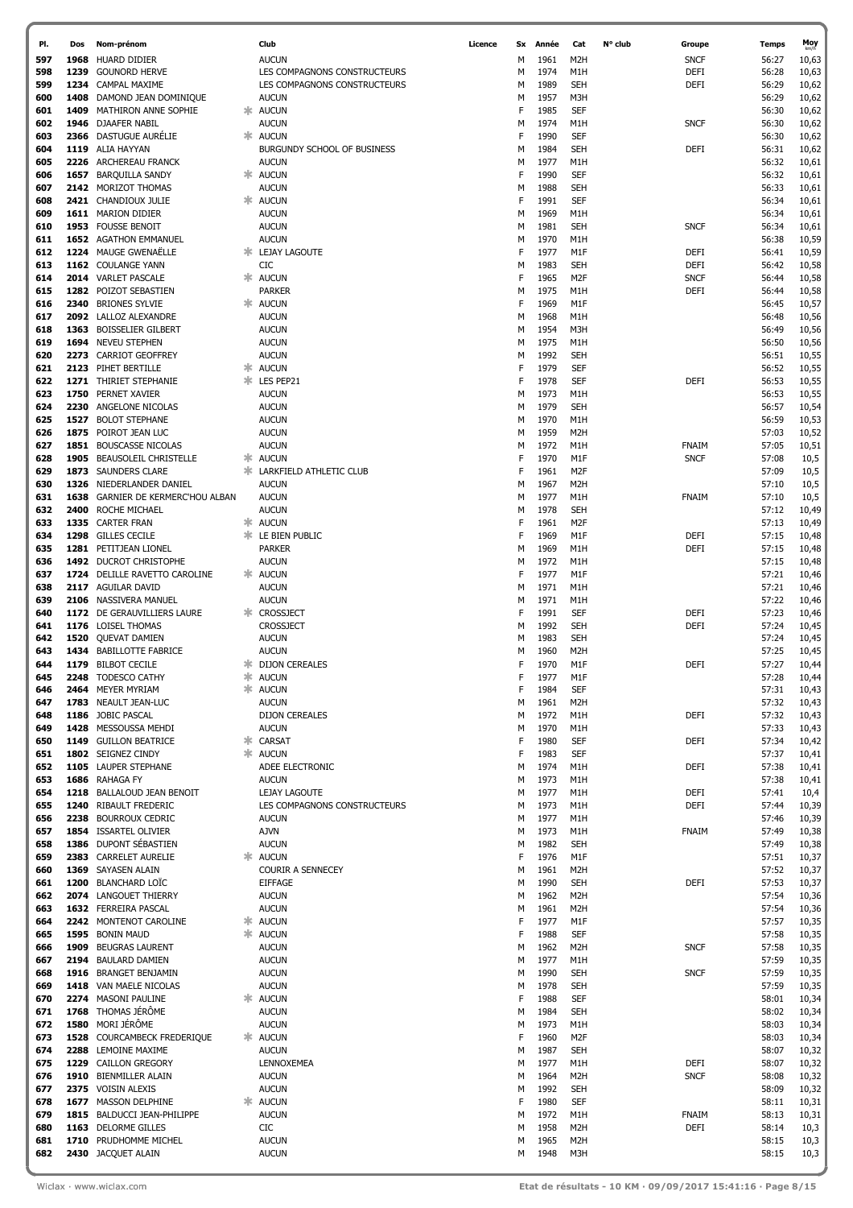| Pl. | Dos | Nom-prénom | | Club | Licence | Sx | Année | Cat | N° club | Groupe | Temps | Moy km/h |
|---|---|---|---|---|---|---|---|---|---|---|---|---|
| 597 | 1968 | HUARD DIDIER | | AUCUN | | M | 1961 | M2H | | SNCF | 56:27 | 10,63 |
| 598 | 1239 | GOUNORD HERVE | | LES COMPAGNONS CONSTRUCTEURS | | M | 1974 | M1H | | DEFI | 56:28 | 10,63 |
| 599 | 1234 | CAMPAL MAXIME | | LES COMPAGNONS CONSTRUCTEURS | | M | 1989 | SEH | | DEFI | 56:29 | 10,62 |
| 600 | 1408 | DAMOND JEAN DOMINIQUE | | AUCUN | | M | 1957 | M3H | | | 56:29 | 10,62 |
| 601 | 1409 | MATHIRON ANNE SOPHIE | * | AUCUN | | F | 1985 | SEF | | | 56:30 | 10,62 |
| 602 | 1946 | DJAAFER NABIL | | AUCUN | | M | 1974 | M1H | | SNCF | 56:30 | 10,62 |
| 603 | 2366 | DASTUGUE AURÉLIE | * | AUCUN | | F | 1990 | SEF | | | 56:30 | 10,62 |
| 604 | 1119 | ALIA HAYYAN | | BURGUNDY SCHOOL OF BUSINESS | | M | 1984 | SEH | | DEFI | 56:31 | 10,62 |
| 605 | 2226 | ARCHEREAU FRANCK | | AUCUN | | M | 1977 | M1H | | | 56:32 | 10,61 |
| 606 | 1657 | BARQUILLA SANDY | * | AUCUN | | F | 1990 | SEF | | | 56:32 | 10,61 |
| 607 | 2142 | MORIZOT THOMAS | | AUCUN | | M | 1988 | SEH | | | 56:33 | 10,61 |
| 608 | 2421 | CHANDIOUX JULIE | * | AUCUN | | F | 1991 | SEF | | | 56:34 | 10,61 |
| 609 | 1611 | MARION DIDIER | | AUCUN | | M | 1969 | M1H | | | 56:34 | 10,61 |
| 610 | 1953 | FOUSSE BENOIT | | AUCUN | | M | 1981 | SEH | | SNCF | 56:34 | 10,61 |
| 611 | 1652 | AGATHON EMMANUEL | | AUCUN | | M | 1970 | M1H | | | 56:38 | 10,59 |
| 612 | 1224 | MAUGE GWENAËLLE | * | LEJAY LAGOUTE | | F | 1977 | M1F | | DEFI | 56:41 | 10,59 |
| 613 | 1162 | COULANGE YANN | | CIC | | M | 1983 | SEH | | DEFI | 56:42 | 10,58 |
| 614 | 2014 | VARLET PASCALE | * | AUCUN | | F | 1965 | M2F | | SNCF | 56:44 | 10,58 |
| 615 | 1282 | POIZOT SEBASTIEN | | PARKER | | M | 1975 | M1H | | DEFI | 56:44 | 10,58 |
| 616 | 2340 | BRIONES SYLVIE | * | AUCUN | | F | 1969 | M1F | | | 56:45 | 10,57 |
| 617 | 2092 | LALLOZ ALEXANDRE | | AUCUN | | M | 1968 | M1H | | | 56:48 | 10,56 |
| 618 | 1363 | BOISSELIER GILBERT | | AUCUN | | M | 1954 | M3H | | | 56:49 | 10,56 |
| 619 | 1694 | NEVEU STEPHEN | | AUCUN | | M | 1975 | M1H | | | 56:50 | 10,56 |
| 620 | 2273 | CARRIOT GEOFFREY | | AUCUN | | M | 1992 | SEH | | | 56:51 | 10,55 |
| 621 | 2123 | PIHET BERTILLE | * | AUCUN | | F | 1979 | SEF | | | 56:52 | 10,55 |
| 622 | 1271 | THIRIET STEPHANIE | * | LES PEP21 | | F | 1978 | SEF | | DEFI | 56:53 | 10,55 |
| 623 | 1750 | PERNET XAVIER | | AUCUN | | M | 1973 | M1H | | | 56:53 | 10,55 |
| 624 | 2230 | ANGELONE NICOLAS | | AUCUN | | M | 1979 | SEH | | | 56:57 | 10,54 |
| 625 | 1527 | BOLOT STEPHANE | | AUCUN | | M | 1970 | M1H | | | 56:59 | 10,53 |
| 626 | 1875 | POIROT JEAN LUC | | AUCUN | | M | 1959 | M2H | | | 57:03 | 10,52 |
| 627 | 1851 | BOUSCASSE NICOLAS | | AUCUN | | M | 1972 | M1H | | FNAIM | 57:05 | 10,51 |
| 628 | 1905 | BEAUSOLEIL CHRISTELLE | * | AUCUN | | F | 1970 | M1F | | SNCF | 57:08 | 10,5 |
| 629 | 1873 | SAUNDERS CLARE | * | LARKFIELD ATHLETIC CLUB | | F | 1961 | M2F | | | 57:09 | 10,5 |
| 630 | 1326 | NIEDERLANDER DANIEL | | AUCUN | | M | 1967 | M2H | | | 57:10 | 10,5 |
| 631 | 1638 | GARNIER DE KERMERC'HOU ALBAN | | AUCUN | | M | 1977 | M1H | | FNAIM | 57:10 | 10,5 |
| 632 | 2400 | ROCHE MICHAEL | | AUCUN | | M | 1978 | SEH | | | 57:12 | 10,49 |
| 633 | 1335 | CARTER FRAN | * | AUCUN | | F | 1961 | M2F | | | 57:13 | 10,49 |
| 634 | 1298 | GILLES CECILE | * | LE BIEN PUBLIC | | F | 1969 | M1F | | DEFI | 57:15 | 10,48 |
| 635 | 1281 | PETITJEAN LIONEL | | PARKER | | M | 1969 | M1H | | DEFI | 57:15 | 10,48 |
| 636 | 1492 | DUCROT CHRISTOPHE | | AUCUN | | M | 1972 | M1H | | | 57:15 | 10,48 |
| 637 | 1724 | DELILLE RAVETTO CAROLINE | * | AUCUN | | F | 1977 | M1F | | | 57:21 | 10,46 |
| 638 | 2117 | AGUILAR DAVID | | AUCUN | | M | 1971 | M1H | | | 57:21 | 10,46 |
| 639 | 2106 | NASSIVERA MANUEL | | AUCUN | | M | 1971 | M1H | | | 57:22 | 10,46 |
| 640 | 1172 | DE GERAUVILLIERS LAURE | * | CROSSJECT | | F | 1991 | SEF | | DEFI | 57:23 | 10,46 |
| 641 | 1176 | LOISEL THOMAS | | CROSSJECT | | M | 1992 | SEH | | DEFI | 57:24 | 10,45 |
| 642 | 1520 | QUEVAT DAMIEN | | AUCUN | | M | 1983 | SEH | | | 57:24 | 10,45 |
| 643 | 1434 | BABILLOTTE FABRICE | | AUCUN | | M | 1960 | M2H | | | 57:25 | 10,45 |
| 644 | 1179 | BILBOT CECILE | * | DIJON CEREALES | | F | 1970 | M1F | | DEFI | 57:27 | 10,44 |
| 645 | 2248 | TODESCO CATHY | * | AUCUN | | F | 1977 | M1F | | | 57:28 | 10,44 |
| 646 | 2464 | MEYER MYRIAM | * | AUCUN | | F | 1984 | SEF | | | 57:31 | 10,43 |
| 647 | 1783 | NEAULT JEAN-LUC | | AUCUN | | M | 1961 | M2H | | | 57:32 | 10,43 |
| 648 | 1186 | JOBIC PASCAL | | DIJON CEREALES | | M | 1972 | M1H | | DEFI | 57:32 | 10,43 |
| 649 | 1428 | MESSOUSSA MEHDI | | AUCUN | | M | 1970 | M1H | | | 57:33 | 10,43 |
| 650 | 1149 | GUILLON BEATRICE | * | CARSAT | | F | 1980 | SEF | | DEFI | 57:34 | 10,42 |
| 651 | 1802 | SEIGNEZ CINDY | * | AUCUN | | F | 1983 | SEF | | | 57:37 | 10,41 |
| 652 | 1105 | LAUPER STEPHANE | | ADEE ELECTRONIC | | M | 1974 | M1H | | DEFI | 57:38 | 10,41 |
| 653 | 1686 | RAHAGA FY | | AUCUN | | M | 1973 | M1H | | | 57:38 | 10,41 |
| 654 | 1218 | BALLALOUD JEAN BENOIT | | LEJAY LAGOUTE | | M | 1977 | M1H | | DEFI | 57:41 | 10,4 |
| 655 | 1240 | RIBAULT FREDERIC | | LES COMPAGNONS CONSTRUCTEURS | | M | 1973 | M1H | | DEFI | 57:44 | 10,39 |
| 656 | 2238 | BOURROUX CEDRIC | | AUCUN | | M | 1977 | M1H | | | 57:46 | 10,39 |
| 657 | 1854 | ISSARTEL OLIVIER | | AJVN | | M | 1973 | M1H | | FNAIM | 57:49 | 10,38 |
| 658 | 1386 | DUPONT SÉBASTIEN | | AUCUN | | M | 1982 | SEH | | | 57:49 | 10,38 |
| 659 | 2383 | CARRELET AURELIE | * | AUCUN | | F | 1976 | M1F | | | 57:51 | 10,37 |
| 660 | 1369 | SAYASEN ALAIN | | COURIR A SENNECEY | | M | 1961 | M2H | | | 57:52 | 10,37 |
| 661 | 1200 | BLANCHARD LOÏC | | EIFFAGE | | M | 1990 | SEH | | DEFI | 57:53 | 10,37 |
| 662 | 2074 | LANGOUET THIERRY | | AUCUN | | M | 1962 | M2H | | | 57:54 | 10,36 |
| 663 | 1632 | FERREIRA PASCAL | | AUCUN | | M | 1961 | M2H | | | 57:54 | 10,36 |
| 664 | 2242 | MONTENOT CAROLINE | * | AUCUN | | F | 1977 | M1F | | | 57:57 | 10,35 |
| 665 | 1595 | BONIN MAUD | * | AUCUN | | F | 1988 | SEF | | | 57:58 | 10,35 |
| 666 | 1909 | BEUGRAS LAURENT | | AUCUN | | M | 1962 | M2H | | SNCF | 57:58 | 10,35 |
| 667 | 2194 | BAULARD DAMIEN | | AUCUN | | M | 1977 | M1H | | | 57:59 | 10,35 |
| 668 | 1916 | BRANGET BENJAMIN | | AUCUN | | M | 1990 | SEH | | SNCF | 57:59 | 10,35 |
| 669 | 1418 | VAN MAELE NICOLAS | | AUCUN | | M | 1978 | SEH | | | 57:59 | 10,35 |
| 670 | 2274 | MASONI PAULINE | * | AUCUN | | F | 1988 | SEF | | | 58:01 | 10,34 |
| 671 | 1768 | THOMAS JÉRÔME | | AUCUN | | M | 1984 | SEH | | | 58:02 | 10,34 |
| 672 | 1580 | MORI JÉRÔME | | AUCUN | | M | 1973 | M1H | | | 58:03 | 10,34 |
| 673 | 1528 | COURCAMBECK FREDERIQUE | * | AUCUN | | F | 1960 | M2F | | | 58:03 | 10,34 |
| 674 | 2288 | LEMOINE MAXIME | | AUCUN | | M | 1987 | SEH | | | 58:07 | 10,32 |
| 675 | 1229 | CAILLON GREGORY | | LENNOXEMEA | | M | 1977 | M1H | | DEFI | 58:07 | 10,32 |
| 676 | 1910 | BIENMILLER ALAIN | | AUCUN | | M | 1964 | M2H | | SNCF | 58:08 | 10,32 |
| 677 | 2375 | VOISIN ALEXIS | | AUCUN | | M | 1992 | SEH | | | 58:09 | 10,32 |
| 678 | 1677 | MASSON DELPHINE | * | AUCUN | | F | 1980 | SEF | | | 58:11 | 10,31 |
| 679 | 1815 | BALDUCCI JEAN-PHILIPPE | | AUCUN | | M | 1972 | M1H | | FNAIM | 58:13 | 10,31 |
| 680 | 1163 | DELORME GILLES | | CIC | | M | 1958 | M2H | | DEFI | 58:14 | 10,3 |
| 681 | 1710 | PRUDHOMME MICHEL | | AUCUN | | M | 1965 | M2H | | | 58:15 | 10,3 |
| 682 | 2430 | JACQUET ALAIN | | AUCUN | | M | 1948 | M3H | | | 58:15 | 10,3 |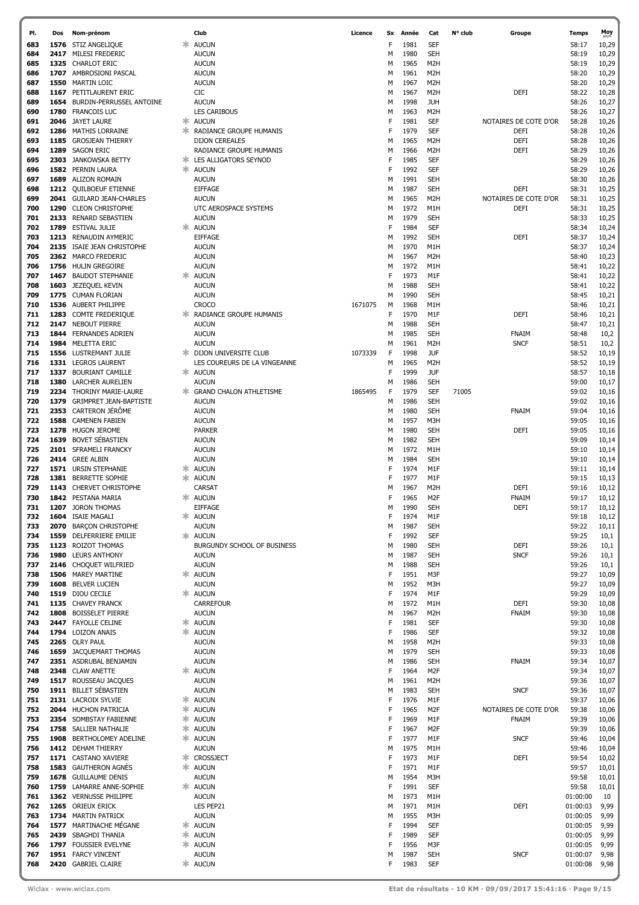| Pl. | Dos | Nom-prénom | | Club | Licence | Sx | Année | Cat | N° club | Groupe | Temps | Moy km/h |
|---|---|---|---|---|---|---|---|---|---|---|---|---|
| 683 | 1576 | STIZ ANGELIQUE | * | AUCUN | | F | 1981 | SEF | | | 58:17 | 10,29 |
| 684 | 2417 | MILESI FREDERIC | | AUCUN | | M | 1980 | SEH | | | 58:19 | 10,29 |
| 685 | 1325 | CHARLOT ERIC | | AUCUN | | M | 1965 | M2H | | | 58:19 | 10,29 |
| 686 | 1707 | AMBROSIONI PASCAL | | AUCUN | | M | 1961 | M2H | | | 58:20 | 10,29 |
| 687 | 1550 | MARTIN LOIC | | AUCUN | | M | 1967 | M2H | | | 58:20 | 10,29 |
| 688 | 1167 | PETITLAURENT ERIC | | CIC | | M | 1967 | M2H | | DEFI | 58:22 | 10,28 |
| 689 | 1654 | BURDIN-PERRUSSEL ANTOINE | | AUCUN | | M | 1998 | JUH | | | 58:26 | 10,27 |
| 690 | 1780 | FRANCOIS LUC | | LES CARIBOUS | | M | 1963 | M2H | | | 58:26 | 10,27 |
| 691 | 2046 | JAYET LAURE | * | AUCUN | | F | 1981 | SEF | | NOTAIRES DE COTE D'OR | 58:28 | 10,26 |
| 692 | 1286 | MATHIS LORRAINE | * | RADIANCE GROUPE HUMANIS | | F | 1979 | SEF | | DEFI | 58:28 | 10,26 |
| 693 | 1185 | GROSJEAN THIERRY | | DIJON CEREALES | | M | 1965 | M2H | | DEFI | 58:28 | 10,26 |
| 694 | 1289 | SAGON ERIC | | RADIANCE GROUPE HUMANIS | | M | 1966 | M2H | | DEFI | 58:29 | 10,26 |
| 695 | 2303 | JANKOWSKA BETTY | * | LES ALLIGATORS SEYNOD | | F | 1985 | SEF | | | 58:29 | 10,26 |
| 696 | 1582 | PERNIN LAURA | * | AUCUN | | F | 1992 | SEF | | | 58:29 | 10,26 |
| 697 | 1689 | ALIZON ROMAIN | | AUCUN | | M | 1991 | SEH | | | 58:30 | 10,26 |
| 698 | 1212 | QUILBOEUF ETIENNE | | EIFFAGE | | M | 1987 | SEH | | DEFI | 58:31 | 10,25 |
| 699 | 2041 | GUILARD JEAN-CHARLES | | AUCUN | | M | 1965 | M2H | | NOTAIRES DE COTE D'OR | 58:31 | 10,25 |
| 700 | 1290 | CLEON CHRISTOPHE | | UTC AEROSPACE SYSTEMS | | M | 1972 | M1H | | DEFI | 58:31 | 10,25 |
| 701 | 2133 | RENARD SEBASTIEN | | AUCUN | | M | 1979 | SEH | | | 58:33 | 10,25 |
| 702 | 1789 | ESTIVAL JULIE | * | AUCUN | | F | 1984 | SEF | | | 58:34 | 10,24 |
| 703 | 1213 | RENAUDIN AYMERIC | | EIFFAGE | | M | 1992 | SEH | | DEFI | 58:37 | 10,24 |
| 704 | 2135 | ISAIE JEAN CHRISTOPHE | | AUCUN | | M | 1970 | M1H | | | 58:37 | 10,24 |
| 705 | 2362 | MARCO FREDERIC | | AUCUN | | M | 1967 | M2H | | | 58:40 | 10,23 |
| 706 | 1756 | HULIN GREGOIRE | | AUCUN | | M | 1972 | M1H | | | 58:41 | 10,22 |
| 707 | 1467 | BAUDOT STEPHANIE | * | AUCUN | | F | 1973 | M1F | | | 58:41 | 10,22 |
| 708 | 1603 | JEZEQUEL KEVIN | | AUCUN | | M | 1988 | SEH | | | 58:41 | 10,22 |
| 709 | 1775 | CUMAN FLORIAN | | AUCUN | | M | 1990 | SEH | | | 58:45 | 10,21 |
| 710 | 1536 | AUBERT PHILIPPE | | CROCO | 1671075 | M | 1968 | M1H | | | 58:46 | 10,21 |
| 711 | 1283 | COMTE FREDERIQUE | * | RADIANCE GROUPE HUMANIS | | F | 1970 | M1F | | DEFI | 58:46 | 10,21 |
| 712 | 2147 | NEBOUT PIERRE | | AUCUN | | M | 1988 | SEH | | | 58:47 | 10,21 |
| 713 | 1844 | FERNANDES ADRIEN | | AUCUN | | M | 1985 | SEH | | FNAIM | 58:48 | 10,2 |
| 714 | 1984 | MELETTA ERIC | | AUCUN | | M | 1961 | M2H | | SNCF | 58:51 | 10,2 |
| 715 | 1556 | LUSTREMANT JULIE | * | DIJON UNIVERSITE CLUB | 1073339 | F | 1998 | JUF | | | 58:52 | 10,19 |
| 716 | 1331 | LEGROS LAURENT | | LES COUREURS DE LA VINGEANNE | | M | 1965 | M2H | | | 58:52 | 10,19 |
| 717 | 1337 | BOURIANT CAMILLE | * | AUCUN | | F | 1999 | JUF | | | 58:57 | 10,18 |
| 718 | 1380 | LARCHER AURELIEN | | AUCUN | | M | 1986 | SEH | | | 59:00 | 10,17 |
| 719 | 2234 | THORINY MARIE-LAURE | * | GRAND CHALON ATHLETISME | 1865495 | F | 1979 | SEF | 71005 | | 59:02 | 10,16 |
| 720 | 1379 | GRIMPRET JEAN-BAPTISTE | | AUCUN | | M | 1986 | SEH | | | 59:02 | 10,16 |
| 721 | 2353 | CARTERON JÉRÔME | | AUCUN | | M | 1980 | SEH | | FNAIM | 59:04 | 10,16 |
| 722 | 1588 | CAMENEN FABIEN | | AUCUN | | M | 1957 | M3H | | | 59:05 | 10,16 |
| 723 | 1278 | HUGON JEROME | | PARKER | | M | 1980 | SEH | | DEFI | 59:05 | 10,16 |
| 724 | 1639 | BOVET SÉBASTIEN | | AUCUN | | M | 1982 | SEH | | | 59:09 | 10,14 |
| 725 | 2101 | SFRAMELI FRANCKY | | AUCUN | | M | 1972 | M1H | | | 59:10 | 10,14 |
| 726 | 2414 | GREE ALBIN | | AUCUN | | M | 1984 | SEH | | | 59:10 | 10,14 |
| 727 | 1571 | URSIN STEPHANIE | * | AUCUN | | F | 1974 | M1F | | | 59:11 | 10,14 |
| 728 | 1381 | BERRETTE SOPHIE | * | AUCUN | | F | 1977 | M1F | | | 59:15 | 10,13 |
| 729 | 1143 | CHERVET CHRISTOPHE | | CARSAT | | M | 1967 | M2H | | DEFI | 59:16 | 10,12 |
| 730 | 1842 | PESTANA MARIA | * | AUCUN | | F | 1965 | M2F | | FNAIM | 59:17 | 10,12 |
| 731 | 1207 | JORON THOMAS | | EIFFAGE | | M | 1990 | SEH | | DEFI | 59:17 | 10,12 |
| 732 | 1604 | ISAIE MAGALI | * | AUCUN | | F | 1974 | M1F | | | 59:18 | 10,12 |
| 733 | 2070 | BARÇON CHRISTOPHE | | AUCUN | | M | 1987 | SEH | | | 59:22 | 10,11 |
| 734 | 1559 | DELFERRIERE EMILIE | * | AUCUN | | F | 1992 | SEF | | | 59:25 | 10,1 |
| 735 | 1123 | ROIZOT THOMAS | | BURGUNDY SCHOOL OF BUSINESS | | M | 1980 | SEH | | DEFI | 59:26 | 10,1 |
| 736 | 1980 | LEURS ANTHONY | | AUCUN | | M | 1987 | SEH | | SNCF | 59:26 | 10,1 |
| 737 | 2146 | CHOQUET WILFRIED | | AUCUN | | M | 1988 | SEH | | | 59:26 | 10,1 |
| 738 | 1506 | MAREY MARTINE | * | AUCUN | | F | 1951 | M3F | | | 59:27 | 10,09 |
| 739 | 1608 | BELVER LUCIEN | | AUCUN | | M | 1952 | M3H | | | 59:27 | 10,09 |
| 740 | 1519 | DIOU CECILE | * | AUCUN | | F | 1974 | M1F | | | 59:29 | 10,09 |
| 741 | 1135 | CHAVEY FRANCK | | CARREFOUR | | M | 1972 | M1H | | DEFI | 59:30 | 10,08 |
| 742 | 1808 | BOISSELET PIERRE | | AUCUN | | M | 1967 | M2H | | FNAIM | 59:30 | 10,08 |
| 743 | 2447 | FAYOLLE CELINE | * | AUCUN | | F | 1981 | SEF | | | 59:30 | 10,08 |
| 744 | 1794 | LOIZON ANAIS | * | AUCUN | | F | 1986 | SEF | | | 59:32 | 10,08 |
| 745 | 2265 | OLRY PAUL | | AUCUN | | M | 1958 | M2H | | | 59:33 | 10,08 |
| 746 | 1659 | JACQUEMART THOMAS | | AUCUN | | M | 1979 | SEH | | | 59:33 | 10,08 |
| 747 | 2351 | ASDRUBAL BENJAMIN | | AUCUN | | M | 1986 | SEH | | FNAIM | 59:34 | 10,07 |
| 748 | 2348 | CLAW ANETTE | * | AUCUN | | F | 1964 | M2F | | | 59:34 | 10,07 |
| 749 | 1517 | ROUSSEAU JACQUES | | AUCUN | | M | 1961 | M2H | | | 59:36 | 10,07 |
| 750 | 1911 | BILLET SÉBASTIEN | | AUCUN | | M | 1983 | SEH | | SNCF | 59:36 | 10,07 |
| 751 | 2131 | LACROIX SYLVIE | * | AUCUN | | F | 1976 | M1F | | | 59:37 | 10,06 |
| 752 | 2044 | HUCHON PATRICIA | * | AUCUN | | F | 1965 | M2F | | NOTAIRES DE COTE D'OR | 59:38 | 10,06 |
| 753 | 2354 | SOMBSTAY FABIENNE | * | AUCUN | | F | 1969 | M1F | | FNAIM | 59:39 | 10,06 |
| 754 | 1758 | SALLIER NATHALIE | * | AUCUN | | F | 1967 | M2F | | | 59:39 | 10,06 |
| 755 | 1908 | BERTHOLOMEY ADELINE | * | AUCUN | | F | 1977 | M1F | | SNCF | 59:46 | 10,04 |
| 756 | 1412 | DEHAM THIERRY | | AUCUN | | M | 1975 | M1H | | | 59:46 | 10,04 |
| 757 | 1171 | CASTANO XAVIERE | * | CROSSJECT | | F | 1973 | M1F | | DEFI | 59:54 | 10,02 |
| 758 | 1583 | GAUTHERON AGNÈS | * | AUCUN | | F | 1971 | M1F | | | 59:57 | 10,01 |
| 759 | 1678 | GUILLAUME DENIS | | AUCUN | | M | 1954 | M3H | | | 59:58 | 10,01 |
| 760 | 1759 | LAMARRE ANNE-SOPHIE | * | AUCUN | | F | 1991 | SEF | | | 59:58 | 10,01 |
| 761 | 1362 | VERNUSSE PHILIPPE | | AUCUN | | M | 1973 | M1H | | | 01:00:00 | 10 |
| 762 | 1265 | ORIEUX ERICK | | LES PEP21 | | M | 1971 | M1H | | DEFI | 01:00:03 | 9,99 |
| 763 | 1734 | MARTIN PATRICK | | AUCUN | | M | 1955 | M3H | | | 01:00:05 | 9,99 |
| 764 | 1577 | MARTINACHE MÉGANE | * | AUCUN | | F | 1994 | SEF | | | 01:00:05 | 9,99 |
| 765 | 2439 | SBAGHDI THANIA | * | AUCUN | | F | 1989 | SEF | | | 01:00:05 | 9,99 |
| 766 | 1797 | FOUSSIER EVELYNE | * | AUCUN | | F | 1956 | M3F | | | 01:00:05 | 9,99 |
| 767 | 1951 | FARCY VINCENT | | AUCUN | | M | 1987 | SEH | | SNCF | 01:00:07 | 9,98 |
| 768 | 2420 | GABRIEL CLAIRE | * | AUCUN | | F | 1983 | SEF | | | 01:00:08 | 9,98 |

Wiclax · www.wiclax.com — Etat de résultats - 10 KM · 09/09/2017 15:41:16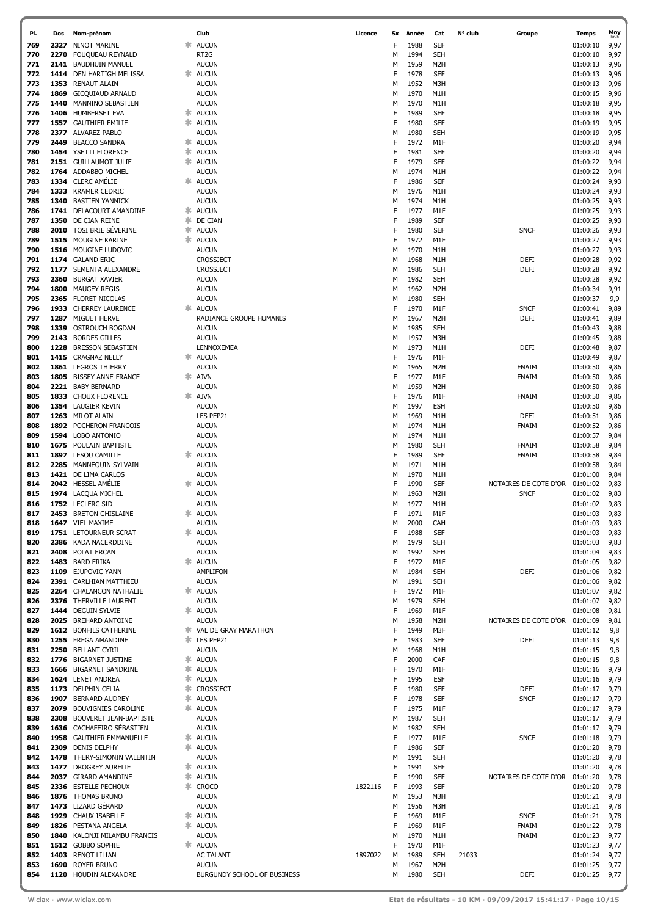| Pl. | Dos | Nom-prénom | | Club | Licence | Sx | Année | Cat | N° club | Groupe | Temps | Moy km/h |
|---|---|---|---|---|---|---|---|---|---|---|---|---|
| 769 | 2327 | NINOT MARINE | * | AUCUN | | F | 1988 | SEF | | | 01:00:10 | 9,97 |
| 770 | 2270 | FOUQUEAU REYNALD | | RT2G | | M | 1994 | SEH | | | 01:00:10 | 9,97 |
| 771 | 2141 | BAUDHUIN MANUEL | | AUCUN | | M | 1959 | M2H | | | 01:00:13 | 9,96 |
| 772 | 1414 | DEN HARTIGH MELISSA | * | AUCUN | | F | 1978 | SEF | | | 01:00:13 | 9,96 |
| 773 | 1353 | RENAUT ALAIN | | AUCUN | | M | 1952 | M3H | | | 01:00:13 | 9,96 |
| 774 | 1869 | GICQUIAUD ARNAUD | | AUCUN | | M | 1970 | M1H | | | 01:00:15 | 9,96 |
| 775 | 1440 | MANNINO SEBASTIEN | | AUCUN | | M | 1970 | M1H | | | 01:00:18 | 9,95 |
| 776 | 1406 | HUMBERSET EVA | * | AUCUN | | F | 1989 | SEF | | | 01:00:18 | 9,95 |
| 777 | 1557 | GAUTHIER EMILIE | * | AUCUN | | F | 1980 | SEF | | | 01:00:19 | 9,95 |
| 778 | 2377 | ALVAREZ PABLO | | AUCUN | | M | 1980 | SEH | | | 01:00:19 | 9,95 |
| 779 | 2449 | BEACCO SANDRA | * | AUCUN | | F | 1972 | M1F | | | 01:00:20 | 9,94 |
| 780 | 1454 | YSETTI FLORENCE | * | AUCUN | | F | 1981 | SEF | | | 01:00:20 | 9,94 |
| 781 | 2151 | GUILLAUMOT JULIE | * | AUCUN | | F | 1979 | SEF | | | 01:00:22 | 9,94 |
| 782 | 1764 | ADDABBO MICHEL | | AUCUN | | M | 1974 | M1H | | | 01:00:22 | 9,94 |
| 783 | 1334 | CLERC AMÉLIE | * | AUCUN | | F | 1986 | SEF | | | 01:00:24 | 9,93 |
| 784 | 1333 | KRAMER CEDRIC | | AUCUN | | M | 1976 | M1H | | | 01:00:24 | 9,93 |
| 785 | 1340 | BASTIEN YANNICK | | AUCUN | | M | 1974 | M1H | | | 01:00:25 | 9,93 |
| 786 | 1741 | DELACOURT AMANDINE | * | AUCUN | | F | 1977 | M1F | | | 01:00:25 | 9,93 |
| 787 | 1350 | DE CIAN REINE | * | DE CIAN | | F | 1989 | SEF | | | 01:00:25 | 9,93 |
| 788 | 2010 | TOSI BRIE SÉVERINE | * | AUCUN | | F | 1980 | SEF | | SNCF | 01:00:26 | 9,93 |
| 789 | 1515 | MOUGINE KARINE | * | AUCUN | | F | 1972 | M1F | | | 01:00:27 | 9,93 |
| 790 | 1516 | MOUGINE LUDOVIC | | AUCUN | | M | 1970 | M1H | | | 01:00:27 | 9,93 |
| 791 | 1174 | GALAND ERIC | | CROSSJECT | | M | 1968 | M1H | | DEFI | 01:00:28 | 9,92 |
| 792 | 1177 | SEMENTA ALEXANDRE | | CROSSJECT | | M | 1986 | SEH | | DEFI | 01:00:28 | 9,92 |
| 793 | 2360 | BURGAT XAVIER | | AUCUN | | M | 1982 | SEH | | | 01:00:28 | 9,92 |
| 794 | 1800 | MAUGEY RÉGIS | | AUCUN | | M | 1962 | M2H | | | 01:00:34 | 9,91 |
| 795 | 2365 | FLORET NICOLAS | | AUCUN | | M | 1980 | SEH | | | 01:00:37 | 9,9 |
| 796 | 1933 | CHERREY LAURENCE | * | AUCUN | | F | 1970 | M1F | | SNCF | 01:00:41 | 9,89 |
| 797 | 1287 | MIGUET HERVE | | RADIANCE GROUPE HUMANIS | | M | 1967 | M2H | | DEFI | 01:00:41 | 9,89 |
| 798 | 1339 | OSTROUCH BOGDAN | | AUCUN | | M | 1985 | SEH | | | 01:00:43 | 9,88 |
| 799 | 2143 | BORDES GILLES | | AUCUN | | M | 1957 | M3H | | | 01:00:45 | 9,88 |
| 800 | 1228 | BRESSON SEBASTIEN | | LENNOXEMEA | | M | 1973 | M1H | | DEFI | 01:00:48 | 9,87 |
| 801 | 1415 | CRAGNAZ NELLY | * | AUCUN | | F | 1976 | M1F | | | 01:00:49 | 9,87 |
| 802 | 1861 | LEGROS THIERRY | | AUCUN | | M | 1965 | M2H | | FNAIM | 01:00:50 | 9,86 |
| 803 | 1805 | BISSEY ANNE-FRANCE | * | AJVN | | F | 1977 | M1F | | FNAIM | 01:00:50 | 9,86 |
| 804 | 2221 | BABY BERNARD | | AUCUN | | M | 1959 | M2H | | | 01:00:50 | 9,86 |
| 805 | 1833 | CHOUX FLORENCE | * | AJVN | | F | 1976 | M1F | | FNAIM | 01:00:50 | 9,86 |
| 806 | 1354 | LAUGIER KEVIN | | AUCUN | | M | 1997 | ESH | | | 01:00:50 | 9,86 |
| 807 | 1263 | MILOT ALAIN | | LES PEP21 | | M | 1969 | M1H | | DEFI | 01:00:51 | 9,86 |
| 808 | 1892 | POCHERON FRANCOIS | | AUCUN | | M | 1974 | M1H | | FNAIM | 01:00:52 | 9,86 |
| 809 | 1594 | LOBO ANTONIO | | AUCUN | | M | 1974 | M1H | | | 01:00:57 | 9,84 |
| 810 | 1675 | POULAIN BAPTISTE | | AUCUN | | M | 1980 | SEH | | FNAIM | 01:00:58 | 9,84 |
| 811 | 1897 | LESOU CAMILLE | * | AUCUN | | F | 1989 | SEF | | FNAIM | 01:00:58 | 9,84 |
| 812 | 2285 | MANNEQUIN SYLVAIN | | AUCUN | | M | 1971 | M1H | | | 01:00:58 | 9,84 |
| 813 | 1421 | DE LIMA CARLOS | | AUCUN | | M | 1970 | M1H | | | 01:01:00 | 9,84 |
| 814 | 2042 | HESSEL AMÉLIE | * | AUCUN | | F | 1990 | SEF | | NOTAIRES DE COTE D'OR | 01:01:02 | 9,83 |
| 815 | 1974 | LACQUA MICHEL | | AUCUN | | M | 1963 | M2H | | SNCF | 01:01:02 | 9,83 |
| 816 | 1752 | LECLERC SID | | AUCUN | | M | 1977 | M1H | | | 01:01:02 | 9,83 |
| 817 | 2453 | BRETON GHISLAINE | * | AUCUN | | F | 1971 | M1F | | | 01:01:03 | 9,83 |
| 818 | 1647 | VIEL MAXIME | | AUCUN | | M | 2000 | CAH | | | 01:01:03 | 9,83 |
| 819 | 1751 | LETOURNEUR SCRAT | * | AUCUN | | F | 1988 | SEF | | | 01:01:03 | 9,83 |
| 820 | 2386 | KADA NACERDDINE | | AUCUN | | M | 1979 | SEH | | | 01:01:03 | 9,83 |
| 821 | 2408 | POLAT ERCAN | | AUCUN | | M | 1992 | SEH | | | 01:01:04 | 9,83 |
| 822 | 1483 | BARD ERIKA | * | AUCUN | | F | 1972 | M1F | | | 01:01:05 | 9,82 |
| 823 | 1109 | EJUPOVIC YANN | | AMPLIFON | | M | 1984 | SEH | | DEFI | 01:01:06 | 9,82 |
| 824 | 2391 | CARLHIAN MATTHIEU | | AUCUN | | M | 1991 | SEH | | | 01:01:06 | 9,82 |
| 825 | 2264 | CHALANCON NATHALIE | * | AUCUN | | F | 1972 | M1F | | | 01:01:07 | 9,82 |
| 826 | 2376 | THERVILLE LAURENT | | AUCUN | | M | 1979 | SEH | | | 01:01:07 | 9,82 |
| 827 | 1444 | DEGUIN SYLVIE | * | AUCUN | | F | 1969 | M1F | | | 01:01:08 | 9,81 |
| 828 | 2025 | BREHARD ANTOINE | | AUCUN | | M | 1958 | M2H | | NOTAIRES DE COTE D'OR | 01:01:09 | 9,81 |
| 829 | 1612 | BONFILS CATHERINE | * | VAL DE GRAY MARATHON | | F | 1949 | M3F | | | 01:01:12 | 9,8 |
| 830 | 1255 | FREGA AMANDINE | * | LES PEP21 | | F | 1983 | SEF | | DEFI | 01:01:13 | 9,8 |
| 831 | 2250 | BELLANT CYRIL | | AUCUN | | M | 1968 | M1H | | | 01:01:15 | 9,8 |
| 832 | 1776 | BIGARNET JUSTINE | * | AUCUN | | F | 2000 | CAF | | | 01:01:15 | 9,8 |
| 833 | 1666 | BIGARNET SANDRINE | * | AUCUN | | F | 1970 | M1F | | | 01:01:16 | 9,79 |
| 834 | 1624 | LENET ANDREA | * | AUCUN | | F | 1995 | ESF | | | 01:01:16 | 9,79 |
| 835 | 1173 | DELPHIN CELIA | * | CROSSJECT | | F | 1980 | SEF | | DEFI | 01:01:17 | 9,79 |
| 836 | 1907 | BERNARD AUDREY | * | AUCUN | | F | 1978 | SEF | | SNCF | 01:01:17 | 9,79 |
| 837 | 2079 | BOUVIGNIES CAROLINE | * | AUCUN | | F | 1975 | M1F | | | 01:01:17 | 9,79 |
| 838 | 2308 | BOUVERET JEAN-BAPTISTE | | AUCUN | | M | 1987 | SEH | | | 01:01:17 | 9,79 |
| 839 | 1636 | CACHAFEIRO SÉBASTIEN | | AUCUN | | M | 1982 | SEH | | | 01:01:17 | 9,79 |
| 840 | 1958 | GAUTHIER EMMANUELLE | * | AUCUN | | F | 1977 | M1F | | SNCF | 01:01:18 | 9,79 |
| 841 | 2309 | DENIS DELPHY | * | AUCUN | | F | 1986 | SEF | | | 01:01:20 | 9,78 |
| 842 | 1478 | THERY-SIMONIN VALENTIN | | AUCUN | | M | 1991 | SEH | | | 01:01:20 | 9,78 |
| 843 | 1477 | DROGREY AURELIE | * | AUCUN | | F | 1991 | SEF | | | 01:01:20 | 9,78 |
| 844 | 2037 | GIRARD AMANDINE | * | AUCUN | | F | 1990 | SEF | | NOTAIRES DE COTE D'OR | 01:01:20 | 9,78 |
| 845 | 2336 | ESTELLE PECHOUX | * | CROCO | 1822116 | F | 1993 | SEF | | | 01:01:20 | 9,78 |
| 846 | 1876 | THOMAS BRUNO | | AUCUN | | M | 1953 | M3H | | | 01:01:21 | 9,78 |
| 847 | 1473 | LIZARD GÉRARD | | AUCUN | | M | 1956 | M3H | | | 01:01:21 | 9,78 |
| 848 | 1929 | CHAUX ISABELLE | * | AUCUN | | F | 1969 | M1F | | SNCF | 01:01:21 | 9,78 |
| 849 | 1826 | PESTANA ANGELA | * | AUCUN | | F | 1969 | M1F | | FNAIM | 01:01:22 | 9,78 |
| 850 | 1840 | KALONJI MILAMBU FRANCIS | | AUCUN | | M | 1970 | M1H | | FNAIM | 01:01:23 | 9,77 |
| 851 | 1512 | GOBBO SOPHIE | * | AUCUN | | F | 1970 | M1F | | | 01:01:23 | 9,77 |
| 852 | 1403 | RENOT LILIAN | | AC TALANT | 1897022 | M | 1989 | SEH | 21033 | | 01:01:24 | 9,77 |
| 853 | 1690 | ROYER BRUNO | | AUCUN | | M | 1967 | M2H | | | 01:01:25 | 9,77 |
| 854 | 1120 | HOUDIN ALEXANDRE | | BURGUNDY SCHOOL OF BUSINESS | | M | 1980 | SEH | | DEFI | 01:01:25 | 9,77 |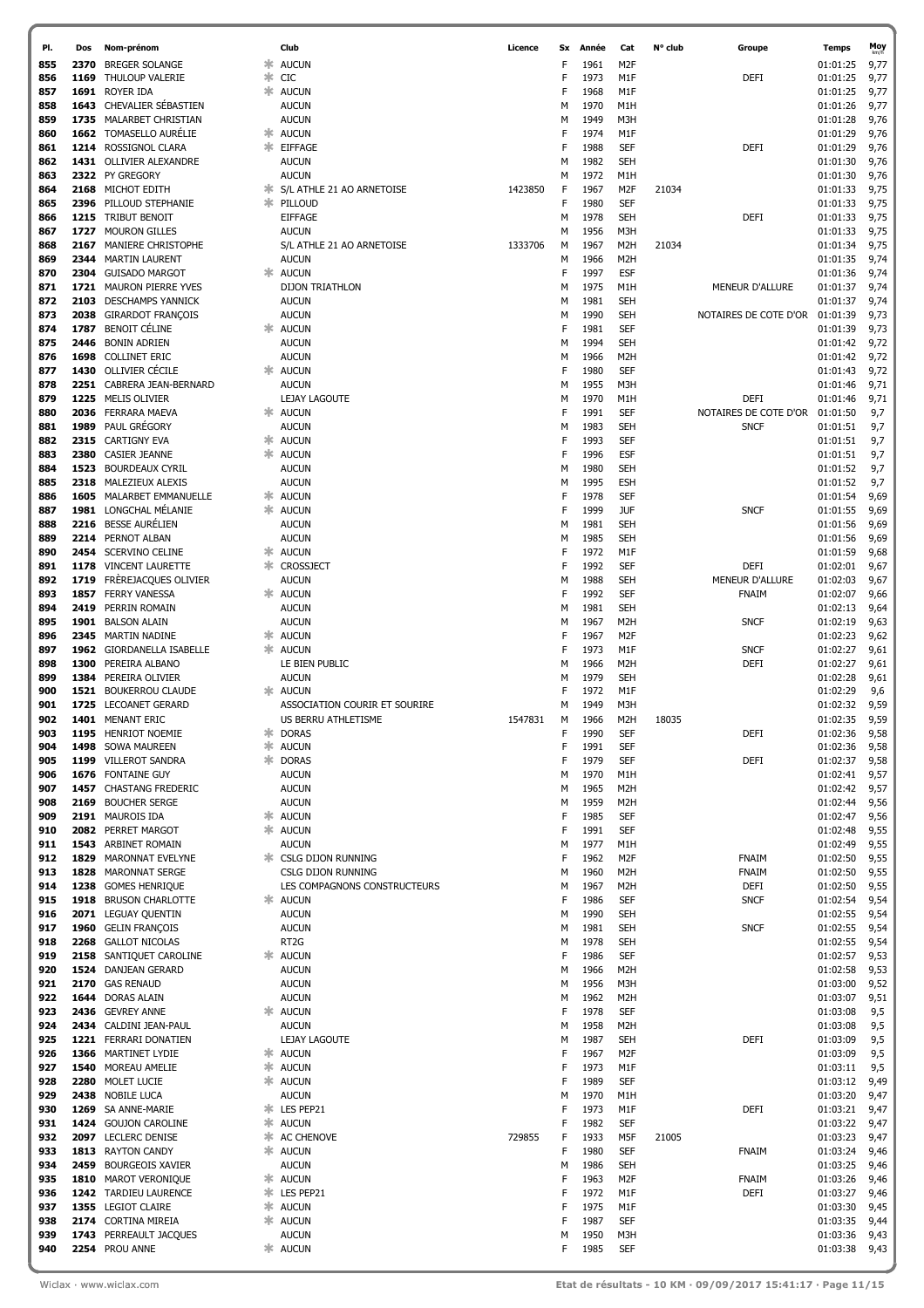| Pl. | Dos | Nom-prénom | | Club | Licence | Sx | Année | Cat | N° club | Groupe | Temps | Moy km/h |
|---|---|---|---|---|---|---|---|---|---|---|---|---|
| 855 | 2370 | BREGER SOLANGE | * | AUCUN | | F | 1961 | M2F | | | 01:01:25 | 9,77 |
| 856 | 1169 | THULOUP VALERIE | * | CIC | | F | 1973 | M1F | | DEFI | 01:01:25 | 9,77 |
| 857 | 1691 | ROYER IDA | * | AUCUN | | F | 1968 | M1F | | | 01:01:25 | 9,77 |
| 858 | 1643 | CHEVALIER SÉBASTIEN | | AUCUN | | M | 1970 | M1H | | | 01:01:26 | 9,77 |
| 859 | 1735 | MALARBET CHRISTIAN | | AUCUN | | M | 1949 | M3H | | | 01:01:28 | 9,76 |
| 860 | 1662 | TOMASELLO AURÉLIE | * | AUCUN | | F | 1974 | M1F | | | 01:01:29 | 9,76 |
| 861 | 1214 | ROSSIGNOL CLARA | * | EIFFAGE | | F | 1988 | SEF | | DEFI | 01:01:29 | 9,76 |
| 862 | 1431 | OLLIVIER ALEXANDRE | | AUCUN | | M | 1982 | SEH | | | 01:01:30 | 9,76 |
| 863 | 2322 | PY GREGORY | | AUCUN | | M | 1972 | M1H | | | 01:01:30 | 9,76 |
| 864 | 2168 | MICHOT EDITH | * | S/L ATHLE 21 AO ARNETOISE | 1423850 | F | 1967 | M2F | 21034 | | 01:01:33 | 9,75 |
| 865 | 2396 | PILLOUD STEPHANIE | * | PILLOUD | | F | 1980 | SEF | | | 01:01:33 | 9,75 |
| 866 | 1215 | TRIBUT BENOIT | | EIFFAGE | | M | 1978 | SEH | | DEFI | 01:01:33 | 9,75 |
| 867 | 1727 | MOURON GILLES | | AUCUN | | M | 1956 | M3H | | | 01:01:33 | 9,75 |
| 868 | 2167 | MANIERE CHRISTOPHE | | S/L ATHLE 21 AO ARNETOISE | 1333706 | M | 1967 | M2H | 21034 | | 01:01:34 | 9,75 |
| 869 | 2344 | MARTIN LAURENT | | AUCUN | | M | 1966 | M2H | | | 01:01:35 | 9,74 |
| 870 | 2304 | GUISADO MARGOT | * | AUCUN | | F | 1997 | ESF | | | 01:01:36 | 9,74 |
| 871 | 1721 | MAURON PIERRE YVES | | DIJON TRIATHLON | | M | 1975 | M1H | | MENEUR D'ALLURE | 01:01:37 | 9,74 |
| 872 | 2103 | DESCHAMPS YANNICK | | AUCUN | | M | 1981 | SEH | | | 01:01:37 | 9,74 |
| 873 | 2038 | GIRARDOT FRANÇOIS | | AUCUN | | M | 1990 | SEH | | NOTAIRES DE COTE D'OR | 01:01:39 | 9,73 |
| 874 | 1787 | BENOIT CÉLINE | * | AUCUN | | F | 1981 | SEF | | | 01:01:39 | 9,73 |
| 875 | 2446 | BONIN ADRIEN | | AUCUN | | M | 1994 | SEH | | | 01:01:42 | 9,72 |
| 876 | 1698 | COLLINET ERIC | | AUCUN | | M | 1966 | M2H | | | 01:01:42 | 9,72 |
| 877 | 1430 | OLLIVIER CÉCILE | * | AUCUN | | F | 1980 | SEF | | | 01:01:43 | 9,72 |
| 878 | 2251 | CABRERA JEAN-BERNARD | | AUCUN | | M | 1955 | M3H | | | 01:01:46 | 9,71 |
| 879 | 1225 | MELIS OLIVIER | | LEJAY LAGOUTE | | M | 1970 | M1H | | DEFI | 01:01:46 | 9,71 |
| 880 | 2036 | FERRARA MAEVA | * | AUCUN | | F | 1991 | SEF | | NOTAIRES DE COTE D'OR | 01:01:50 | 9,7 |
| 881 | 1989 | PAUL GRÉGORY | | AUCUN | | M | 1983 | SEH | | SNCF | 01:01:51 | 9,7 |
| 882 | 2315 | CARTIGNY EVA | * | AUCUN | | F | 1993 | SEF | | | 01:01:51 | 9,7 |
| 883 | 2380 | CASIER JEANNE | * | AUCUN | | F | 1996 | ESF | | | 01:01:51 | 9,7 |
| 884 | 1523 | BOURDEAUX CYRIL | | AUCUN | | M | 1980 | SEH | | | 01:01:52 | 9,7 |
| 885 | 2318 | MALEZIEUX ALEXIS | | AUCUN | | M | 1995 | ESH | | | 01:01:52 | 9,7 |
| 886 | 1605 | MALARBET EMMANUELLE | * | AUCUN | | F | 1978 | SEF | | | 01:01:54 | 9,69 |
| 887 | 1981 | LONGCHAL MÉLANIE | * | AUCUN | | F | 1999 | JUF | | SNCF | 01:01:55 | 9,69 |
| 888 | 2216 | BESSE AURÉLIEN | | AUCUN | | M | 1981 | SEH | | | 01:01:56 | 9,69 |
| 889 | 2214 | PERNOT ALBAN | | AUCUN | | M | 1985 | SEH | | | 01:01:56 | 9,69 |
| 890 | 2454 | SCERVINO CELINE | * | AUCUN | | F | 1972 | M1F | | | 01:01:59 | 9,68 |
| 891 | 1178 | VINCENT LAURETTE | * | CROSSJECT | | F | 1992 | SEF | | DEFI | 01:02:01 | 9,67 |
| 892 | 1719 | FRÈREJACQUES OLIVIER | | AUCUN | | M | 1988 | SEH | | MENEUR D'ALLURE | 01:02:03 | 9,67 |
| 893 | 1857 | FERRY VANESSA | * | AUCUN | | F | 1992 | SEF | | FNAIM | 01:02:07 | 9,66 |
| 894 | 2419 | PERRIN ROMAIN | | AUCUN | | M | 1981 | SEH | | | 01:02:13 | 9,64 |
| 895 | 1901 | BALSON ALAIN | | AUCUN | | M | 1967 | M2H | | SNCF | 01:02:19 | 9,63 |
| 896 | 2345 | MARTIN NADINE | * | AUCUN | | F | 1967 | M2F | | | 01:02:23 | 9,62 |
| 897 | 1962 | GIORDANELLA ISABELLE | * | AUCUN | | F | 1973 | M1F | | SNCF | 01:02:27 | 9,61 |
| 898 | 1300 | PEREIRA ALBANO | | LE BIEN PUBLIC | | M | 1966 | M2H | | DEFI | 01:02:27 | 9,61 |
| 899 | 1384 | PEREIRA OLIVIER | | AUCUN | | M | 1979 | SEH | | | 01:02:28 | 9,61 |
| 900 | 1521 | BOUKERROU CLAUDE | * | AUCUN | | F | 1972 | M1F | | | 01:02:29 | 9,6 |
| 901 | 1725 | LECOANET GERARD | | ASSOCIATION COURIR ET SOURIRE | | M | 1949 | M3H | | | 01:02:32 | 9,59 |
| 902 | 1401 | MENANT ERIC | | US BERRU ATHLETISME | 1547831 | M | 1966 | M2H | 18035 | | 01:02:35 | 9,59 |
| 903 | 1195 | HENRIOT NOEMIE | * | DORAS | | F | 1990 | SEF | | DEFI | 01:02:36 | 9,58 |
| 904 | 1498 | SOWA MAUREEN | * | AUCUN | | F | 1991 | SEF | | | 01:02:36 | 9,58 |
| 905 | 1199 | VILLEROT SANDRA | * | DORAS | | F | 1979 | SEF | | DEFI | 01:02:37 | 9,58 |
| 906 | 1676 | FONTAINE GUY | | AUCUN | | M | 1970 | M1H | | | 01:02:41 | 9,57 |
| 907 | 1457 | CHASTANG FREDERIC | | AUCUN | | M | 1965 | M2H | | | 01:02:42 | 9,57 |
| 908 | 2169 | BOUCHER SERGE | | AUCUN | | M | 1959 | M2H | | | 01:02:44 | 9,56 |
| 909 | 2191 | MAUROIS IDA | * | AUCUN | | F | 1985 | SEF | | | 01:02:47 | 9,56 |
| 910 | 2082 | PERRET MARGOT | * | AUCUN | | F | 1991 | SEF | | | 01:02:48 | 9,55 |
| 911 | 1543 | ARBINET ROMAIN | | AUCUN | | M | 1977 | M1H | | | 01:02:49 | 9,55 |
| 912 | 1829 | MARONNAT EVELYNE | * | CSLG DIJON RUNNING | | F | 1962 | M2F | | FNAIM | 01:02:50 | 9,55 |
| 913 | 1828 | MARONNAT SERGE | | CSLG DIJON RUNNING | | M | 1960 | M2H | | FNAIM | 01:02:50 | 9,55 |
| 914 | 1238 | GOMES HENRIQUE | | LES COMPAGNONS CONSTRUCTEURS | | M | 1967 | M2H | | DEFI | 01:02:50 | 9,55 |
| 915 | 1918 | BRUSON CHARLOTTE | * | AUCUN | | F | 1986 | SEF | | SNCF | 01:02:54 | 9,54 |
| 916 | 2071 | LEGUAY QUENTIN | | AUCUN | | M | 1990 | SEH | | | 01:02:55 | 9,54 |
| 917 | 1960 | GELIN FRANÇOIS | | AUCUN | | M | 1981 | SEH | | SNCF | 01:02:55 | 9,54 |
| 918 | 2268 | GALLOT NICOLAS | | RT2G | | M | 1978 | SEH | | | 01:02:55 | 9,54 |
| 919 | 2158 | SANTIQUET CAROLINE | * | AUCUN | | F | 1986 | SEF | | | 01:02:57 | 9,53 |
| 920 | 1524 | DANJEAN GERARD | | AUCUN | | M | 1966 | M2H | | | 01:02:58 | 9,53 |
| 921 | 2170 | GAS RENAUD | | AUCUN | | M | 1956 | M3H | | | 01:03:00 | 9,52 |
| 922 | 1644 | DORAS ALAIN | | AUCUN | | M | 1962 | M2H | | | 01:03:07 | 9,51 |
| 923 | 2436 | GEVREY ANNE | * | AUCUN | | F | 1978 | SEF | | | 01:03:08 | 9,5 |
| 924 | 2434 | CALDINI JEAN-PAUL | | AUCUN | | M | 1958 | M2H | | | 01:03:08 | 9,5 |
| 925 | 1221 | FERRARI DONATIEN | | LEJAY LAGOUTE | | M | 1987 | SEH | | DEFI | 01:03:09 | 9,5 |
| 926 | 1366 | MARTINET LYDIE | * | AUCUN | | F | 1967 | M2F | | | 01:03:09 | 9,5 |
| 927 | 1540 | MOREAU AMELIE | * | AUCUN | | F | 1973 | M1F | | | 01:03:11 | 9,5 |
| 928 | 2280 | MOLET LUCIE | * | AUCUN | | F | 1989 | SEF | | | 01:03:12 | 9,49 |
| 929 | 2438 | NOBILE LUCA | | AUCUN | | M | 1970 | M1H | | | 01:03:20 | 9,47 |
| 930 | 1269 | SA ANNE-MARIE | * | LES PEP21 | | F | 1973 | M1F | | DEFI | 01:03:21 | 9,47 |
| 931 | 1424 | GOUJON CAROLINE | * | AUCUN | | F | 1982 | SEF | | | 01:03:22 | 9,47 |
| 932 | 2097 | LECLERC DENISE | * | AC CHENOVE | 729855 | F | 1933 | M5F | 21005 | | 01:03:23 | 9,47 |
| 933 | 1813 | RAYTON CANDY | * | AUCUN | | F | 1980 | SEF | | FNAIM | 01:03:24 | 9,46 |
| 934 | 2459 | BOURGEOIS XAVIER | | AUCUN | | M | 1986 | SEH | | | 01:03:25 | 9,46 |
| 935 | 1810 | MAROT VERONIQUE | * | AUCUN | | F | 1963 | M2F | | FNAIM | 01:03:26 | 9,46 |
| 936 | 1242 | TARDIEU LAURENCE | * | LES PEP21 | | F | 1972 | M1F | | DEFI | 01:03:27 | 9,46 |
| 937 | 1355 | LEGIOT CLAIRE | * | AUCUN | | F | 1975 | M1F | | | 01:03:30 | 9,45 |
| 938 | 2174 | CORTINA MIREIA | * | AUCUN | | F | 1987 | SEF | | | 01:03:35 | 9,44 |
| 939 | 1743 | PERREAULT JACQUES | | AUCUN | | M | 1950 | M3H | | | 01:03:36 | 9,43 |
| 940 | 2254 | PROU ANNE | * | AUCUN | | F | 1985 | SEF | | | 01:03:38 | 9,43 |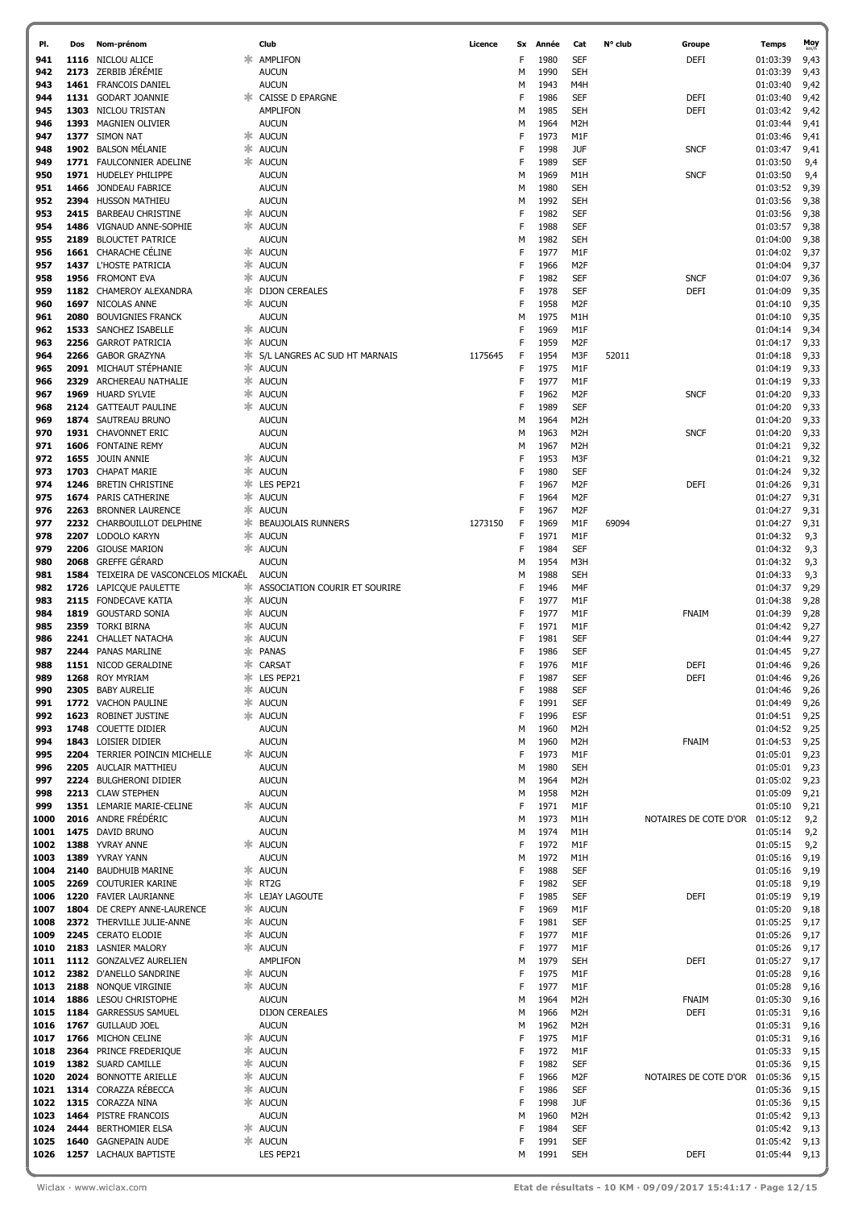| Pl. | Dos | Nom-prénom | | Club | Licence | Sx | Année | Cat | N° club | Groupe | Temps | Moy km/h |
|---|---|---|---|---|---|---|---|---|---|---|---|---|
| 941 | 1116 | NICLOU ALICE | * | AMPLIFON | | F | 1980 | SEF | | DEFI | 01:03:39 | 9,43 |
| 942 | 2173 | ZERBIB JÉRÉMIE | | AUCUN | | M | 1990 | SEH | | | 01:03:39 | 9,43 |
| 943 | 1461 | FRANCOIS DANIEL | | AUCUN | | M | 1943 | M4H | | | 01:03:40 | 9,42 |
| 944 | 1131 | GODART JOANNIE | * | CAISSE D EPARGNE | | F | 1986 | SEF | | DEFI | 01:03:40 | 9,42 |
| 945 | 1303 | NICLOU TRISTAN | | AMPLIFON | | M | 1985 | SEH | | DEFI | 01:03:42 | 9,42 |
| 946 | 1393 | MAGNIEN OLIVIER | | AUCUN | | M | 1964 | M2H | | | 01:03:44 | 9,41 |
| 947 | 1377 | SIMON NAT | * | AUCUN | | F | 1973 | M1F | | | 01:03:46 | 9,41 |
| 948 | 1902 | BALSON MÉLANIE | * | AUCUN | | F | 1998 | JUF | | SNCF | 01:03:47 | 9,41 |
| 949 | 1771 | FAULCONNIER ADELINE | * | AUCUN | | F | 1989 | SEF | | | 01:03:50 | 9,4 |
| 950 | 1971 | HUDELEY PHILIPPE | | AUCUN | | M | 1969 | M1H | | SNCF | 01:03:50 | 9,4 |
| 951 | 1466 | JONDEAU FABRICE | | AUCUN | | M | 1980 | SEH | | | 01:03:52 | 9,39 |
| 952 | 2394 | HUSSON MATHIEU | | AUCUN | | M | 1992 | SEH | | | 01:03:56 | 9,38 |
| 953 | 2415 | BARBEAU CHRISTINE | * | AUCUN | | F | 1982 | SEF | | | 01:03:56 | 9,38 |
| 954 | 1486 | VIGNAUD ANNE-SOPHIE | * | AUCUN | | F | 1988 | SEF | | | 01:03:57 | 9,38 |
| 955 | 2189 | BLOUCTET PATRICE | | AUCUN | | M | 1982 | SEH | | | 01:04:00 | 9,38 |
| 956 | 1661 | CHARACHE CÉLINE | * | AUCUN | | F | 1977 | M1F | | | 01:04:02 | 9,37 |
| 957 | 1437 | L'HOSTE PATRICIA | * | AUCUN | | F | 1966 | M2F | | | 01:04:04 | 9,37 |
| 958 | 1956 | FROMONT EVA | * | AUCUN | | F | 1982 | SEF | | SNCF | 01:04:07 | 9,36 |
| 959 | 1182 | CHAMEROY ALEXANDRA | * | DIJON CEREALES | | F | 1978 | SEF | | DEFI | 01:04:09 | 9,35 |
| 960 | 1697 | NICOLAS ANNE | * | AUCUN | | F | 1958 | M2F | | | 01:04:10 | 9,35 |
| 961 | 2080 | BOUVIGNIES FRANCK | | AUCUN | | M | 1975 | M1H | | | 01:04:10 | 9,35 |
| 962 | 1533 | SANCHEZ ISABELLE | * | AUCUN | | F | 1969 | M1F | | | 01:04:14 | 9,34 |
| 963 | 2256 | GARROT PATRICIA | * | AUCUN | | F | 1959 | M2F | | | 01:04:17 | 9,33 |
| 964 | 2266 | GABOR GRAZYNA | * | S/L LANGRES AC SUD HT MARNAIS | 1175645 | F | 1954 | M3F | 52011 | | 01:04:18 | 9,33 |
| 965 | 2091 | MICHAUT STÉPHANIE | * | AUCUN | | F | 1975 | M1F | | | 01:04:19 | 9,33 |
| 966 | 2329 | ARCHEREAU NATHALIE | * | AUCUN | | F | 1977 | M1F | | | 01:04:19 | 9,33 |
| 967 | 1969 | HUARD SYLVIE | * | AUCUN | | F | 1962 | M2F | | SNCF | 01:04:20 | 9,33 |
| 968 | 2124 | GATTEAUT PAULINE | * | AUCUN | | F | 1989 | SEF | | | 01:04:20 | 9,33 |
| 969 | 1874 | SAUTREAU BRUNO | | AUCUN | | M | 1964 | M2H | | | 01:04:20 | 9,33 |
| 970 | 1931 | CHAVONNET ERIC | | AUCUN | | M | 1963 | M2H | | SNCF | 01:04:20 | 9,33 |
| 971 | 1606 | FONTAINE REMY | | AUCUN | | M | 1967 | M2H | | | 01:04:21 | 9,32 |
| 972 | 1655 | JOUIN ANNIE | * | AUCUN | | F | 1953 | M3F | | | 01:04:21 | 9,32 |
| 973 | 1703 | CHAPAT MARIE | * | AUCUN | | F | 1980 | SEF | | | 01:04:24 | 9,32 |
| 974 | 1246 | BRETIN CHRISTINE | * | LES PEP21 | | F | 1967 | M2F | | DEFI | 01:04:26 | 9,31 |
| 975 | 1674 | PARIS CATHERINE | * | AUCUN | | F | 1964 | M2F | | | 01:04:27 | 9,31 |
| 976 | 2263 | BRONNER LAURENCE | * | AUCUN | | F | 1967 | M2F | | | 01:04:27 | 9,31 |
| 977 | 2232 | CHARBOUILLOT DELPHINE | * | BEAUJOLAIS RUNNERS | 1273150 | F | 1969 | M1F | 69094 | | 01:04:27 | 9,31 |
| 978 | 2207 | LODOLO KARYN | * | AUCUN | | F | 1971 | M1F | | | 01:04:32 | 9,3 |
| 979 | 2206 | GIOUSE MARION | * | AUCUN | | F | 1984 | SEF | | | 01:04:32 | 9,3 |
| 980 | 2068 | GREFFE GÉRARD | | AUCUN | | M | 1954 | M3H | | | 01:04:32 | 9,3 |
| 981 | 1584 | TEIXEIRA DE VASCONCELOS MICKAËL | | AUCUN | | M | 1988 | SEH | | | 01:04:33 | 9,3 |
| 982 | 1726 | LAPICQUE PAULETTE | * | ASSOCIATION COURIR ET SOURIRE | | F | 1946 | M4F | | | 01:04:37 | 9,29 |
| 983 | 2115 | FONDECAVE KATIA | * | AUCUN | | F | 1977 | M1F | | | 01:04:38 | 9,28 |
| 984 | 1819 | GOUSTARD SONIA | * | AUCUN | | F | 1977 | M1F | | FNAIM | 01:04:39 | 9,28 |
| 985 | 2359 | TORKI BIRNA | * | AUCUN | | F | 1971 | M1F | | | 01:04:42 | 9,27 |
| 986 | 2241 | CHALLET NATACHA | * | AUCUN | | F | 1981 | SEF | | | 01:04:44 | 9,27 |
| 987 | 2244 | PANAS MARLINE | * | PANAS | | F | 1986 | SEF | | | 01:04:45 | 9,27 |
| 988 | 1151 | NICOD GERALDINE | * | CARSAT | | F | 1976 | M1F | | DEFI | 01:04:46 | 9,26 |
| 989 | 1268 | ROY MYRIAM | * | LES PEP21 | | F | 1987 | SEF | | DEFI | 01:04:46 | 9,26 |
| 990 | 2305 | BABY AURELIE | * | AUCUN | | F | 1988 | SEF | | | 01:04:46 | 9,26 |
| 991 | 1772 | VACHON PAULINE | * | AUCUN | | F | 1991 | SEF | | | 01:04:49 | 9,26 |
| 992 | 1623 | ROBINET JUSTINE | * | AUCUN | | F | 1996 | ESF | | | 01:04:51 | 9,25 |
| 993 | 1748 | COUETTE DIDIER | | AUCUN | | M | 1960 | M2H | | | 01:04:52 | 9,25 |
| 994 | 1843 | LOISIER DIDIER | | AUCUN | | M | 1960 | M2H | | FNAIM | 01:04:53 | 9,25 |
| 995 | 2204 | TERRIER POINCIN MICHELLE | * | AUCUN | | F | 1973 | M1F | | | 01:05:01 | 9,23 |
| 996 | 2205 | AUCLAIR MATTHIEU | | AUCUN | | M | 1980 | SEH | | | 01:05:01 | 9,23 |
| 997 | 2224 | BULGHERONI DIDIER | | AUCUN | | M | 1964 | M2H | | | 01:05:02 | 9,23 |
| 998 | 2213 | CLAW STEPHEN | | AUCUN | | M | 1958 | M2H | | | 01:05:09 | 9,21 |
| 999 | 1351 | LEMARIE MARIE-CELINE | * | AUCUN | | F | 1971 | M1F | | | 01:05:10 | 9,21 |
| 1000 | 2016 | ANDRE FRÉDÉRIC | | AUCUN | | M | 1973 | M1H | | NOTAIRES DE COTE D'OR | 01:05:12 | 9,2 |
| 1001 | 1475 | DAVID BRUNO | | AUCUN | | M | 1974 | M1H | | | 01:05:14 | 9,2 |
| 1002 | 1388 | YVRAY ANNE | * | AUCUN | | F | 1972 | M1F | | | 01:05:15 | 9,2 |
| 1003 | 1389 | YVRAY YANN | | AUCUN | | M | 1972 | M1H | | | 01:05:16 | 9,19 |
| 1004 | 2140 | BAUDHUIB MARINE | * | AUCUN | | F | 1988 | SEF | | | 01:05:16 | 9,19 |
| 1005 | 2269 | COUTURIER KARINE | * | RT2G | | F | 1982 | SEF | | | 01:05:18 | 9,19 |
| 1006 | 1220 | FAVIER LAURIANNE | * | LEJAY LAGOUTE | | F | 1985 | SEF | | DEFI | 01:05:19 | 9,19 |
| 1007 | 1804 | DE CREPY ANNE-LAURENCE | * | AUCUN | | F | 1969 | M1F | | | 01:05:20 | 9,18 |
| 1008 | 2372 | THERVILLE JULIE-ANNE | * | AUCUN | | F | 1981 | SEF | | | 01:05:25 | 9,17 |
| 1009 | 2245 | CERATO ELODIE | * | AUCUN | | F | 1977 | M1F | | | 01:05:26 | 9,17 |
| 1010 | 2183 | LASNIER MALORY | * | AUCUN | | F | 1977 | M1F | | | 01:05:26 | 9,17 |
| 1011 | 1112 | GONZALVEZ AURELIEN | | AMPLIFON | | M | 1979 | SEH | | DEFI | 01:05:27 | 9,17 |
| 1012 | 2382 | D'ANELLO SANDRINE | * | AUCUN | | F | 1975 | M1F | | | 01:05:28 | 9,16 |
| 1013 | 2188 | NONQUE VIRGINIE | * | AUCUN | | F | 1977 | M1F | | | 01:05:28 | 9,16 |
| 1014 | 1886 | LESOU CHRISTOPHE | | AUCUN | | M | 1964 | M2H | | FNAIM | 01:05:30 | 9,16 |
| 1015 | 1184 | GARRESSUS SAMUEL | | DIJON CEREALES | | M | 1966 | M2H | | DEFI | 01:05:31 | 9,16 |
| 1016 | 1767 | GUILLAUD JOEL | | AUCUN | | M | 1962 | M2H | | | 01:05:31 | 9,16 |
| 1017 | 1766 | MICHON CELINE | * | AUCUN | | F | 1975 | M1F | | | 01:05:31 | 9,16 |
| 1018 | 2364 | PRINCE FREDERIQUE | * | AUCUN | | F | 1972 | M1F | | | 01:05:33 | 9,15 |
| 1019 | 1382 | SUARD CAMILLE | * | AUCUN | | F | 1982 | SEF | | | 01:05:36 | 9,15 |
| 1020 | 2024 | BONNOTTE ARIELLE | * | AUCUN | | F | 1966 | M2F | | NOTAIRES DE COTE D'OR | 01:05:36 | 9,15 |
| 1021 | 1314 | CORAZZA RÉBECCA | * | AUCUN | | F | 1986 | SEF | | | 01:05:36 | 9,15 |
| 1022 | 1315 | CORAZZA NINA | * | AUCUN | | F | 1998 | JUF | | | 01:05:36 | 9,15 |
| 1023 | 1464 | PISTRE FRANCOIS | | AUCUN | | M | 1960 | M2H | | | 01:05:42 | 9,13 |
| 1024 | 2444 | BERTHOMIER ELSA | * | AUCUN | | F | 1984 | SEF | | | 01:05:42 | 9,13 |
| 1025 | 1640 | GAGNEPAIN AUDE | * | AUCUN | | F | 1991 | SEF | | | 01:05:42 | 9,13 |
| 1026 | 1257 | LACHAUX BAPTISTE | | LES PEP21 | | M | 1991 | SEH | | DEFI | 01:05:44 | 9,13 |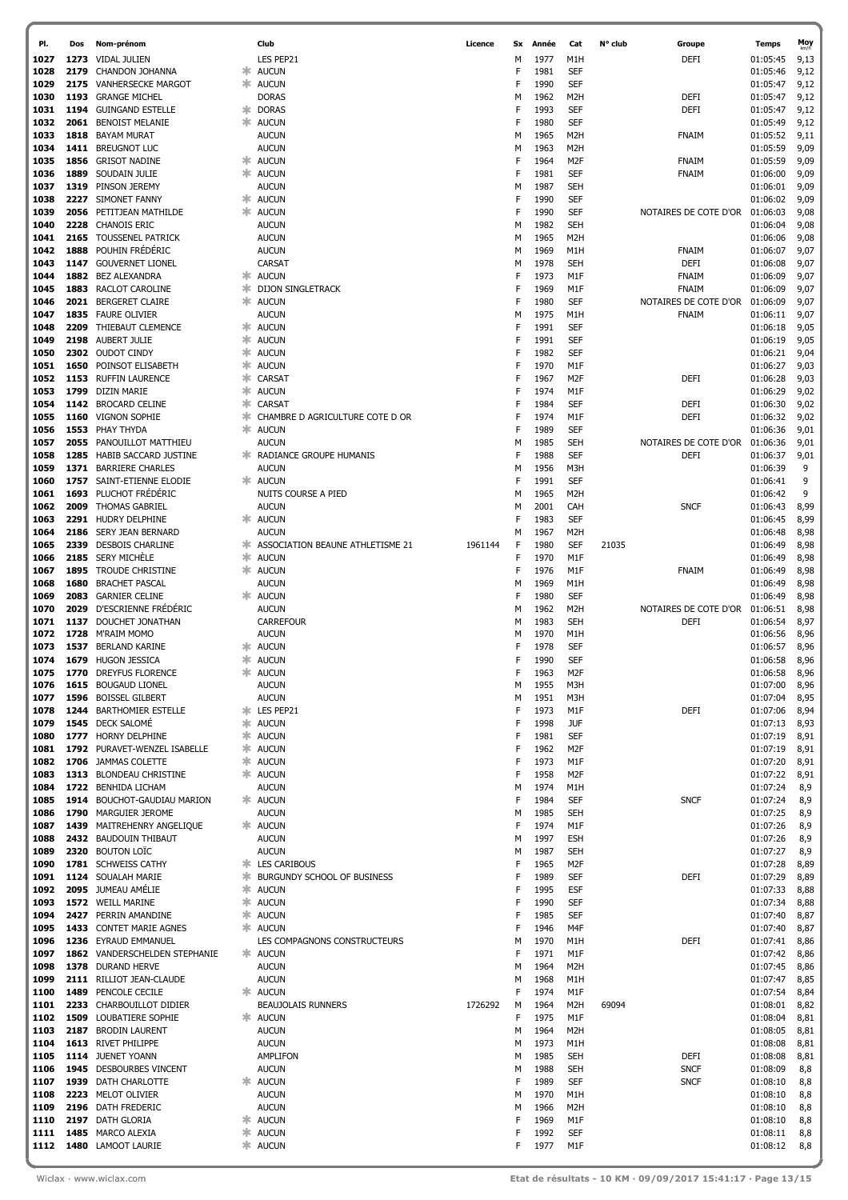| Pl. | Dos | Nom-prénom | | Club | Licence | Sx | Année | Cat | N° club | Groupe | Temps | Moy km/h |
|---|---|---|---|---|---|---|---|---|---|---|---|---|
| 1027 | 1273 | VIDAL JULIEN | | LES PEP21 | | M | 1977 | M1H | | DEFI | 01:05:45 | 9,13 |
| 1028 | 2179 | CHANDON JOHANNA | * | AUCUN | | F | 1981 | SEF | | | 01:05:46 | 9,12 |
| 1029 | 2175 | VANHERSECKE MARGOT | * | AUCUN | | F | 1990 | SEF | | | 01:05:47 | 9,12 |
| 1030 | 1193 | GRANGE MICHEL | | DORAS | | M | 1962 | M2H | | DEFI | 01:05:47 | 9,12 |
| 1031 | 1194 | GUINGAND ESTELLE | * | DORAS | | F | 1993 | SEF | | DEFI | 01:05:47 | 9,12 |
| 1032 | 2061 | BENOIST MELANIE | * | AUCUN | | F | 1980 | SEF | | | 01:05:49 | 9,12 |
| 1033 | 1818 | BAYAM MURAT | | AUCUN | | M | 1965 | M2H | | FNAIM | 01:05:52 | 9,11 |
| 1034 | 1411 | BREUGNOT LUC | | AUCUN | | M | 1963 | M2H | | | 01:05:59 | 9,09 |
| 1035 | 1856 | GRISOT NADINE | * | AUCUN | | F | 1964 | M2F | | FNAIM | 01:05:59 | 9,09 |
| 1036 | 1889 | SOUDAIN JULIE | * | AUCUN | | F | 1981 | SEF | | FNAIM | 01:06:00 | 9,09 |
| 1037 | 1319 | PINSON JEREMY | | AUCUN | | M | 1987 | SEH | | | 01:06:01 | 9,09 |
| 1038 | 2227 | SIMONET FANNY | * | AUCUN | | F | 1990 | SEF | | | 01:06:02 | 9,09 |
| 1039 | 2056 | PETITJEAN MATHILDE | * | AUCUN | | F | 1990 | SEF | | NOTAIRES DE COTE D'OR | 01:06:03 | 9,08 |
| 1040 | 2228 | CHANOIS ERIC | | AUCUN | | M | 1982 | SEH | | | 01:06:04 | 9,08 |
| 1041 | 2165 | TOUSSENEL PATRICK | | AUCUN | | M | 1965 | M2H | | | 01:06:06 | 9,08 |
| 1042 | 1888 | POUHIN FRÉDÉRIC | | AUCUN | | M | 1969 | M1H | | FNAIM | 01:06:07 | 9,07 |
| 1043 | 1147 | GOUVERNET LIONEL | | CARSAT | | M | 1978 | SEH | | DEFI | 01:06:08 | 9,07 |
| 1044 | 1882 | BEZ ALEXANDRA | * | AUCUN | | F | 1973 | M1F | | FNAIM | 01:06:09 | 9,07 |
| 1045 | 1883 | RACLOT CAROLINE | * | DIJON SINGLETRACK | | F | 1969 | M1F | | FNAIM | 01:06:09 | 9,07 |
| 1046 | 2021 | BERGERET CLAIRE | * | AUCUN | | F | 1980 | SEF | | NOTAIRES DE COTE D'OR | 01:06:09 | 9,07 |
| 1047 | 1835 | FAURE OLIVIER | | AUCUN | | M | 1975 | M1H | | FNAIM | 01:06:11 | 9,07 |
| 1048 | 2209 | THIEBAUT CLEMENCE | * | AUCUN | | F | 1991 | SEF | | | 01:06:18 | 9,05 |
| 1049 | 2198 | AUBERT JULIE | * | AUCUN | | F | 1991 | SEF | | | 01:06:19 | 9,05 |
| 1050 | 2302 | OUDOT CINDY | * | AUCUN | | F | 1982 | SEF | | | 01:06:21 | 9,04 |
| 1051 | 1650 | POINSOT ELISABETH | * | AUCUN | | F | 1970 | M1F | | | 01:06:27 | 9,03 |
| 1052 | 1153 | RUFFIN LAURENCE | * | CARSAT | | F | 1967 | M2F | | DEFI | 01:06:28 | 9,03 |
| 1053 | 1799 | DIZIN MARIE | * | AUCUN | | F | 1974 | M1F | | | 01:06:29 | 9,02 |
| 1054 | 1142 | BROCARD CELINE | * | CARSAT | | F | 1984 | SEF | | DEFI | 01:06:30 | 9,02 |
| 1055 | 1160 | VIGNON SOPHIE | * | CHAMBRE D AGRICULTURE COTE D OR | | F | 1974 | M1F | | DEFI | 01:06:32 | 9,02 |
| 1056 | 1553 | PHAY THYDA | * | AUCUN | | F | 1989 | SEF | | | 01:06:36 | 9,01 |
| 1057 | 2055 | PANOUILLOT MATTHIEU | | AUCUN | | M | 1985 | SEH | | NOTAIRES DE COTE D'OR | 01:06:36 | 9,01 |
| 1058 | 1285 | HABIB SACCARD JUSTINE | * | RADIANCE GROUPE HUMANIS | | F | 1988 | SEF | | DEFI | 01:06:37 | 9,01 |
| 1059 | 1371 | BARRIERE CHARLES | | AUCUN | | M | 1956 | M3H | | | 01:06:39 | 9 |
| 1060 | 1757 | SAINT-ETIENNE ELODIE | * | AUCUN | | F | 1991 | SEF | | | 01:06:41 | 9 |
| 1061 | 1693 | PLUCHOT FRÉDÉRIC | | NUITS COURSE A PIED | | M | 1965 | M2H | | | 01:06:42 | 9 |
| 1062 | 2009 | THOMAS GABRIEL | | AUCUN | | M | 2001 | CAH | | SNCF | 01:06:43 | 8,99 |
| 1063 | 2291 | HUDRY DELPHINE | * | AUCUN | | F | 1983 | SEF | | | 01:06:45 | 8,99 |
| 1064 | 2186 | SERY JEAN BERNARD | | AUCUN | | M | 1967 | M2H | | | 01:06:48 | 8,98 |
| 1065 | 2339 | DESBOIS CHARLINE | * | ASSOCIATION BEAUNE ATHLETISME 21 | 1961144 | F | 1980 | SEF | 21035 | | 01:06:49 | 8,98 |
| 1066 | 2185 | SERY MICHÈLE | * | AUCUN | | F | 1970 | M1F | | | 01:06:49 | 8,98 |
| 1067 | 1895 | TROUDE CHRISTINE | * | AUCUN | | F | 1976 | M1F | | FNAIM | 01:06:49 | 8,98 |
| 1068 | 1680 | BRACHET PASCAL | | AUCUN | | M | 1969 | M1H | | | 01:06:49 | 8,98 |
| 1069 | 2083 | GARNIER CELINE | * | AUCUN | | F | 1980 | SEF | | | 01:06:49 | 8,98 |
| 1070 | 2029 | D'ESCRIENNE FRÉDÉRIC | | AUCUN | | M | 1962 | M2H | | NOTAIRES DE COTE D'OR | 01:06:51 | 8,98 |
| 1071 | 1137 | DOUCHET JONATHAN | | CARREFOUR | | M | 1983 | SEH | | DEFI | 01:06:54 | 8,97 |
| 1072 | 1728 | M'RAIM MOMO | | AUCUN | | M | 1970 | M1H | | | 01:06:56 | 8,96 |
| 1073 | 1537 | BERLAND KARINE | * | AUCUN | | F | 1978 | SEF | | | 01:06:57 | 8,96 |
| 1074 | 1679 | HUGON JESSICA | * | AUCUN | | F | 1990 | SEF | | | 01:06:58 | 8,96 |
| 1075 | 1770 | DREYFUS FLORENCE | * | AUCUN | | F | 1963 | M2F | | | 01:06:58 | 8,96 |
| 1076 | 1615 | BOUGAUD LIONEL | | AUCUN | | M | 1955 | M3H | | | 01:07:00 | 8,96 |
| 1077 | 1596 | BOISSEL GILBERT | | AUCUN | | M | 1951 | M3H | | | 01:07:04 | 8,95 |
| 1078 | 1244 | BARTHOMIER ESTELLE | * | LES PEP21 | | F | 1973 | M1F | | DEFI | 01:07:06 | 8,94 |
| 1079 | 1545 | DECK SALOMÉ | * | AUCUN | | F | 1998 | JUF | | | 01:07:13 | 8,93 |
| 1080 | 1777 | HORNY DELPHINE | * | AUCUN | | F | 1981 | SEF | | | 01:07:19 | 8,91 |
| 1081 | 1792 | PURAVET-WENZEL ISABELLE | * | AUCUN | | F | 1962 | M2F | | | 01:07:19 | 8,91 |
| 1082 | 1706 | JAMMAS COLETTE | * | AUCUN | | F | 1973 | M1F | | | 01:07:20 | 8,91 |
| 1083 | 1313 | BLONDEAU CHRISTINE | * | AUCUN | | F | 1958 | M2F | | | 01:07:22 | 8,91 |
| 1084 | 1722 | BENHIDA LICHAM | | AUCUN | | M | 1974 | M1H | | | 01:07:24 | 8,9 |
| 1085 | 1914 | BOUCHOT-GAUDIAU MARION | * | AUCUN | | F | 1984 | SEF | | SNCF | 01:07:24 | 8,9 |
| 1086 | 1790 | MARGUIER JEROME | | AUCUN | | M | 1985 | SEH | | | 01:07:25 | 8,9 |
| 1087 | 1439 | MAITREHENRY ANGELIQUE | * | AUCUN | | F | 1974 | M1F | | | 01:07:26 | 8,9 |
| 1088 | 2432 | BAUDOUIN THIBAUT | | AUCUN | | M | 1997 | ESH | | | 01:07:26 | 8,9 |
| 1089 | 2320 | BOUTON LOÏC | | AUCUN | | M | 1987 | SEH | | | 01:07:27 | 8,9 |
| 1090 | 1781 | SCHWEISS CATHY | * | LES CARIBOUS | | F | 1965 | M2F | | | 01:07:28 | 8,89 |
| 1091 | 1124 | SOUALAH MARIE | * | BURGUNDY SCHOOL OF BUSINESS | | F | 1989 | SEF | | DEFI | 01:07:29 | 8,89 |
| 1092 | 2095 | JUMEAU AMÉLIE | * | AUCUN | | F | 1995 | ESF | | | 01:07:33 | 8,88 |
| 1093 | 1572 | WEILL MARINE | * | AUCUN | | F | 1990 | SEF | | | 01:07:34 | 8,88 |
| 1094 | 2427 | PERRIN AMANDINE | * | AUCUN | | F | 1985 | SEF | | | 01:07:40 | 8,87 |
| 1095 | 1433 | CONTET MARIE AGNES | * | AUCUN | | F | 1946 | M4F | | | 01:07:40 | 8,87 |
| 1096 | 1236 | EYRAUD EMMANUEL | | LES COMPAGNONS CONSTRUCTEURS | | M | 1970 | M1H | | DEFI | 01:07:41 | 8,86 |
| 1097 | 1862 | VANDERSCHELDEN STEPHANIE | * | AUCUN | | F | 1971 | M1F | | | 01:07:42 | 8,86 |
| 1098 | 1378 | DURAND HERVE | | AUCUN | | M | 1964 | M2H | | | 01:07:45 | 8,86 |
| 1099 | 2111 | RILLIOT JEAN-CLAUDE | | AUCUN | | M | 1968 | M1H | | | 01:07:47 | 8,85 |
| 1100 | 1489 | PENCOLE CECILE | * | AUCUN | | F | 1974 | M1F | | | 01:07:54 | 8,84 |
| 1101 | 2233 | CHARBOUILLOT DIDIER | | BEAUJOLAIS RUNNERS | 1726292 | M | 1964 | M2H | 69094 | | 01:08:01 | 8,82 |
| 1102 | 1509 | LOUBATIERE SOPHIE | * | AUCUN | | F | 1975 | M1F | | | 01:08:04 | 8,81 |
| 1103 | 2187 | BRODIN LAURENT | | AUCUN | | M | 1964 | M2H | | | 01:08:05 | 8,81 |
| 1104 | 1613 | RIVET PHILIPPE | | AUCUN | | M | 1973 | M1H | | | 01:08:08 | 8,81 |
| 1105 | 1114 | JUENET YOANN | | AMPLIFON | | M | 1985 | SEH | | DEFI | 01:08:08 | 8,81 |
| 1106 | 1945 | DESBOURBES VINCENT | | AUCUN | | M | 1988 | SEH | | SNCF | 01:08:09 | 8,8 |
| 1107 | 1939 | DATH CHARLOTTE | * | AUCUN | | F | 1989 | SEF | | SNCF | 01:08:10 | 8,8 |
| 1108 | 2223 | MELOT OLIVIER | | AUCUN | | M | 1970 | M1H | | | 01:08:10 | 8,8 |
| 1109 | 2196 | DATH FREDERIC | | AUCUN | | M | 1966 | M2H | | | 01:08:10 | 8,8 |
| 1110 | 2197 | DATH GLORIA | * | AUCUN | | F | 1969 | M1F | | | 01:08:10 | 8,8 |
| 1111 | 1485 | MARCO ALEXIA | * | AUCUN | | F | 1992 | SEF | | | 01:08:11 | 8,8 |
| 1112 | 1480 | LAMOOT LAURIE | * | AUCUN | | F | 1977 | M1F | | | 01:08:12 | 8,8 |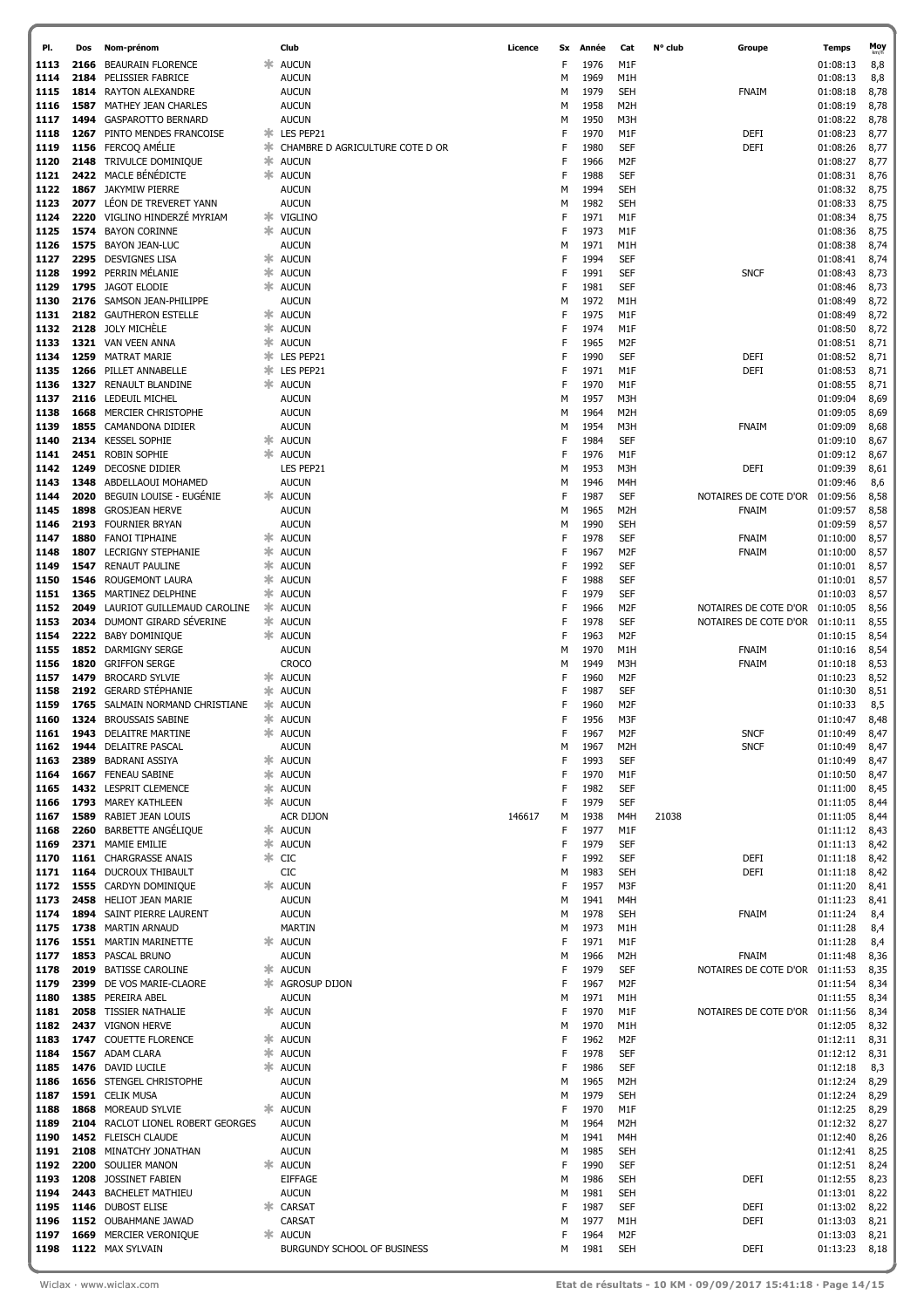| Pl. | Dos | Nom-prénom | | Club | Licence | Sx | Année | Cat | N° club | Groupe | Temps | Moy km/h |
|---|---|---|---|---|---|---|---|---|---|---|---|---|
| 1113 | 2166 | BEAURAIN FLORENCE | * | AUCUN | | F | 1976 | M1F | | | 01:08:13 | 8,8 |
| 1114 | 2184 | PELISSIER FABRICE | | AUCUN | | M | 1969 | M1H | | | 01:08:13 | 8,8 |
| 1115 | 1814 | RAYTON ALEXANDRE | | AUCUN | | M | 1979 | SEH | | FNAIM | 01:08:18 | 8,78 |
| 1116 | 1587 | MATHEY JEAN CHARLES | | AUCUN | | M | 1958 | M2H | | | 01:08:19 | 8,78 |
| 1117 | 1494 | GASPAROTTO BERNARD | | AUCUN | | M | 1950 | M3H | | | 01:08:22 | 8,78 |
| 1118 | 1267 | PINTO MENDES FRANCOISE | * | LES PEP21 | | F | 1970 | M1F | | DEFI | 01:08:23 | 8,77 |
| 1119 | 1156 | FERCOQ AMÉLIE | * | CHAMBRE D AGRICULTURE COTE D OR | | F | 1980 | SEF | | DEFI | 01:08:26 | 8,77 |
| 1120 | 2148 | TRIVULCE DOMINIQUE | * | AUCUN | | F | 1966 | M2F | | | 01:08:27 | 8,77 |
| 1121 | 2422 | MACLE BÉNÉDICTE | * | AUCUN | | F | 1988 | SEF | | | 01:08:31 | 8,76 |
| 1122 | 1867 | JAKYMIW PIERRE | | AUCUN | | M | 1994 | SEH | | | 01:08:32 | 8,75 |
| 1123 | 2077 | LÉON DE TREVERET YANN | | AUCUN | | M | 1982 | SEH | | | 01:08:33 | 8,75 |
| 1124 | 2220 | VIGLINO HINDERZÉ MYRIAM | * | VIGLINO | | F | 1971 | M1F | | | 01:08:34 | 8,75 |
| 1125 | 1574 | BAYON CORINNE | * | AUCUN | | F | 1973 | M1F | | | 01:08:36 | 8,75 |
| 1126 | 1575 | BAYON JEAN-LUC | | AUCUN | | M | 1971 | M1H | | | 01:08:38 | 8,74 |
| 1127 | 2295 | DESVIGNES LISA | * | AUCUN | | F | 1994 | SEF | | | 01:08:41 | 8,74 |
| 1128 | 1992 | PERRIN MÉLANIE | * | AUCUN | | F | 1991 | SEF | | SNCF | 01:08:43 | 8,73 |
| 1129 | 1795 | JAGOT ELODIE | * | AUCUN | | F | 1981 | SEF | | | 01:08:46 | 8,73 |
| 1130 | 2176 | SAMSON JEAN-PHILIPPE | | AUCUN | | M | 1972 | M1H | | | 01:08:49 | 8,72 |
| 1131 | 2182 | GAUTHERON ESTELLE | * | AUCUN | | F | 1975 | M1F | | | 01:08:49 | 8,72 |
| 1132 | 2128 | JOLY MICHÈLE | * | AUCUN | | F | 1974 | M1F | | | 01:08:50 | 8,72 |
| 1133 | 1321 | VAN VEEN ANNA | * | AUCUN | | F | 1965 | M2F | | | 01:08:51 | 8,71 |
| 1134 | 1259 | MATRAT MARIE | * | LES PEP21 | | F | 1990 | SEF | | DEFI | 01:08:52 | 8,71 |
| 1135 | 1266 | PILLET ANNABELLE | * | LES PEP21 | | F | 1971 | M1F | | DEFI | 01:08:53 | 8,71 |
| 1136 | 1327 | RENAULT BLANDINE | * | AUCUN | | F | 1970 | M1F | | | 01:08:55 | 8,71 |
| 1137 | 2116 | LEDEUIL MICHEL | | AUCUN | | M | 1957 | M3H | | | 01:09:04 | 8,69 |
| 1138 | 1668 | MERCIER CHRISTOPHE | | AUCUN | | M | 1964 | M2H | | | 01:09:05 | 8,69 |
| 1139 | 1855 | CAMANDONA DIDIER | | AUCUN | | M | 1954 | M3H | | FNAIM | 01:09:09 | 8,68 |
| 1140 | 2134 | KESSEL SOPHIE | * | AUCUN | | F | 1984 | SEF | | | 01:09:10 | 8,67 |
| 1141 | 2451 | ROBIN SOPHIE | * | AUCUN | | F | 1976 | M1F | | | 01:09:12 | 8,67 |
| 1142 | 1249 | DECOSNE DIDIER | | LES PEP21 | | M | 1953 | M3H | | DEFI | 01:09:39 | 8,61 |
| 1143 | 1348 | ABDELLAOUI MOHAMED | | AUCUN | | M | 1946 | M4H | | | 01:09:46 | 8,6 |
| 1144 | 2020 | BEGUIN LOUISE - EUGÉNIE | * | AUCUN | | F | 1987 | SEF | | NOTAIRES DE COTE D'OR | 01:09:56 | 8,58 |
| 1145 | 1898 | GROSJEAN HERVE | | AUCUN | | M | 1965 | M2H | | FNAIM | 01:09:57 | 8,58 |
| 1146 | 2193 | FOURNIER BRYAN | | AUCUN | | M | 1990 | SEH | | | 01:09:59 | 8,57 |
| 1147 | 1880 | FANOI TIPHAINE | * | AUCUN | | F | 1978 | SEF | | FNAIM | 01:10:00 | 8,57 |
| 1148 | 1807 | LECRIGNY STEPHANIE | * | AUCUN | | F | 1967 | M2F | | FNAIM | 01:10:00 | 8,57 |
| 1149 | 1547 | RENAUT PAULINE | * | AUCUN | | F | 1992 | SEF | | | 01:10:01 | 8,57 |
| 1150 | 1546 | ROUGEMONT LAURA | * | AUCUN | | F | 1988 | SEF | | | 01:10:01 | 8,57 |
| 1151 | 1365 | MARTINEZ DELPHINE | * | AUCUN | | F | 1979 | SEF | | | 01:10:03 | 8,57 |
| 1152 | 2049 | LAURIOT GUILLEMAUD CAROLINE | * | AUCUN | | F | 1966 | M2F | | NOTAIRES DE COTE D'OR | 01:10:05 | 8,56 |
| 1153 | 2034 | DUMONT GIRARD SÉVERINE | * | AUCUN | | F | 1978 | SEF | | NOTAIRES DE COTE D'OR | 01:10:11 | 8,55 |
| 1154 | 2222 | BABY DOMINIQUE | * | AUCUN | | F | 1963 | M2F | | | 01:10:15 | 8,54 |
| 1155 | 1852 | DARMIGNY SERGE | | AUCUN | | M | 1970 | M1H | | FNAIM | 01:10:16 | 8,54 |
| 1156 | 1820 | GRIFFON SERGE | | CROCO | | M | 1949 | M3H | | FNAIM | 01:10:18 | 8,53 |
| 1157 | 1479 | BROCARD SYLVIE | * | AUCUN | | F | 1960 | M2F | | | 01:10:23 | 8,52 |
| 1158 | 2192 | GERARD STÉPHANIE | * | AUCUN | | F | 1987 | SEF | | | 01:10:30 | 8,51 |
| 1159 | 1765 | SALMAIN NORMAND CHRISTIANE | * | AUCUN | | F | 1960 | M2F | | | 01:10:33 | 8,5 |
| 1160 | 1324 | BROUSSAIS SABINE | * | AUCUN | | F | 1956 | M3F | | | 01:10:47 | 8,48 |
| 1161 | 1943 | DELAITRE MARTINE | * | AUCUN | | F | 1967 | M2F | | SNCF | 01:10:49 | 8,47 |
| 1162 | 1944 | DELAITRE PASCAL | | AUCUN | | M | 1967 | M2H | | SNCF | 01:10:49 | 8,47 |
| 1163 | 2389 | BADRANI ASSIYA | * | AUCUN | | F | 1993 | SEF | | | 01:10:49 | 8,47 |
| 1164 | 1667 | FENEAU SABINE | * | AUCUN | | F | 1970 | M1F | | | 01:10:50 | 8,47 |
| 1165 | 1432 | LESPRIT CLEMENCE | * | AUCUN | | F | 1982 | SEF | | | 01:11:00 | 8,45 |
| 1166 | 1793 | MAREY KATHLEEN | * | AUCUN | | F | 1979 | SEF | | | 01:11:05 | 8,44 |
| 1167 | 1589 | RABIET JEAN LOUIS | | ACR DIJON | 146617 | M | 1938 | M4H | 21038 | | 01:11:05 | 8,44 |
| 1168 | 2260 | BARBETTE ANGÉLIQUE | * | AUCUN | | F | 1977 | M1F | | | 01:11:12 | 8,43 |
| 1169 | 2371 | MAMIE EMILIE | * | AUCUN | | F | 1979 | SEF | | | 01:11:13 | 8,42 |
| 1170 | 1161 | CHARGRASSE ANAIS | * | CIC | | F | 1992 | SEF | | DEFI | 01:11:18 | 8,42 |
| 1171 | 1164 | DUCROUX THIBAULT | | CIC | | M | 1983 | SEH | | DEFI | 01:11:18 | 8,42 |
| 1172 | 1555 | CARDYN DOMINIQUE | * | AUCUN | | F | 1957 | M3F | | | 01:11:20 | 8,41 |
| 1173 | 2458 | HELIOT JEAN MARIE | | AUCUN | | M | 1941 | M4H | | | 01:11:23 | 8,41 |
| 1174 | 1894 | SAINT PIERRE LAURENT | | AUCUN | | M | 1978 | SEH | | FNAIM | 01:11:24 | 8,4 |
| 1175 | 1738 | MARTIN ARNAUD | | MARTIN | | M | 1973 | M1H | | | 01:11:28 | 8,4 |
| 1176 | 1551 | MARTIN MARINETTE | * | AUCUN | | F | 1971 | M1F | | | 01:11:28 | 8,4 |
| 1177 | 1853 | PASCAL BRUNO | | AUCUN | | M | 1966 | M2H | | FNAIM | 01:11:48 | 8,36 |
| 1178 | 2019 | BATISSE CAROLINE | * | AUCUN | | F | 1979 | SEF | | NOTAIRES DE COTE D'OR | 01:11:53 | 8,35 |
| 1179 | 2399 | DE VOS MARIE-CLAORE | * | AGROSUP DIJON | | F | 1967 | M2F | | | 01:11:54 | 8,34 |
| 1180 | 1385 | PEREIRA ABEL | | AUCUN | | M | 1971 | M1H | | | 01:11:55 | 8,34 |
| 1181 | 2058 | TISSIER NATHALIE | * | AUCUN | | F | 1970 | M1F | | NOTAIRES DE COTE D'OR | 01:11:56 | 8,34 |
| 1182 | 2437 | VIGNON HERVE | | AUCUN | | M | 1970 | M1H | | | 01:12:05 | 8,32 |
| 1183 | 1747 | COUETTE FLORENCE | * | AUCUN | | F | 1962 | M2F | | | 01:12:11 | 8,31 |
| 1184 | 1567 | ADAM CLARA | * | AUCUN | | F | 1978 | SEF | | | 01:12:12 | 8,31 |
| 1185 | 1476 | DAVID LUCILE | * | AUCUN | | F | 1986 | SEF | | | 01:12:18 | 8,3 |
| 1186 | 1656 | STENGEL CHRISTOPHE | | AUCUN | | M | 1965 | M2H | | | 01:12:24 | 8,29 |
| 1187 | 1591 | CELIK MUSA | | AUCUN | | M | 1979 | SEH | | | 01:12:24 | 8,29 |
| 1188 | 1868 | MOREAUD SYLVIE | * | AUCUN | | F | 1970 | M1F | | | 01:12:25 | 8,29 |
| 1189 | 2104 | RACLOT LIONEL ROBERT GEORGES | | AUCUN | | M | 1964 | M2H | | | 01:12:32 | 8,27 |
| 1190 | 1452 | FLEISCH CLAUDE | | AUCUN | | M | 1941 | M4H | | | 01:12:40 | 8,26 |
| 1191 | 2108 | MINATCHY JONATHAN | | AUCUN | | M | 1985 | SEH | | | 01:12:41 | 8,25 |
| 1192 | 2200 | SOULIER MANON | * | AUCUN | | F | 1990 | SEF | | | 01:12:51 | 8,24 |
| 1193 | 1208 | JOSSINET FABIEN | | EIFFAGE | | M | 1986 | SEH | | DEFI | 01:12:55 | 8,23 |
| 1194 | 2443 | BACHELET MATHIEU | | AUCUN | | M | 1981 | SEH | | | 01:13:01 | 8,22 |
| 1195 | 1146 | DUBOST ELISE | * | CARSAT | | F | 1987 | SEF | | DEFI | 01:13:02 | 8,22 |
| 1196 | 1152 | OUBAHMANE JAWAD | | CARSAT | | M | 1977 | M1H | | DEFI | 01:13:03 | 8,21 |
| 1197 | 1669 | MERCIER VERONIQUE | * | AUCUN | | F | 1964 | M2F | | | 01:13:03 | 8,21 |
| 1198 | 1122 | MAX SYLVAIN | | BURGUNDY SCHOOL OF BUSINESS | | M | 1981 | SEH | | DEFI | 01:13:23 | 8,18 |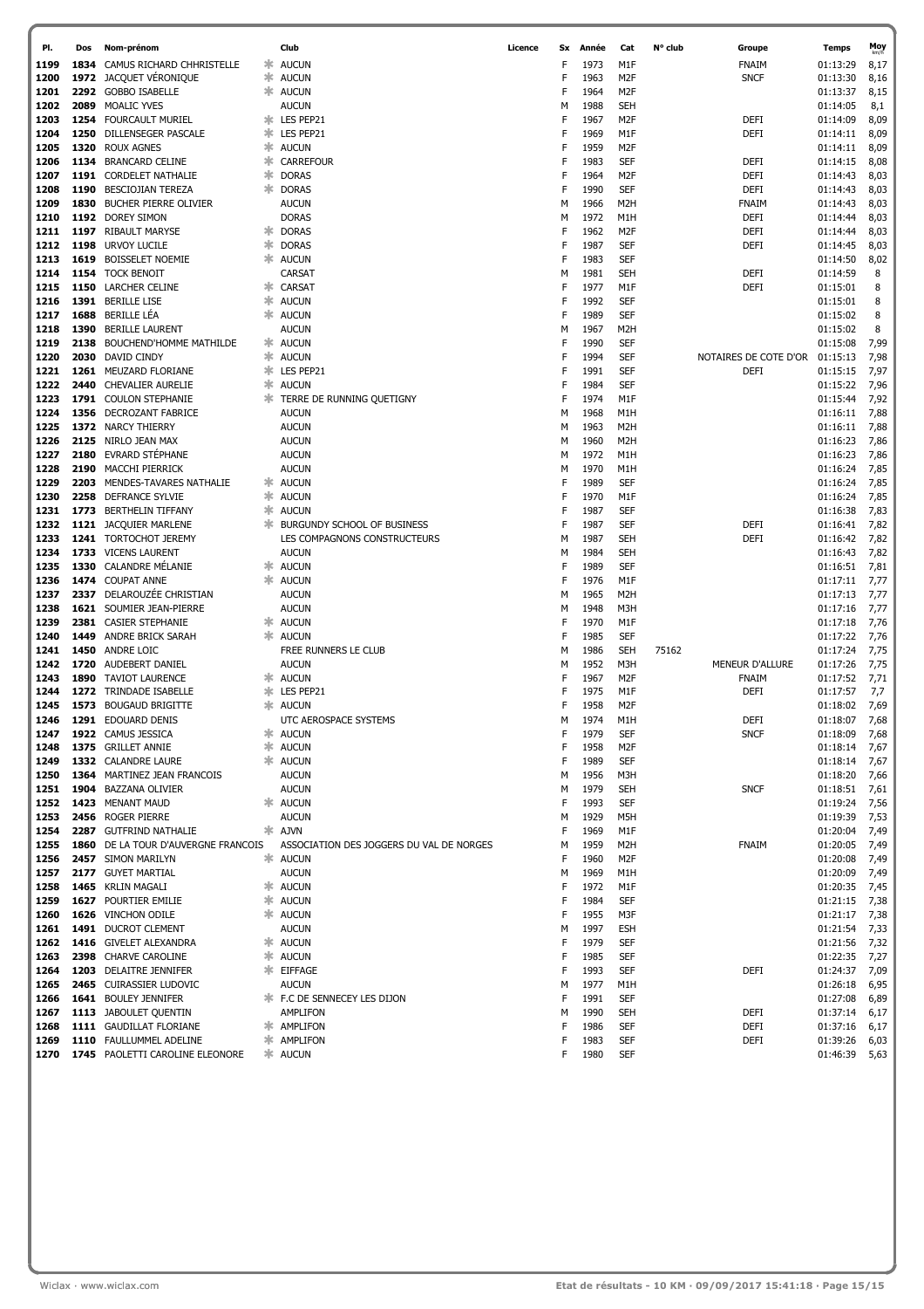| Pl. | Dos | Nom-prénom | | Club | Licence | Sx | Année | Cat | N° club | Groupe | Temps | Moy km/h |
|---|---|---|---|---|---|---|---|---|---|---|---|---|
| 1199 | 1834 | CAMUS RICHARD CHHRISTELLE | * | AUCUN | | F | 1973 | M1F | | FNAIM | 01:13:29 | 8,17 |
| 1200 | 1972 | JACQUET VÉRONIQUE | * | AUCUN | | F | 1963 | M2F | | SNCF | 01:13:30 | 8,16 |
| 1201 | 2292 | GOBBO ISABELLE | * | AUCUN | | F | 1964 | M2F | | | 01:13:37 | 8,15 |
| 1202 | 2089 | MOALIC YVES | | AUCUN | | M | 1988 | SEH | | | 01:14:05 | 8,1 |
| 1203 | 1254 | FOURCAULT MURIEL | * | LES PEP21 | | F | 1967 | M2F | | DEFI | 01:14:09 | 8,09 |
| 1204 | 1250 | DILLENSEGER PASCALE | * | LES PEP21 | | F | 1969 | M1F | | DEFI | 01:14:11 | 8,09 |
| 1205 | 1320 | ROUX AGNES | * | AUCUN | | F | 1959 | M2F | | | 01:14:11 | 8,09 |
| 1206 | 1134 | BRANCARD CELINE | * | CARREFOUR | | F | 1983 | SEF | | DEFI | 01:14:15 | 8,08 |
| 1207 | 1191 | CORDELET NATHALIE | * | DORAS | | F | 1964 | M2F | | DEFI | 01:14:43 | 8,03 |
| 1208 | 1190 | BESCIOJIAN TEREZA | * | DORAS | | F | 1990 | SEF | | DEFI | 01:14:43 | 8,03 |
| 1209 | 1830 | BUCHER PIERRE OLIVIER | | AUCUN | | M | 1966 | M2H | | FNAIM | 01:14:43 | 8,03 |
| 1210 | 1192 | DOREY SIMON | | DORAS | | M | 1972 | M1H | | DEFI | 01:14:44 | 8,03 |
| 1211 | 1197 | RIBAULT MARYSE | * | DORAS | | F | 1962 | M2F | | DEFI | 01:14:44 | 8,03 |
| 1212 | 1198 | URVOY LUCILE | * | DORAS | | F | 1987 | SEF | | DEFI | 01:14:45 | 8,03 |
| 1213 | 1619 | BOISSELET NOEMIE | * | AUCUN | | F | 1983 | SEF | | | 01:14:50 | 8,02 |
| 1214 | 1154 | TOCK BENOIT | | CARSAT | | M | 1981 | SEH | | DEFI | 01:14:59 | 8 |
| 1215 | 1150 | LARCHER CELINE | * | CARSAT | | F | 1977 | M1F | | DEFI | 01:15:01 | 8 |
| 1216 | 1391 | BERILLE LISE | * | AUCUN | | F | 1992 | SEF | | | 01:15:01 | 8 |
| 1217 | 1688 | BERILLE LÉA | * | AUCUN | | F | 1989 | SEF | | | 01:15:02 | 8 |
| 1218 | 1390 | BERILLE LAURENT | | AUCUN | | M | 1967 | M2H | | | 01:15:02 | 8 |
| 1219 | 2138 | BOUCHEND'HOMME MATHILDE | * | AUCUN | | F | 1990 | SEF | | | 01:15:08 | 7,99 |
| 1220 | 2030 | DAVID CINDY | * | AUCUN | | F | 1994 | SEF | | NOTAIRES DE COTE D'OR | 01:15:13 | 7,98 |
| 1221 | 1261 | MEUZARD FLORIANE | * | LES PEP21 | | F | 1991 | SEF | | DEFI | 01:15:15 | 7,97 |
| 1222 | 2440 | CHEVALIER AURELIE | * | AUCUN | | F | 1984 | SEF | | | 01:15:22 | 7,96 |
| 1223 | 1791 | COULON STEPHANIE | * | TERRE DE RUNNING QUETIGNY | | F | 1974 | M1F | | | 01:15:44 | 7,92 |
| 1224 | 1356 | DECROZANT FABRICE | | AUCUN | | M | 1968 | M1H | | | 01:16:11 | 7,88 |
| 1225 | 1372 | NARCY THIERRY | | AUCUN | | M | 1963 | M2H | | | 01:16:11 | 7,88 |
| 1226 | 2125 | NIRLO JEAN MAX | | AUCUN | | M | 1960 | M2H | | | 01:16:23 | 7,86 |
| 1227 | 2180 | EVRARD STÉPHANE | | AUCUN | | M | 1972 | M1H | | | 01:16:23 | 7,86 |
| 1228 | 2190 | MACCHI PIERRICK | | AUCUN | | M | 1970 | M1H | | | 01:16:24 | 7,85 |
| 1229 | 2203 | MENDES-TAVARES NATHALIE | * | AUCUN | | F | 1989 | SEF | | | 01:16:24 | 7,85 |
| 1230 | 2258 | DEFRANCE SYLVIE | * | AUCUN | | F | 1970 | M1F | | | 01:16:24 | 7,85 |
| 1231 | 1773 | BERTHELIN TIFFANY | * | AUCUN | | F | 1987 | SEF | | | 01:16:38 | 7,83 |
| 1232 | 1121 | JACQUIER MARLENE | * | BURGUNDY SCHOOL OF BUSINESS | | F | 1987 | SEF | | DEFI | 01:16:41 | 7,82 |
| 1233 | 1241 | TORTOCHOT JEREMY | | LES COMPAGNONS CONSTRUCTEURS | | M | 1987 | SEH | | DEFI | 01:16:42 | 7,82 |
| 1234 | 1733 | VICENS LAURENT | | AUCUN | | M | 1984 | SEH | | | 01:16:43 | 7,82 |
| 1235 | 1330 | CALANDRE MÉLANIE | * | AUCUN | | F | 1989 | SEF | | | 01:16:51 | 7,81 |
| 1236 | 1474 | COUPAT ANNE | * | AUCUN | | F | 1976 | M1F | | | 01:17:11 | 7,77 |
| 1237 | 2337 | DELAROUZÉE CHRISTIAN | | AUCUN | | M | 1965 | M2H | | | 01:17:13 | 7,77 |
| 1238 | 1621 | SOUMIER JEAN-PIERRE | | AUCUN | | M | 1948 | M3H | | | 01:17:16 | 7,77 |
| 1239 | 2381 | CASIER STEPHANIE | * | AUCUN | | F | 1970 | M1F | | | 01:17:18 | 7,76 |
| 1240 | 1449 | ANDRE BRICK SARAH | * | AUCUN | | F | 1985 | SEF | | | 01:17:22 | 7,76 |
| 1241 | 1450 | ANDRE LOIC | | FREE RUNNERS LE CLUB | | M | 1986 | SEH | 75162 | | 01:17:24 | 7,75 |
| 1242 | 1720 | AUDEBERT DANIEL | | AUCUN | | M | 1952 | M3H | | MENEUR D'ALLURE | 01:17:26 | 7,75 |
| 1243 | 1890 | TAVIOT LAURENCE | * | AUCUN | | F | 1967 | M2F | | FNAIM | 01:17:52 | 7,71 |
| 1244 | 1272 | TRINDADE ISABELLE | * | LES PEP21 | | F | 1975 | M1F | | DEFI | 01:17:57 | 7,7 |
| 1245 | 1573 | BOUGAUD BRIGITTE | * | AUCUN | | F | 1958 | M2F | | | 01:18:02 | 7,69 |
| 1246 | 1291 | EDOUARD DENIS | | UTC AEROSPACE SYSTEMS | | M | 1974 | M1H | | DEFI | 01:18:07 | 7,68 |
| 1247 | 1922 | CAMUS JESSICA | * | AUCUN | | F | 1979 | SEF | | SNCF | 01:18:09 | 7,68 |
| 1248 | 1375 | GRILLET ANNIE | * | AUCUN | | F | 1958 | M2F | | | 01:18:14 | 7,67 |
| 1249 | 1332 | CALANDRE LAURE | * | AUCUN | | F | 1989 | SEF | | | 01:18:14 | 7,67 |
| 1250 | 1364 | MARTINEZ JEAN FRANCOIS | | AUCUN | | M | 1956 | M3H | | | 01:18:20 | 7,66 |
| 1251 | 1904 | BAZZANA OLIVIER | | AUCUN | | M | 1979 | SEH | | SNCF | 01:18:51 | 7,61 |
| 1252 | 1423 | MENANT MAUD | * | AUCUN | | F | 1993 | SEF | | | 01:19:24 | 7,56 |
| 1253 | 2456 | ROGER PIERRE | | AUCUN | | M | 1929 | M5H | | | 01:19:39 | 7,53 |
| 1254 | 2287 | GUTFRIND NATHALIE | * | AJVN | | F | 1969 | M1F | | | 01:20:04 | 7,49 |
| 1255 | 1860 | DE LA TOUR D'AUVERGNE FRANCOIS | | ASSOCIATION DES JOGGERS DU VAL DE NORGES | | M | 1959 | M2H | | FNAIM | 01:20:05 | 7,49 |
| 1256 | 2457 | SIMON MARILYN | * | AUCUN | | F | 1960 | M2F | | | 01:20:08 | 7,49 |
| 1257 | 2177 | GUYET MARTIAL | | AUCUN | | M | 1969 | M1H | | | 01:20:09 | 7,49 |
| 1258 | 1465 | KRLIN MAGALI | * | AUCUN | | F | 1972 | M1F | | | 01:20:35 | 7,45 |
| 1259 | 1627 | POURTIER EMILIE | * | AUCUN | | F | 1984 | SEF | | | 01:21:15 | 7,38 |
| 1260 | 1626 | VINCHON ODILE | * | AUCUN | | F | 1955 | M3F | | | 01:21:17 | 7,38 |
| 1261 | 1491 | DUCROT CLEMENT | | AUCUN | | M | 1997 | ESH | | | 01:21:54 | 7,33 |
| 1262 | 1416 | GIVELET ALEXANDRA | * | AUCUN | | F | 1979 | SEF | | | 01:21:56 | 7,32 |
| 1263 | 2398 | CHARVE CAROLINE | * | AUCUN | | F | 1985 | SEF | | | 01:22:35 | 7,27 |
| 1264 | 1203 | DELAITRE JENNIFER | * | EIFFAGE | | F | 1993 | SEF | | DEFI | 01:24:37 | 7,09 |
| 1265 | 2465 | CUIRASSIER LUDOVIC | | AUCUN | | M | 1977 | M1H | | | 01:26:18 | 6,95 |
| 1266 | 1641 | BOULEY JENNIFER | * | F.C DE SENNECEY LES DIJON | | F | 1991 | SEF | | | 01:27:08 | 6,89 |
| 1267 | 1113 | JABOULET QUENTIN | | AMPLIFON | | M | 1990 | SEH | | DEFI | 01:37:14 | 6,17 |
| 1268 | 1111 | GAUDILLAT FLORIANE | * | AMPLIFON | | F | 1986 | SEF | | DEFI | 01:37:16 | 6,17 |
| 1269 | 1110 | FAULLUMMEL ADELINE | * | AMPLIFON | | F | 1983 | SEF | | DEFI | 01:39:26 | 6,03 |
| 1270 | 1745 | PAOLETTI CAROLINE ELEONORE | * | AUCUN | | F | 1980 | SEF | | | 01:46:39 | 5,63 |

Wiclax · www.wiclax.com Etat de résultats - 10 KM · 09/09/2017 15:41:18